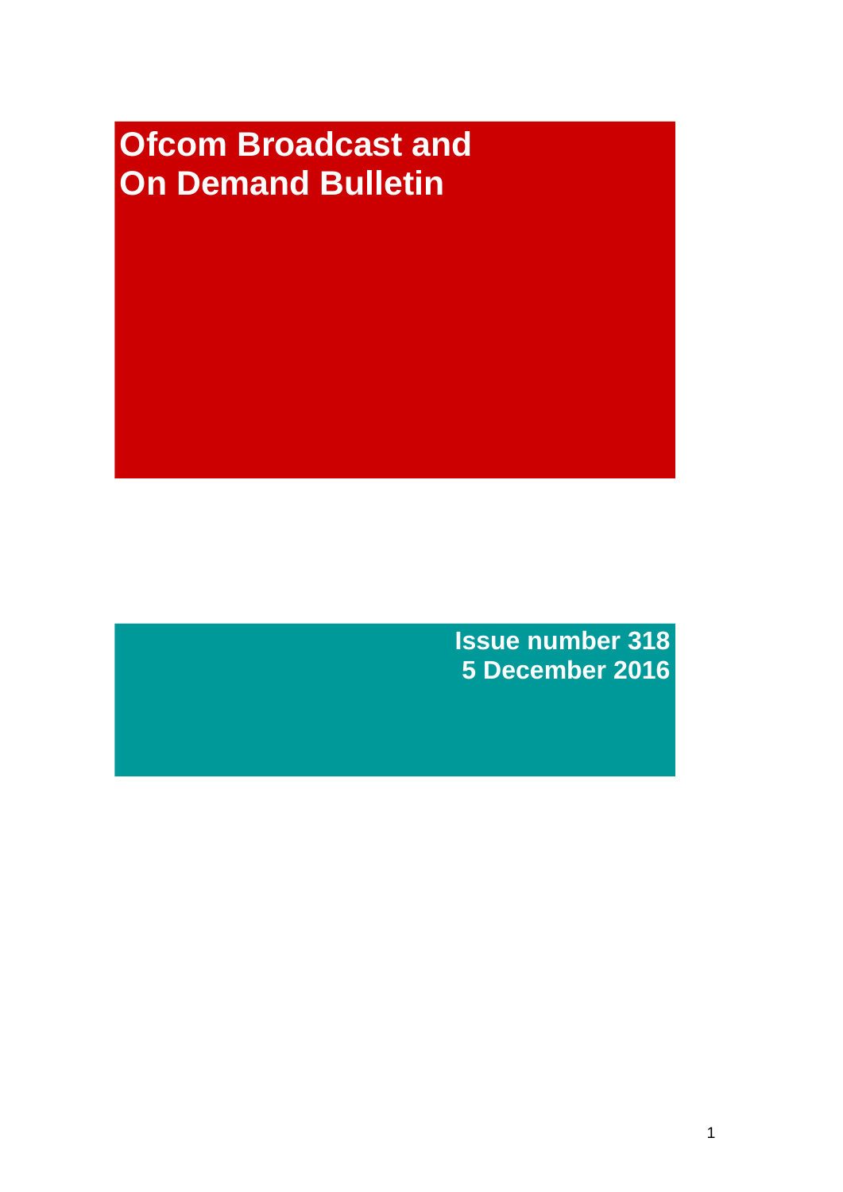# Ofcom Broadcast and On Demand Bulletin

**Issue number 318**
**5 December 2016**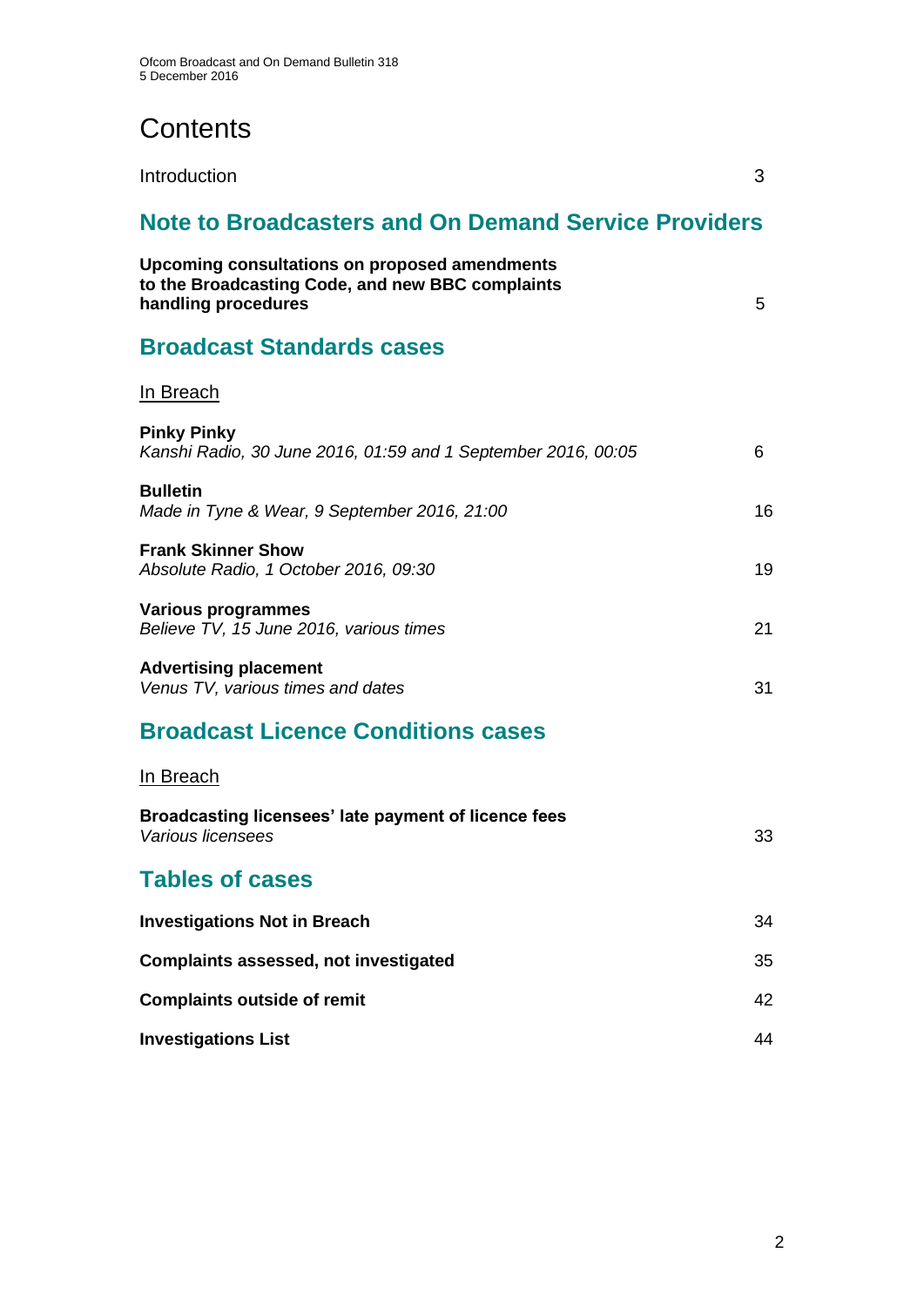# Contents

Introduction 3

## Note to Broadcasters and On Demand Service Providers

**Upcoming consultations on proposed amendments to the Broadcasting Code, and new BBC complaints handling procedures** 5

## Broadcast Standards cases

In Breach

**Pinky Pinky**
*Kanshi Radio, 30 June 2016, 01:59 and 1 September 2016, 00:05* 6

**Bulletin**
*Made in Tyne & Wear, 9 September 2016, 21:00* 16

**Frank Skinner Show**
*Absolute Radio, 1 October 2016, 09:30* 19

**Various programmes**
*Believe TV, 15 June 2016, various times* 21

**Advertising placement**
*Venus TV, various times and dates* 31

## Broadcast Licence Conditions cases

In Breach

**Broadcasting licensees' late payment of licence fees**
*Various licensees* 33

## Tables of cases

**Investigations Not in Breach** 34

**Complaints assessed, not investigated** 35

**Complaints outside of remit** 42

**Investigations List** 44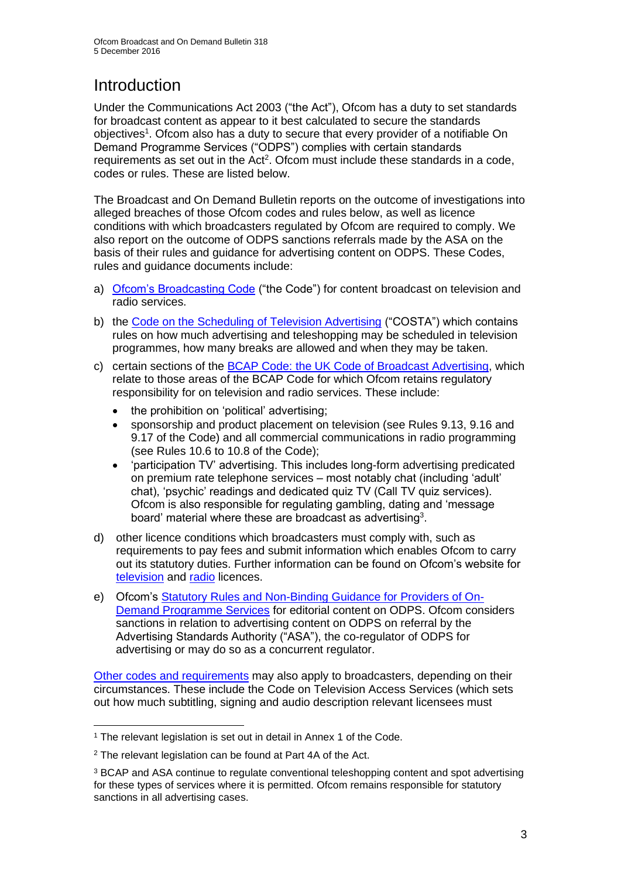# Introduction

Under the Communications Act 2003 ("the Act"), Ofcom has a duty to set standards for broadcast content as appear to it best calculated to secure the standards objectives[1]. Ofcom also has a duty to secure that every provider of a notifiable On Demand Programme Services ("ODPS") complies with certain standards requirements as set out in the Act[2]. Ofcom must include these standards in a code, codes or rules. These are listed below.

The Broadcast and On Demand Bulletin reports on the outcome of investigations into alleged breaches of those Ofcom codes and rules below, as well as licence conditions with which broadcasters regulated by Ofcom are required to comply. We also report on the outcome of ODPS sanctions referrals made by the ASA on the basis of their rules and guidance for advertising content on ODPS. These Codes, rules and guidance documents include:

a) Ofcom's Broadcasting Code ("the Code") for content broadcast on television and radio services.

b) the Code on the Scheduling of Television Advertising ("COSTA") which contains rules on how much advertising and teleshopping may be scheduled in television programmes, how many breaks are allowed and when they may be taken.

c) certain sections of the BCAP Code: the UK Code of Broadcast Advertising, which relate to those areas of the BCAP Code for which Ofcom retains regulatory responsibility for on television and radio services. These include:
   - the prohibition on 'political' advertising;
   - sponsorship and product placement on television (see Rules 9.13, 9.16 and 9.17 of the Code) and all commercial communications in radio programming (see Rules 10.6 to 10.8 of the Code);
   - 'participation TV' advertising. This includes long-form advertising predicated on premium rate telephone services – most notably chat (including 'adult' chat), 'psychic' readings and dedicated quiz TV (Call TV quiz services). Ofcom is also responsible for regulating gambling, dating and 'message board' material where these are broadcast as advertising[3].

d) other licence conditions which broadcasters must comply with, such as requirements to pay fees and submit information which enables Ofcom to carry out its statutory duties. Further information can be found on Ofcom's website for television and radio licences.

e) Ofcom's Statutory Rules and Non-Binding Guidance for Providers of On-Demand Programme Services for editorial content on ODPS. Ofcom considers sanctions in relation to advertising content on ODPS on referral by the Advertising Standards Authority ("ASA"), the co-regulator of ODPS for advertising or may do so as a concurrent regulator.

Other codes and requirements may also apply to broadcasters, depending on their circumstances. These include the Code on Television Access Services (which sets out how much subtitling, signing and audio description relevant licensees must

---

[1] The relevant legislation is set out in detail in Annex 1 of the Code.

[2] The relevant legislation can be found at Part 4A of the Act.

[3] BCAP and ASA continue to regulate conventional teleshopping content and spot advertising for these types of services where it is permitted. Ofcom remains responsible for statutory sanctions in all advertising cases.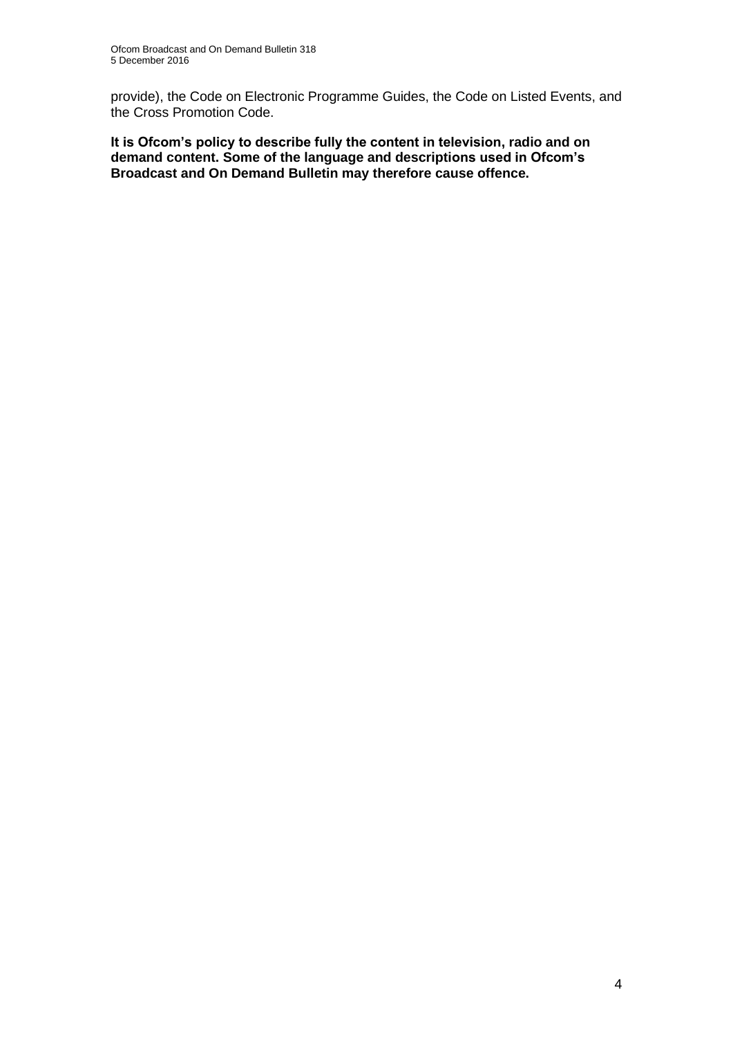provide), the Code on Electronic Programme Guides, the Code on Listed Events, and the Cross Promotion Code.

**It is Ofcom's policy to describe fully the content in television, radio and on demand content. Some of the language and descriptions used in Ofcom's Broadcast and On Demand Bulletin may therefore cause offence.**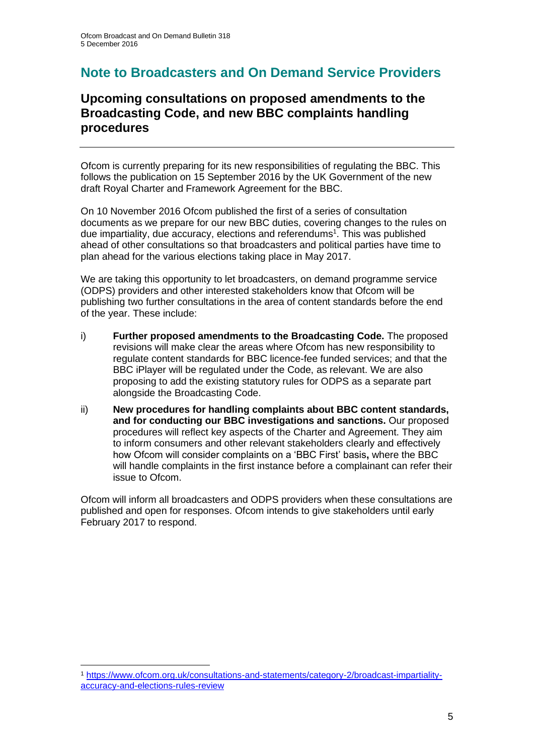# Note to Broadcasters and On Demand Service Providers

## Upcoming consultations on proposed amendments to the Broadcasting Code, and new BBC complaints handling procedures

Ofcom is currently preparing for its new responsibilities of regulating the BBC. This follows the publication on 15 September 2016 by the UK Government of the new draft Royal Charter and Framework Agreement for the BBC.

On 10 November 2016 Ofcom published the first of a series of consultation documents as we prepare for our new BBC duties, covering changes to the rules on due impartiality, due accuracy, elections and referendums[1]. This was published ahead of other consultations so that broadcasters and political parties have time to plan ahead for the various elections taking place in May 2017.

We are taking this opportunity to let broadcasters, on demand programme service (ODPS) providers and other interested stakeholders know that Ofcom will be publishing two further consultations in the area of content standards before the end of the year. These include:

i) **Further proposed amendments to the Broadcasting Code.** The proposed revisions will make clear the areas where Ofcom has new responsibility to regulate content standards for BBC licence-fee funded services; and that the BBC iPlayer will be regulated under the Code, as relevant. We are also proposing to add the existing statutory rules for ODPS as a separate part alongside the Broadcasting Code.

ii) **New procedures for handling complaints about BBC content standards, and for conducting our BBC investigations and sanctions.** Our proposed procedures will reflect key aspects of the Charter and Agreement. They aim to inform consumers and other relevant stakeholders clearly and effectively how Ofcom will consider complaints on a 'BBC First' basis**,** where the BBC will handle complaints in the first instance before a complainant can refer their issue to Ofcom.

Ofcom will inform all broadcasters and ODPS providers when these consultations are published and open for responses. Ofcom intends to give stakeholders until early February 2017 to respond.

---

[1] https://www.ofcom.org.uk/consultations-and-statements/category-2/broadcast-impartiality-accuracy-and-elections-rules-review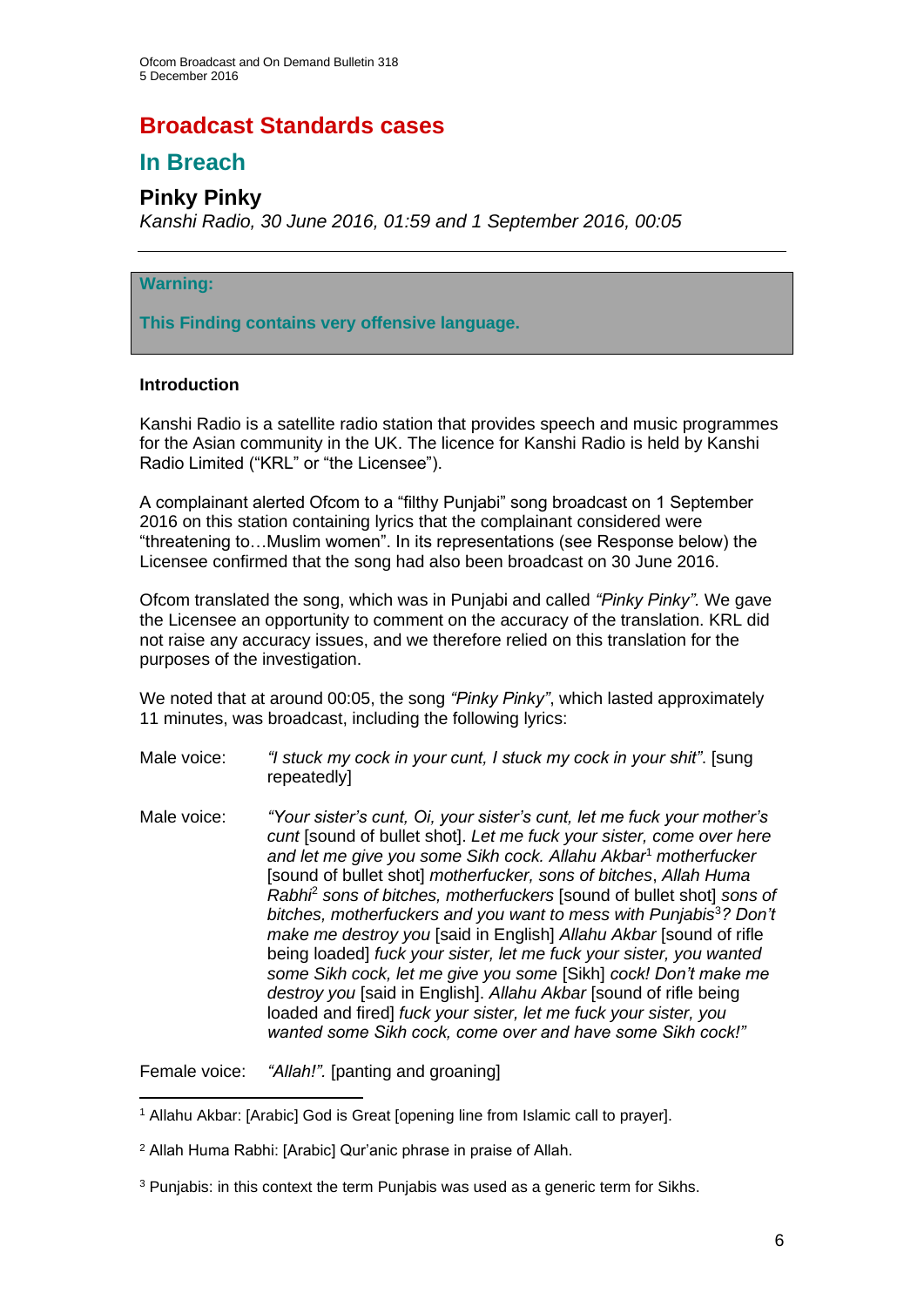# Broadcast Standards cases

## In Breach

### Pinky Pinky

*Kanshi Radio, 30 June 2016, 01:59 and 1 September 2016, 00:05*

---

> **Warning:**
>
> **This Finding contains very offensive language.**

**Introduction**

Kanshi Radio is a satellite radio station that provides speech and music programmes for the Asian community in the UK. The licence for Kanshi Radio is held by Kanshi Radio Limited ("KRL" or "the Licensee").

A complainant alerted Ofcom to a "filthy Punjabi" song broadcast on 1 September 2016 on this station containing lyrics that the complainant considered were "threatening to…Muslim women". In its representations (see Response below) the Licensee confirmed that the song had also been broadcast on 30 June 2016.

Ofcom translated the song, which was in Punjabi and called *"Pinky Pinky".* We gave the Licensee an opportunity to comment on the accuracy of the translation. KRL did not raise any accuracy issues, and we therefore relied on this translation for the purposes of the investigation.

We noted that at around 00:05, the song *"Pinky Pinky"*, which lasted approximately 11 minutes, was broadcast, including the following lyrics:

Male voice: *"I stuck my cock in your cunt, I stuck my cock in your shit".* [sung repeatedly]

Male voice: *"Your sister's cunt, Oi, your sister's cunt, let me fuck your mother's cunt* [sound of bullet shot]. *Let me fuck your sister, come over here and let me give you some Sikh cock. Allahu Akbar*[1] *motherfucker* [sound of bullet shot] *motherfucker, sons of bitches*, *Allah Huma Rabhi*[2] *sons of bitches, motherfuckers* [sound of bullet shot] *sons of bitches, motherfuckers and you want to mess with Punjabis*[3]*? Don't make me destroy you* [said in English] *Allahu Akbar* [sound of rifle being loaded] *fuck your sister, let me fuck your sister, you wanted some Sikh cock, let me give you some* [Sikh] *cock! Don't make me destroy you* [said in English]. *Allahu Akbar* [sound of rifle being loaded and fired] *fuck your sister, let me fuck your sister, you wanted some Sikh cock, come over and have some Sikh cock!"*

Female voice: *"Allah!".* [panting and groaning]

---

[1] Allahu Akbar: [Arabic] God is Great [opening line from Islamic call to prayer].

[2] Allah Huma Rabhi: [Arabic] Qur'anic phrase in praise of Allah.

[3] Punjabis: in this context the term Punjabis was used as a generic term for Sikhs.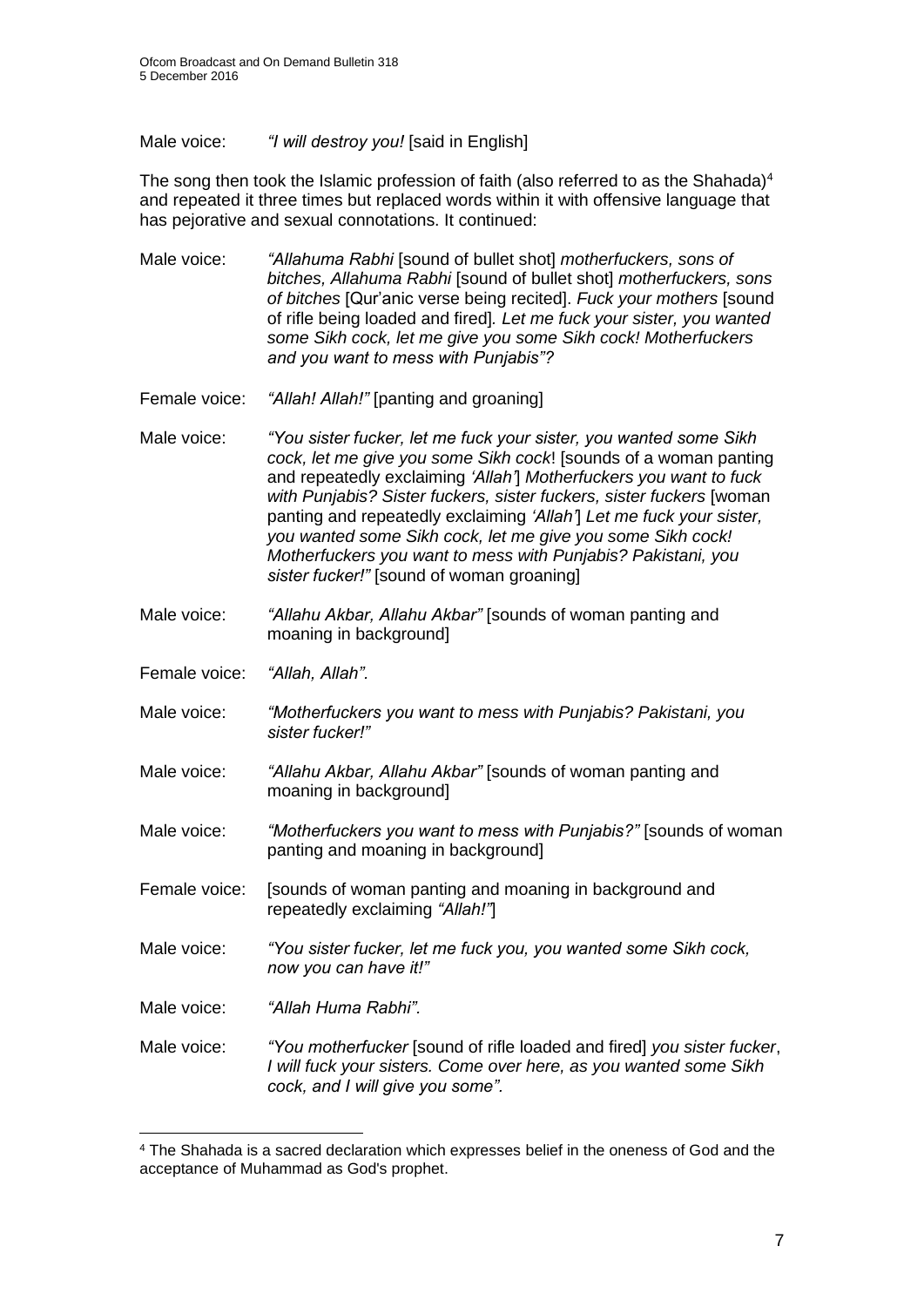Male voice: *"I will destroy you!* [said in English]

The song then took the Islamic profession of faith (also referred to as the Shahada)[4] and repeated it three times but replaced words within it with offensive language that has pejorative and sexual connotations. It continued:

Male voice: *"Allahuma Rabhi* [sound of bullet shot] *motherfuckers, sons of bitches, Allahuma Rabhi* [sound of bullet shot] *motherfuckers, sons of bitches* [Qur'anic verse being recited]. *Fuck your mothers* [sound of rifle being loaded and fired]. *Let me fuck your sister, you wanted some Sikh cock, let me give you some Sikh cock! Motherfuckers and you want to mess with Punjabis"?*

Female voice: *"Allah! Allah!"* [panting and groaning]

Male voice: *"You sister fucker, let me fuck your sister, you wanted some Sikh cock, let me give you some Sikh cock*! [sounds of a woman panting and repeatedly exclaiming *'Allah'*] *Motherfuckers you want to fuck with Punjabis? Sister fuckers, sister fuckers, sister fuckers* [woman panting and repeatedly exclaiming *'Allah'*] *Let me fuck your sister, you wanted some Sikh cock, let me give you some Sikh cock! Motherfuckers you want to mess with Punjabis? Pakistani, you sister fucker!"* [sound of woman groaning]

Male voice: *"Allahu Akbar, Allahu Akbar"* [sounds of woman panting and moaning in background]

Female voice: *"Allah, Allah"*.

Male voice: *"Motherfuckers you want to mess with Punjabis? Pakistani, you sister fucker!"*

Male voice: *"Allahu Akbar, Allahu Akbar"* [sounds of woman panting and moaning in background]

Male voice: *"Motherfuckers you want to mess with Punjabis?"* [sounds of woman panting and moaning in background]

Female voice: [sounds of woman panting and moaning in background and repeatedly exclaiming *"Allah!"*]

Male voice: *"You sister fucker, let me fuck you, you wanted some Sikh cock, now you can have it!"*

Male voice: *"Allah Huma Rabhi".*

Male voice: *"You motherfucker* [sound of rifle loaded and fired] *you sister fucker*, *I will fuck your sisters. Come over here, as you wanted some Sikh cock, and I will give you some".*

[4] The Shahada is a sacred declaration which expresses belief in the oneness of God and the acceptance of Muhammad as God's prophet.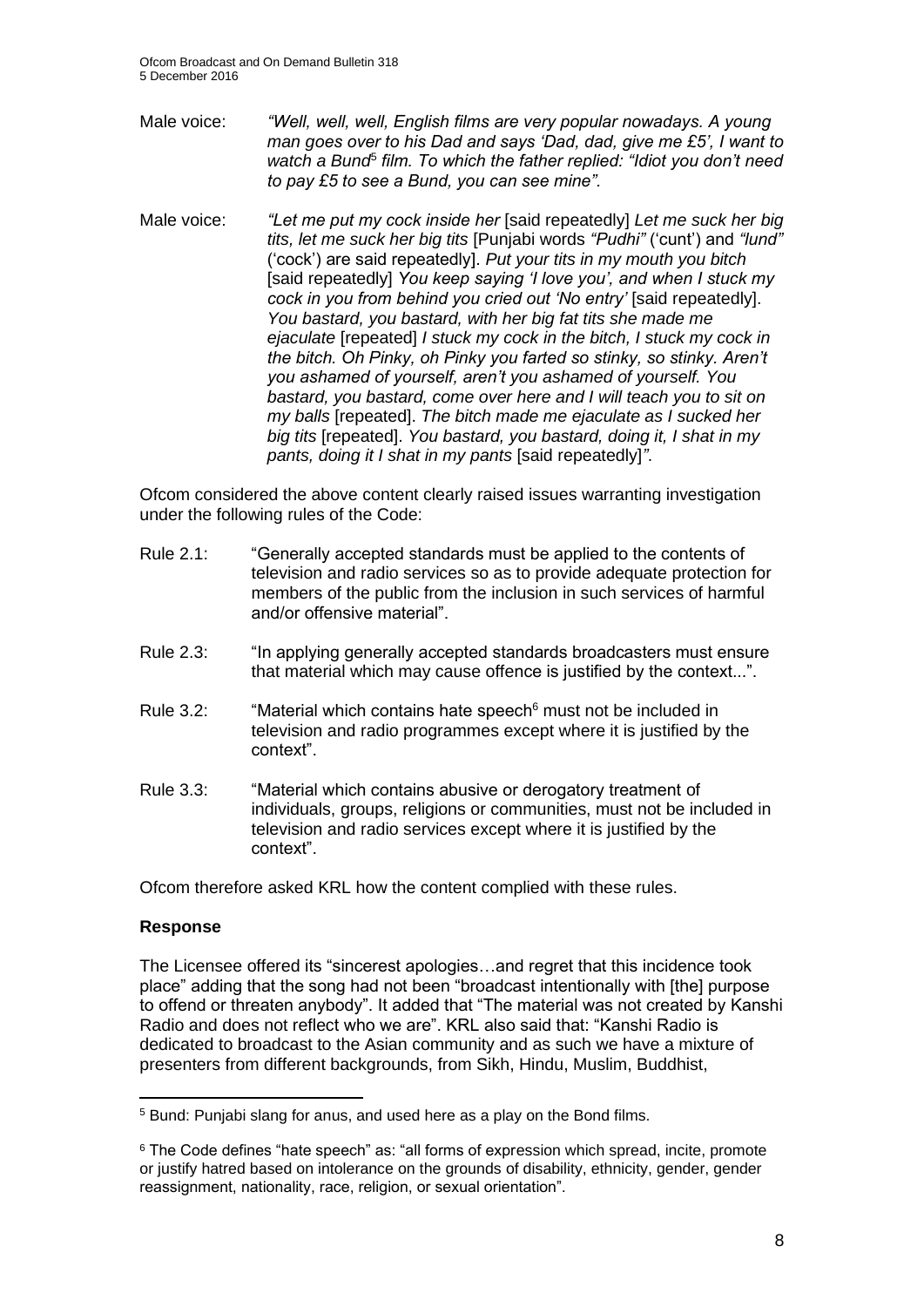Male voice: *"Well, well, well, English films are very popular nowadays. A young man goes over to his Dad and says 'Dad, dad, give me £5', I want to watch a Bund*[5] *film. To which the father replied: "Idiot you don't need to pay £5 to see a Bund, you can see mine"*.

Male voice: *"Let me put my cock inside her* [said repeatedly] *Let me suck her big tits, let me suck her big tits* [Punjabi words *"Pudhi"* ('cunt') and *"lund"* ('cock') are said repeatedly]. *Put your tits in my mouth you bitch* [said repeatedly] *You keep saying 'I love you', and when I stuck my cock in you from behind you cried out 'No entry'* [said repeatedly]. *You bastard, you bastard, with her big fat tits she made me ejaculate* [repeated] *I stuck my cock in the bitch, I stuck my cock in the bitch. Oh Pinky, oh Pinky you farted so stinky, so stinky. Aren't you ashamed of yourself, aren't you ashamed of yourself. You bastard, you bastard, come over here and I will teach you to sit on my balls* [repeated]. *The bitch made me ejaculate as I sucked her big tits* [repeated]. *You bastard, you bastard, doing it, I shat in my pants, doing it I shat in my pants* [said repeatedly]*"*.

Ofcom considered the above content clearly raised issues warranting investigation under the following rules of the Code:

Rule 2.1: "Generally accepted standards must be applied to the contents of television and radio services so as to provide adequate protection for members of the public from the inclusion in such services of harmful and/or offensive material".

Rule 2.3: "In applying generally accepted standards broadcasters must ensure that material which may cause offence is justified by the context...".

Rule 3.2: "Material which contains hate speech[6] must not be included in television and radio programmes except where it is justified by the context".

Rule 3.3: "Material which contains abusive or derogatory treatment of individuals, groups, religions or communities, must not be included in television and radio services except where it is justified by the context".

Ofcom therefore asked KRL how the content complied with these rules.

**Response**

The Licensee offered its "sincerest apologies…and regret that this incidence took place" adding that the song had not been "broadcast intentionally with [the] purpose to offend or threaten anybody". It added that "The material was not created by Kanshi Radio and does not reflect who we are". KRL also said that: "Kanshi Radio is dedicated to broadcast to the Asian community and as such we have a mixture of presenters from different backgrounds, from Sikh, Hindu, Muslim, Buddhist,

---

[5] Bund: Punjabi slang for anus, and used here as a play on the Bond films.

[6] The Code defines "hate speech" as: "all forms of expression which spread, incite, promote or justify hatred based on intolerance on the grounds of disability, ethnicity, gender, gender reassignment, nationality, race, religion, or sexual orientation".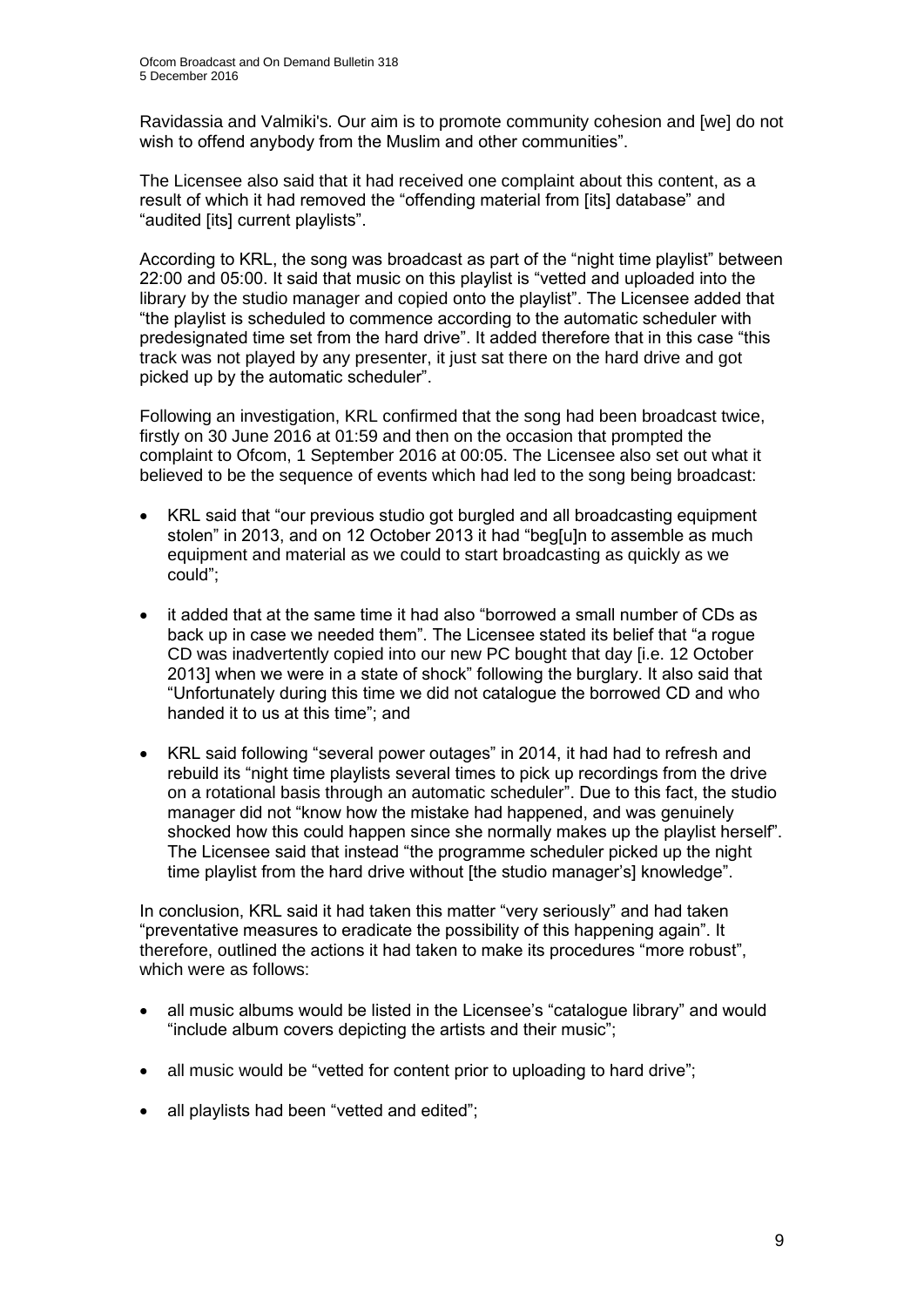Ravidassia and Valmiki's. Our aim is to promote community cohesion and [we] do not wish to offend anybody from the Muslim and other communities".

The Licensee also said that it had received one complaint about this content, as a result of which it had removed the "offending material from [its] database" and "audited [its] current playlists".

According to KRL, the song was broadcast as part of the "night time playlist" between 22:00 and 05:00. It said that music on this playlist is "vetted and uploaded into the library by the studio manager and copied onto the playlist". The Licensee added that "the playlist is scheduled to commence according to the automatic scheduler with predesignated time set from the hard drive". It added therefore that in this case "this track was not played by any presenter, it just sat there on the hard drive and got picked up by the automatic scheduler".

Following an investigation, KRL confirmed that the song had been broadcast twice, firstly on 30 June 2016 at 01:59 and then on the occasion that prompted the complaint to Ofcom, 1 September 2016 at 00:05. The Licensee also set out what it believed to be the sequence of events which had led to the song being broadcast:

- KRL said that "our previous studio got burgled and all broadcasting equipment stolen" in 2013, and on 12 October 2013 it had "beg[u]n to assemble as much equipment and material as we could to start broadcasting as quickly as we could";
- it added that at the same time it had also "borrowed a small number of CDs as back up in case we needed them". The Licensee stated its belief that "a rogue CD was inadvertently copied into our new PC bought that day [i.e. 12 October 2013] when we were in a state of shock" following the burglary. It also said that "Unfortunately during this time we did not catalogue the borrowed CD and who handed it to us at this time"; and
- KRL said following "several power outages" in 2014, it had had to refresh and rebuild its "night time playlists several times to pick up recordings from the drive on a rotational basis through an automatic scheduler". Due to this fact, the studio manager did not "know how the mistake had happened, and was genuinely shocked how this could happen since she normally makes up the playlist herself". The Licensee said that instead "the programme scheduler picked up the night time playlist from the hard drive without [the studio manager's] knowledge".

In conclusion, KRL said it had taken this matter "very seriously" and had taken "preventative measures to eradicate the possibility of this happening again". It therefore, outlined the actions it had taken to make its procedures "more robust", which were as follows:

- all music albums would be listed in the Licensee's "catalogue library" and would "include album covers depicting the artists and their music";
- all music would be "vetted for content prior to uploading to hard drive";
- all playlists had been "vetted and edited";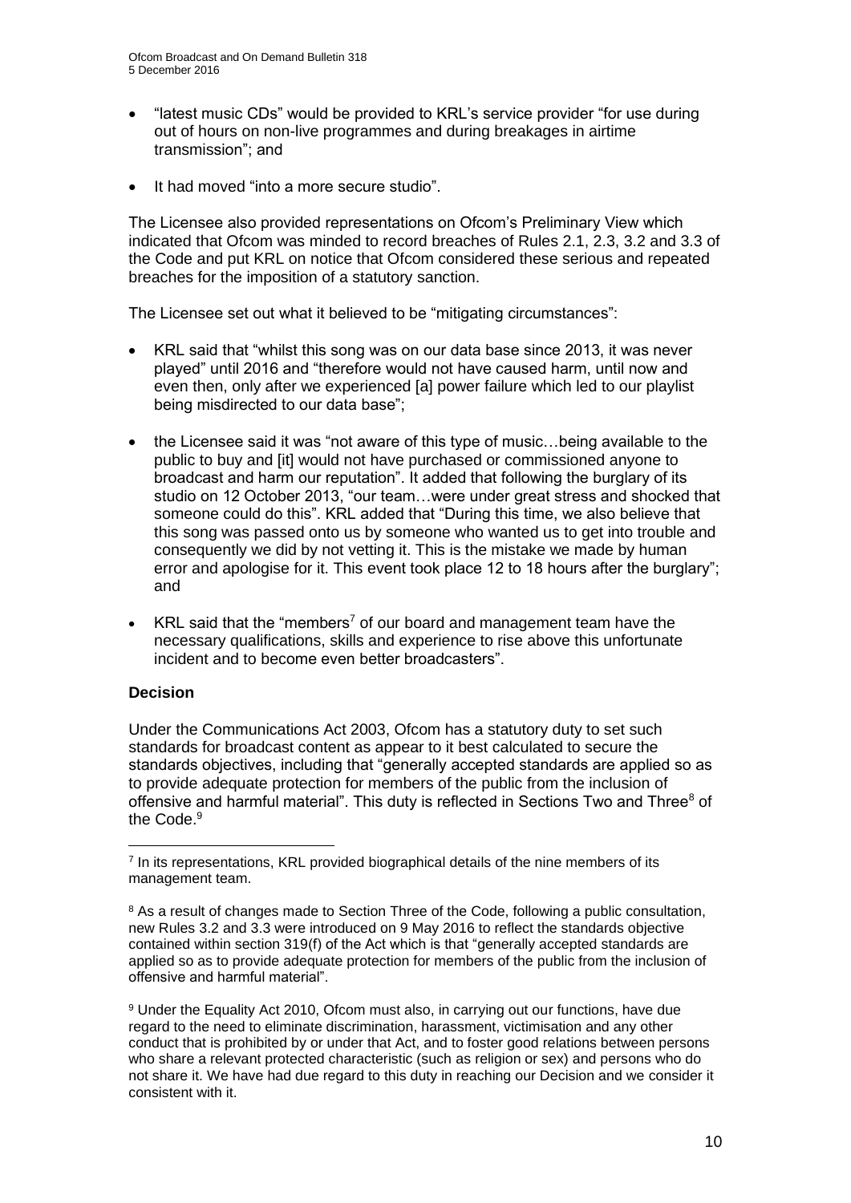- "latest music CDs" would be provided to KRL's service provider "for use during out of hours on non-live programmes and during breakages in airtime transmission"; and
- It had moved "into a more secure studio".

The Licensee also provided representations on Ofcom's Preliminary View which indicated that Ofcom was minded to record breaches of Rules 2.1, 2.3, 3.2 and 3.3 of the Code and put KRL on notice that Ofcom considered these serious and repeated breaches for the imposition of a statutory sanction.

The Licensee set out what it believed to be "mitigating circumstances":

- KRL said that "whilst this song was on our data base since 2013, it was never played" until 2016 and "therefore would not have caused harm, until now and even then, only after we experienced [a] power failure which led to our playlist being misdirected to our data base";
- the Licensee said it was "not aware of this type of music…being available to the public to buy and [it] would not have purchased or commissioned anyone to broadcast and harm our reputation". It added that following the burglary of its studio on 12 October 2013, "our team…were under great stress and shocked that someone could do this". KRL added that "During this time, we also believe that this song was passed onto us by someone who wanted us to get into trouble and consequently we did by not vetting it. This is the mistake we made by human error and apologise for it. This event took place 12 to 18 hours after the burglary"; and
- KRL said that the "members[7] of our board and management team have the necessary qualifications, skills and experience to rise above this unfortunate incident and to become even better broadcasters".

**Decision**

Under the Communications Act 2003, Ofcom has a statutory duty to set such standards for broadcast content as appear to it best calculated to secure the standards objectives, including that "generally accepted standards are applied so as to provide adequate protection for members of the public from the inclusion of offensive and harmful material". This duty is reflected in Sections Two and Three[8] of the Code.[9]

---

[7] In its representations, KRL provided biographical details of the nine members of its management team.

[8] As a result of changes made to Section Three of the Code, following a public consultation, new Rules 3.2 and 3.3 were introduced on 9 May 2016 to reflect the standards objective contained within section 319(f) of the Act which is that "generally accepted standards are applied so as to provide adequate protection for members of the public from the inclusion of offensive and harmful material".

[9] Under the Equality Act 2010, Ofcom must also, in carrying out our functions, have due regard to the need to eliminate discrimination, harassment, victimisation and any other conduct that is prohibited by or under that Act, and to foster good relations between persons who share a relevant protected characteristic (such as religion or sex) and persons who do not share it. We have had due regard to this duty in reaching our Decision and we consider it consistent with it.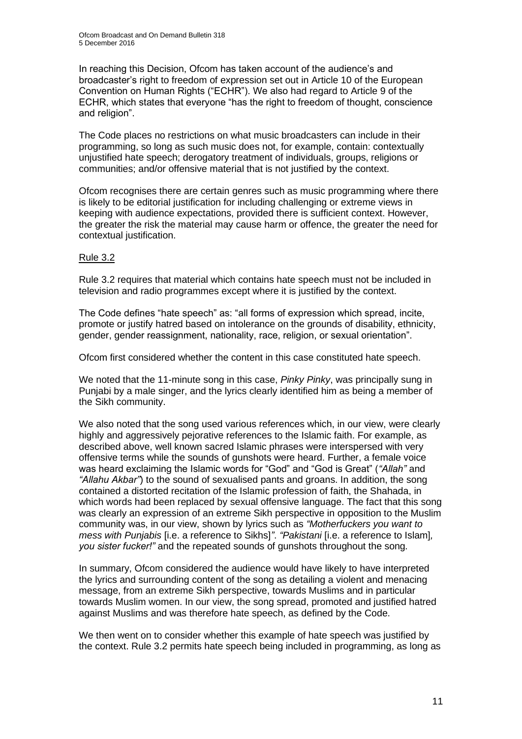In reaching this Decision, Ofcom has taken account of the audience's and broadcaster's right to freedom of expression set out in Article 10 of the European Convention on Human Rights ("ECHR"). We also had regard to Article 9 of the ECHR, which states that everyone "has the right to freedom of thought, conscience and religion".

The Code places no restrictions on what music broadcasters can include in their programming, so long as such music does not, for example, contain: contextually unjustified hate speech; derogatory treatment of individuals, groups, religions or communities; and/or offensive material that is not justified by the context.

Ofcom recognises there are certain genres such as music programming where there is likely to be editorial justification for including challenging or extreme views in keeping with audience expectations, provided there is sufficient context. However, the greater the risk the material may cause harm or offence, the greater the need for contextual justification.

Rule 3.2

Rule 3.2 requires that material which contains hate speech must not be included in television and radio programmes except where it is justified by the context.

The Code defines "hate speech" as: "all forms of expression which spread, incite, promote or justify hatred based on intolerance on the grounds of disability, ethnicity, gender, gender reassignment, nationality, race, religion, or sexual orientation".

Ofcom first considered whether the content in this case constituted hate speech.

We noted that the 11-minute song in this case, *Pinky Pinky*, was principally sung in Punjabi by a male singer, and the lyrics clearly identified him as being a member of the Sikh community.

We also noted that the song used various references which, in our view, were clearly highly and aggressively pejorative references to the Islamic faith. For example, as described above, well known sacred Islamic phrases were interspersed with very offensive terms while the sounds of gunshots were heard. Further, a female voice was heard exclaiming the Islamic words for "God" and "God is Great" (*"Allah"* and *"Allahu Akbar"*) to the sound of sexualised pants and groans. In addition, the song contained a distorted recitation of the Islamic profession of faith, the Shahada, in which words had been replaced by sexual offensive language. The fact that this song was clearly an expression of an extreme Sikh perspective in opposition to the Muslim community was, in our view, shown by lyrics such as *"Motherfuckers you want to mess with Punjabis* [i.e. a reference to Sikhs]*". "Pakistani* [i.e. a reference to Islam]*, you sister fucker!"* and the repeated sounds of gunshots throughout the song.

In summary, Ofcom considered the audience would have likely to have interpreted the lyrics and surrounding content of the song as detailing a violent and menacing message, from an extreme Sikh perspective, towards Muslims and in particular towards Muslim women. In our view, the song spread, promoted and justified hatred against Muslims and was therefore hate speech, as defined by the Code.

We then went on to consider whether this example of hate speech was justified by the context. Rule 3.2 permits hate speech being included in programming, as long as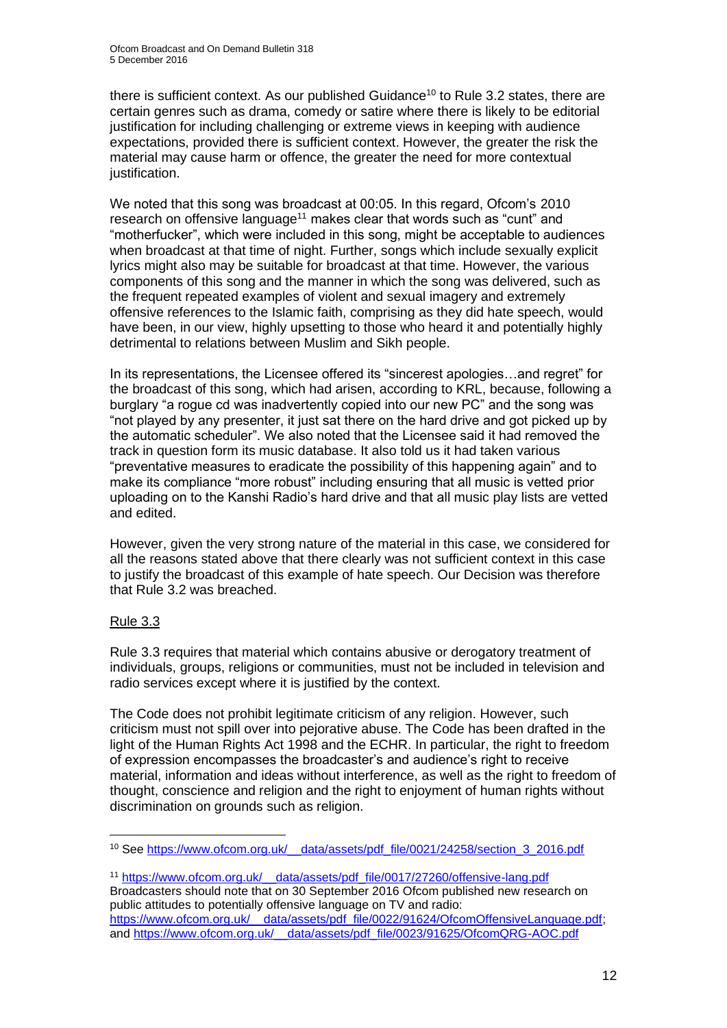there is sufficient context. As our published Guidance[10] to Rule 3.2 states, there are certain genres such as drama, comedy or satire where there is likely to be editorial justification for including challenging or extreme views in keeping with audience expectations, provided there is sufficient context. However, the greater the risk the material may cause harm or offence, the greater the need for more contextual justification.

We noted that this song was broadcast at 00:05. In this regard, Ofcom's 2010 research on offensive language[11] makes clear that words such as "cunt" and "motherfucker", which were included in this song, might be acceptable to audiences when broadcast at that time of night. Further, songs which include sexually explicit lyrics might also may be suitable for broadcast at that time. However, the various components of this song and the manner in which the song was delivered, such as the frequent repeated examples of violent and sexual imagery and extremely offensive references to the Islamic faith, comprising as they did hate speech, would have been, in our view, highly upsetting to those who heard it and potentially highly detrimental to relations between Muslim and Sikh people.

In its representations, the Licensee offered its "sincerest apologies…and regret" for the broadcast of this song, which had arisen, according to KRL, because, following a burglary "a rogue cd was inadvertently copied into our new PC" and the song was "not played by any presenter, it just sat there on the hard drive and got picked up by the automatic scheduler". We also noted that the Licensee said it had removed the track in question form its music database. It also told us it had taken various "preventative measures to eradicate the possibility of this happening again" and to make its compliance "more robust" including ensuring that all music is vetted prior uploading on to the Kanshi Radio's hard drive and that all music play lists are vetted and edited.

However, given the very strong nature of the material in this case, we considered for all the reasons stated above that there clearly was not sufficient context in this case to justify the broadcast of this example of hate speech. Our Decision was therefore that Rule 3.2 was breached.

Rule 3.3

Rule 3.3 requires that material which contains abusive or derogatory treatment of individuals, groups, religions or communities, must not be included in television and radio services except where it is justified by the context.

The Code does not prohibit legitimate criticism of any religion. However, such criticism must not spill over into pejorative abuse. The Code has been drafted in the light of the Human Rights Act 1998 and the ECHR. In particular, the right to freedom of expression encompasses the broadcaster's and audience's right to receive material, information and ideas without interference, as well as the right to freedom of thought, conscience and religion and the right to enjoyment of human rights without discrimination on grounds such as religion.

---

[10] See https://www.ofcom.org.uk/__data/assets/pdf_file/0021/24258/section_3_2016.pdf

[11] https://www.ofcom.org.uk/__data/assets/pdf_file/0017/27260/offensive-lang.pdf
Broadcasters should note that on 30 September 2016 Ofcom published new research on public attitudes to potentially offensive language on TV and radio: https://www.ofcom.org.uk/__data/assets/pdf_file/0022/91624/OfcomOffensiveLanguage.pdf; and https://www.ofcom.org.uk/__data/assets/pdf_file/0023/91625/OfcomQRG-AOC.pdf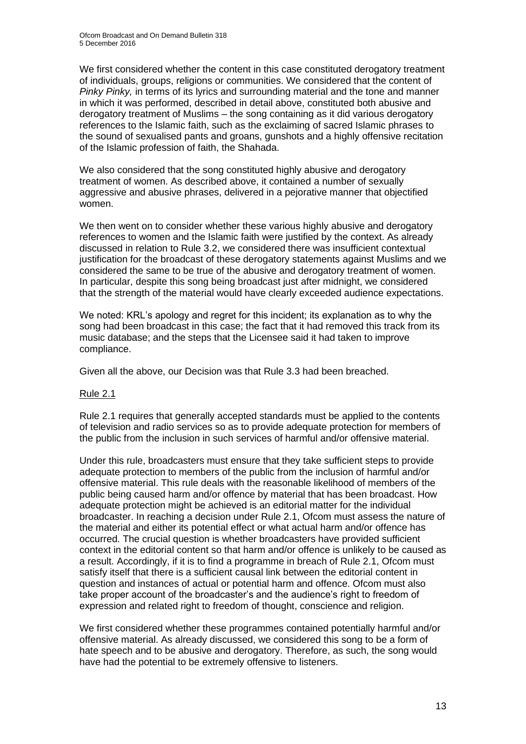We first considered whether the content in this case constituted derogatory treatment of individuals, groups, religions or communities. We considered that the content of *Pinky Pinky,* in terms of its lyrics and surrounding material and the tone and manner in which it was performed, described in detail above, constituted both abusive and derogatory treatment of Muslims – the song containing as it did various derogatory references to the Islamic faith, such as the exclaiming of sacred Islamic phrases to the sound of sexualised pants and groans, gunshots and a highly offensive recitation of the Islamic profession of faith, the Shahada.

We also considered that the song constituted highly abusive and derogatory treatment of women. As described above, it contained a number of sexually aggressive and abusive phrases, delivered in a pejorative manner that objectified women.

We then went on to consider whether these various highly abusive and derogatory references to women and the Islamic faith were justified by the context. As already discussed in relation to Rule 3.2, we considered there was insufficient contextual justification for the broadcast of these derogatory statements against Muslims and we considered the same to be true of the abusive and derogatory treatment of women. In particular, despite this song being broadcast just after midnight, we considered that the strength of the material would have clearly exceeded audience expectations.

We noted: KRL's apology and regret for this incident; its explanation as to why the song had been broadcast in this case; the fact that it had removed this track from its music database; and the steps that the Licensee said it had taken to improve compliance.

Given all the above, our Decision was that Rule 3.3 had been breached.

### Rule 2.1

Rule 2.1 requires that generally accepted standards must be applied to the contents of television and radio services so as to provide adequate protection for members of the public from the inclusion in such services of harmful and/or offensive material.

Under this rule, broadcasters must ensure that they take sufficient steps to provide adequate protection to members of the public from the inclusion of harmful and/or offensive material. This rule deals with the reasonable likelihood of members of the public being caused harm and/or offence by material that has been broadcast. How adequate protection might be achieved is an editorial matter for the individual broadcaster. In reaching a decision under Rule 2.1, Ofcom must assess the nature of the material and either its potential effect or what actual harm and/or offence has occurred. The crucial question is whether broadcasters have provided sufficient context in the editorial content so that harm and/or offence is unlikely to be caused as a result. Accordingly, if it is to find a programme in breach of Rule 2.1, Ofcom must satisfy itself that there is a sufficient causal link between the editorial content in question and instances of actual or potential harm and offence. Ofcom must also take proper account of the broadcaster's and the audience's right to freedom of expression and related right to freedom of thought, conscience and religion.

We first considered whether these programmes contained potentially harmful and/or offensive material. As already discussed, we considered this song to be a form of hate speech and to be abusive and derogatory. Therefore, as such, the song would have had the potential to be extremely offensive to listeners.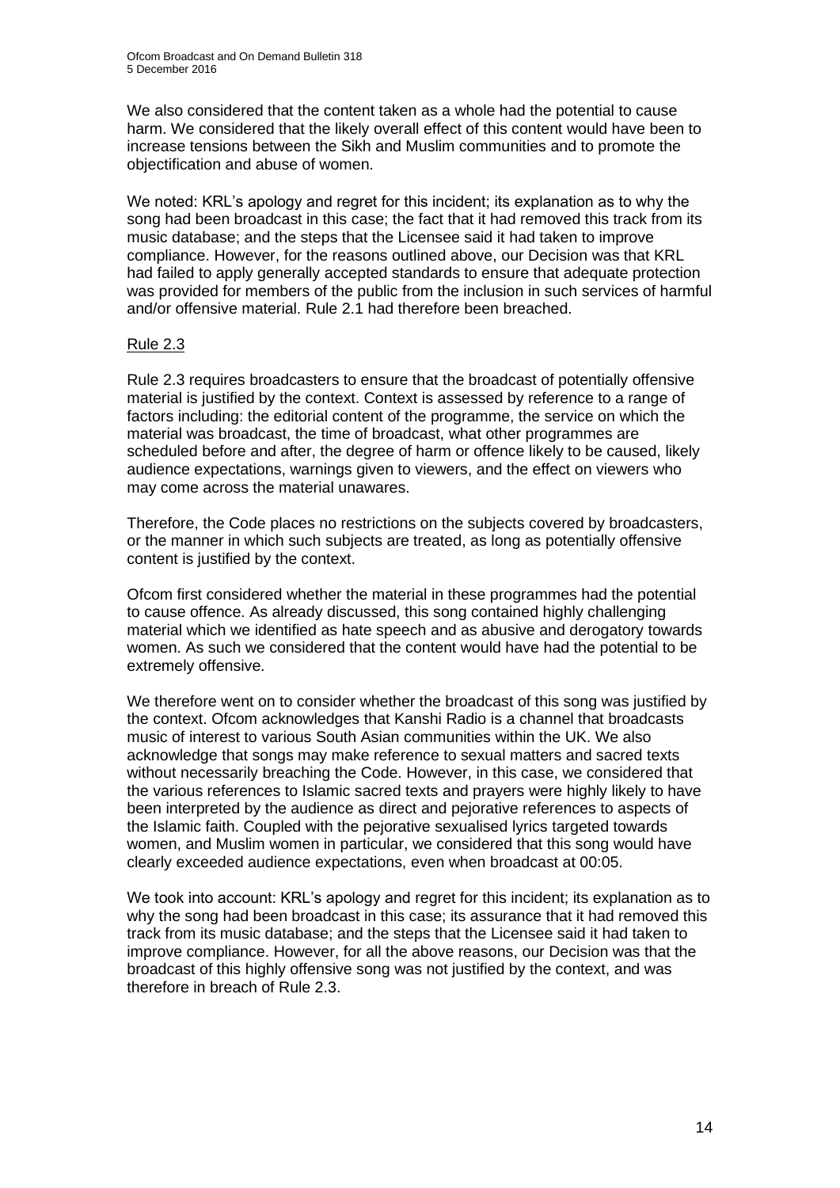We also considered that the content taken as a whole had the potential to cause harm. We considered that the likely overall effect of this content would have been to increase tensions between the Sikh and Muslim communities and to promote the objectification and abuse of women.

We noted: KRL's apology and regret for this incident; its explanation as to why the song had been broadcast in this case; the fact that it had removed this track from its music database; and the steps that the Licensee said it had taken to improve compliance. However, for the reasons outlined above, our Decision was that KRL had failed to apply generally accepted standards to ensure that adequate protection was provided for members of the public from the inclusion in such services of harmful and/or offensive material. Rule 2.1 had therefore been breached.

Rule 2.3

Rule 2.3 requires broadcasters to ensure that the broadcast of potentially offensive material is justified by the context. Context is assessed by reference to a range of factors including: the editorial content of the programme, the service on which the material was broadcast, the time of broadcast, what other programmes are scheduled before and after, the degree of harm or offence likely to be caused, likely audience expectations, warnings given to viewers, and the effect on viewers who may come across the material unawares.

Therefore, the Code places no restrictions on the subjects covered by broadcasters, or the manner in which such subjects are treated, as long as potentially offensive content is justified by the context.

Ofcom first considered whether the material in these programmes had the potential to cause offence. As already discussed, this song contained highly challenging material which we identified as hate speech and as abusive and derogatory towards women. As such we considered that the content would have had the potential to be extremely offensive.

We therefore went on to consider whether the broadcast of this song was justified by the context. Ofcom acknowledges that Kanshi Radio is a channel that broadcasts music of interest to various South Asian communities within the UK. We also acknowledge that songs may make reference to sexual matters and sacred texts without necessarily breaching the Code. However, in this case, we considered that the various references to Islamic sacred texts and prayers were highly likely to have been interpreted by the audience as direct and pejorative references to aspects of the Islamic faith. Coupled with the pejorative sexualised lyrics targeted towards women, and Muslim women in particular, we considered that this song would have clearly exceeded audience expectations, even when broadcast at 00:05.

We took into account: KRL's apology and regret for this incident; its explanation as to why the song had been broadcast in this case; its assurance that it had removed this track from its music database; and the steps that the Licensee said it had taken to improve compliance. However, for all the above reasons, our Decision was that the broadcast of this highly offensive song was not justified by the context, and was therefore in breach of Rule 2.3.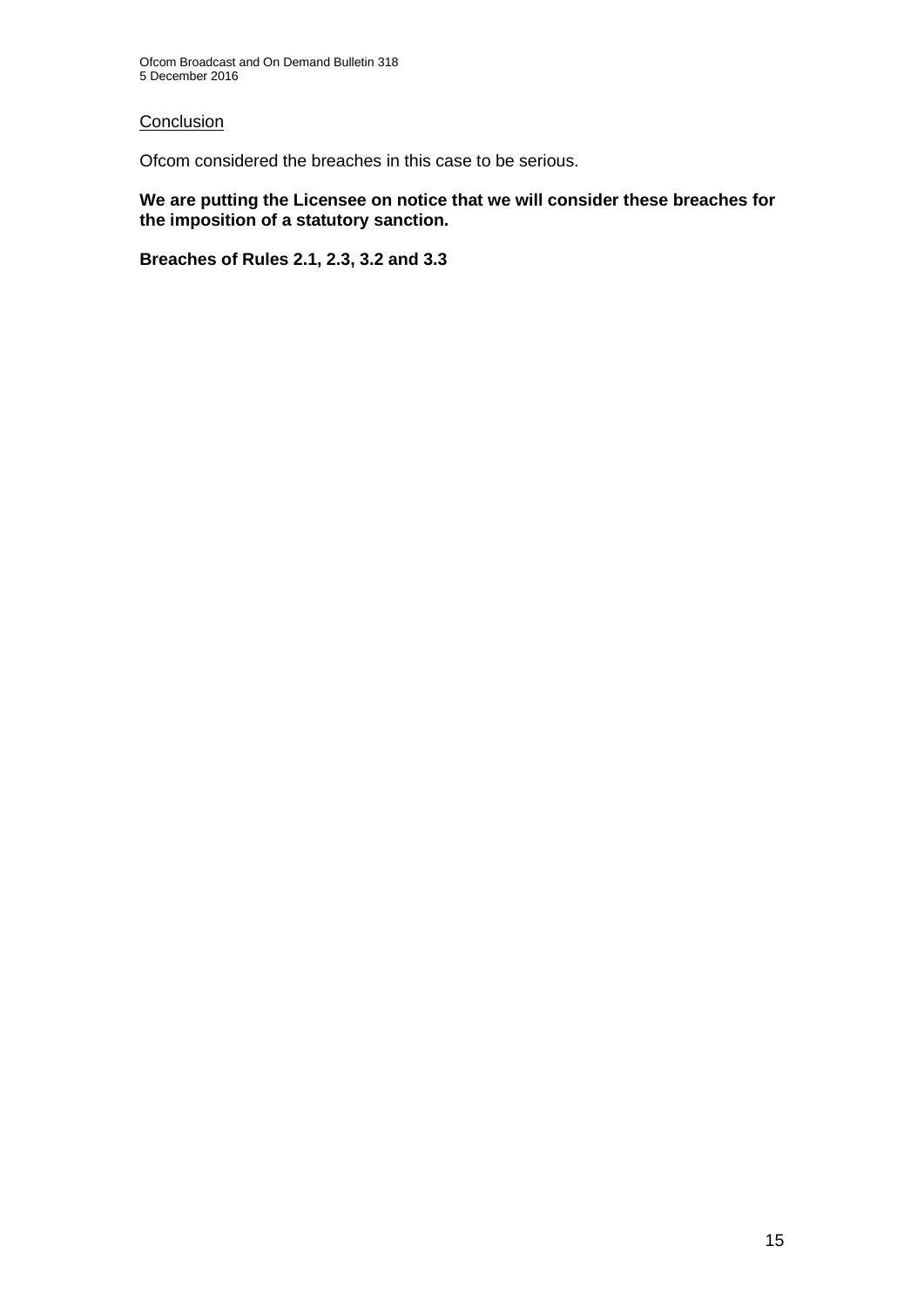Conclusion

Ofcom considered the breaches in this case to be serious.

**We are putting the Licensee on notice that we will consider these breaches for the imposition of a statutory sanction.**

**Breaches of Rules 2.1, 2.3, 3.2 and 3.3**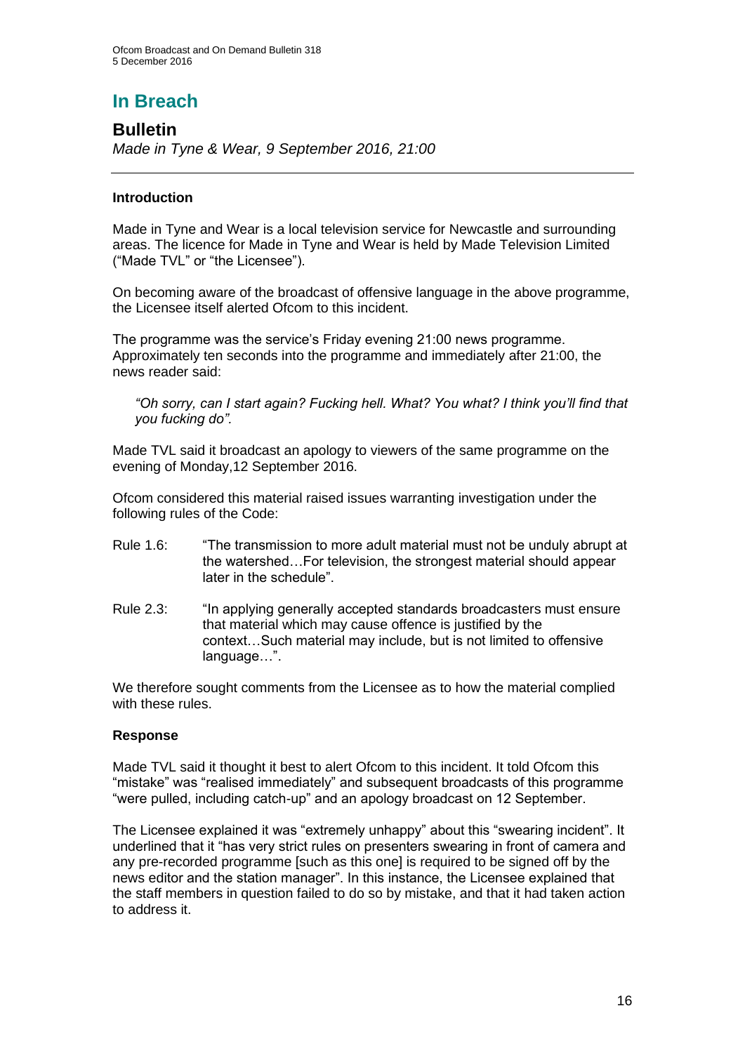## In Breach

### Bulletin

*Made in Tyne & Wear, 9 September 2016, 21:00*

---

#### Introduction

Made in Tyne and Wear is a local television service for Newcastle and surrounding areas. The licence for Made in Tyne and Wear is held by Made Television Limited ("Made TVL" or "the Licensee").

On becoming aware of the broadcast of offensive language in the above programme, the Licensee itself alerted Ofcom to this incident.

The programme was the service's Friday evening 21:00 news programme. Approximately ten seconds into the programme and immediately after 21:00, the news reader said:

> *"Oh sorry, can I start again? Fucking hell. What? You what? I think you'll find that you fucking do".*

Made TVL said it broadcast an apology to viewers of the same programme on the evening of Monday,12 September 2016.

Ofcom considered this material raised issues warranting investigation under the following rules of the Code:

Rule 1.6: "The transmission to more adult material must not be unduly abrupt at the watershed…For television, the strongest material should appear later in the schedule".

Rule 2.3: "In applying generally accepted standards broadcasters must ensure that material which may cause offence is justified by the context…Such material may include, but is not limited to offensive language…".

We therefore sought comments from the Licensee as to how the material complied with these rules.

#### Response

Made TVL said it thought it best to alert Ofcom to this incident. It told Ofcom this "mistake" was "realised immediately" and subsequent broadcasts of this programme "were pulled, including catch-up" and an apology broadcast on 12 September.

The Licensee explained it was "extremely unhappy" about this "swearing incident". It underlined that it "has very strict rules on presenters swearing in front of camera and any pre-recorded programme [such as this one] is required to be signed off by the news editor and the station manager". In this instance, the Licensee explained that the staff members in question failed to do so by mistake, and that it had taken action to address it.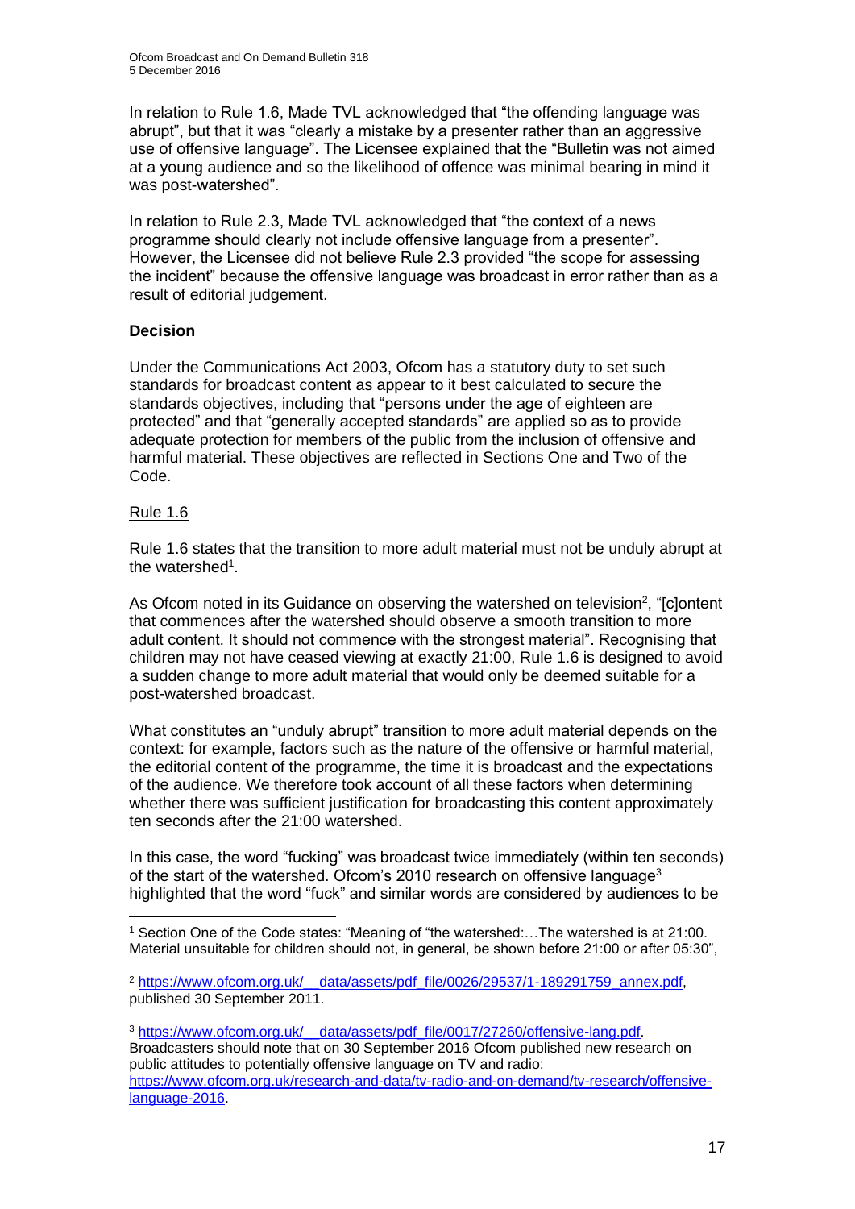In relation to Rule 1.6, Made TVL acknowledged that "the offending language was abrupt", but that it was "clearly a mistake by a presenter rather than an aggressive use of offensive language". The Licensee explained that the "Bulletin was not aimed at a young audience and so the likelihood of offence was minimal bearing in mind it was post-watershed".

In relation to Rule 2.3, Made TVL acknowledged that "the context of a news programme should clearly not include offensive language from a presenter". However, the Licensee did not believe Rule 2.3 provided "the scope for assessing the incident" because the offensive language was broadcast in error rather than as a result of editorial judgement.

**Decision**

Under the Communications Act 2003, Ofcom has a statutory duty to set such standards for broadcast content as appear to it best calculated to secure the standards objectives, including that "persons under the age of eighteen are protected" and that "generally accepted standards" are applied so as to provide adequate protection for members of the public from the inclusion of offensive and harmful material. These objectives are reflected in Sections One and Two of the Code.

Rule 1.6

Rule 1.6 states that the transition to more adult material must not be unduly abrupt at the watershed[1].

As Ofcom noted in its Guidance on observing the watershed on television[2], "[c]ontent that commences after the watershed should observe a smooth transition to more adult content. It should not commence with the strongest material". Recognising that children may not have ceased viewing at exactly 21:00, Rule 1.6 is designed to avoid a sudden change to more adult material that would only be deemed suitable for a post-watershed broadcast.

What constitutes an "unduly abrupt" transition to more adult material depends on the context: for example, factors such as the nature of the offensive or harmful material, the editorial content of the programme, the time it is broadcast and the expectations of the audience. We therefore took account of all these factors when determining whether there was sufficient justification for broadcasting this content approximately ten seconds after the 21:00 watershed.

In this case, the word "fucking" was broadcast twice immediately (within ten seconds) of the start of the watershed. Ofcom's 2010 research on offensive language[3] highlighted that the word "fuck" and similar words are considered by audiences to be

---

[1] Section One of the Code states: "Meaning of "the watershed:…The watershed is at 21:00. Material unsuitable for children should not, in general, be shown before 21:00 or after 05:30",

[2] https://www.ofcom.org.uk/__data/assets/pdf_file/0026/29537/1-189291759_annex.pdf, published 30 September 2011.

[3] https://www.ofcom.org.uk/__data/assets/pdf_file/0017/27260/offensive-lang.pdf. Broadcasters should note that on 30 September 2016 Ofcom published new research on public attitudes to potentially offensive language on TV and radio: https://www.ofcom.org.uk/research-and-data/tv-radio-and-on-demand/tv-research/offensive-language-2016.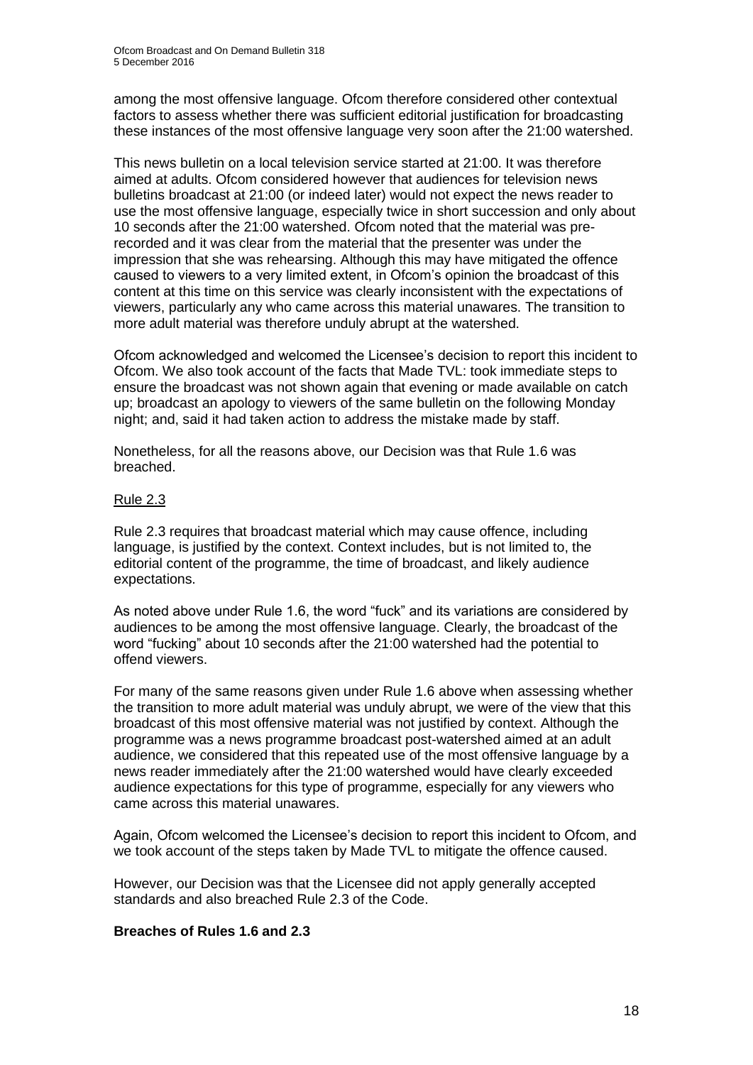among the most offensive language. Ofcom therefore considered other contextual factors to assess whether there was sufficient editorial justification for broadcasting these instances of the most offensive language very soon after the 21:00 watershed.

This news bulletin on a local television service started at 21:00. It was therefore aimed at adults. Ofcom considered however that audiences for television news bulletins broadcast at 21:00 (or indeed later) would not expect the news reader to use the most offensive language, especially twice in short succession and only about 10 seconds after the 21:00 watershed. Ofcom noted that the material was pre-recorded and it was clear from the material that the presenter was under the impression that she was rehearsing. Although this may have mitigated the offence caused to viewers to a very limited extent, in Ofcom's opinion the broadcast of this content at this time on this service was clearly inconsistent with the expectations of viewers, particularly any who came across this material unawares. The transition to more adult material was therefore unduly abrupt at the watershed.

Ofcom acknowledged and welcomed the Licensee's decision to report this incident to Ofcom. We also took account of the facts that Made TVL: took immediate steps to ensure the broadcast was not shown again that evening or made available on catch up; broadcast an apology to viewers of the same bulletin on the following Monday night; and, said it had taken action to address the mistake made by staff.

Nonetheless, for all the reasons above, our Decision was that Rule 1.6 was breached.

Rule 2.3

Rule 2.3 requires that broadcast material which may cause offence, including language, is justified by the context. Context includes, but is not limited to, the editorial content of the programme, the time of broadcast, and likely audience expectations.

As noted above under Rule 1.6, the word "fuck" and its variations are considered by audiences to be among the most offensive language. Clearly, the broadcast of the word "fucking" about 10 seconds after the 21:00 watershed had the potential to offend viewers.

For many of the same reasons given under Rule 1.6 above when assessing whether the transition to more adult material was unduly abrupt, we were of the view that this broadcast of this most offensive material was not justified by context. Although the programme was a news programme broadcast post-watershed aimed at an adult audience, we considered that this repeated use of the most offensive language by a news reader immediately after the 21:00 watershed would have clearly exceeded audience expectations for this type of programme, especially for any viewers who came across this material unawares.

Again, Ofcom welcomed the Licensee's decision to report this incident to Ofcom, and we took account of the steps taken by Made TVL to mitigate the offence caused.

However, our Decision was that the Licensee did not apply generally accepted standards and also breached Rule 2.3 of the Code.

**Breaches of Rules 1.6 and 2.3**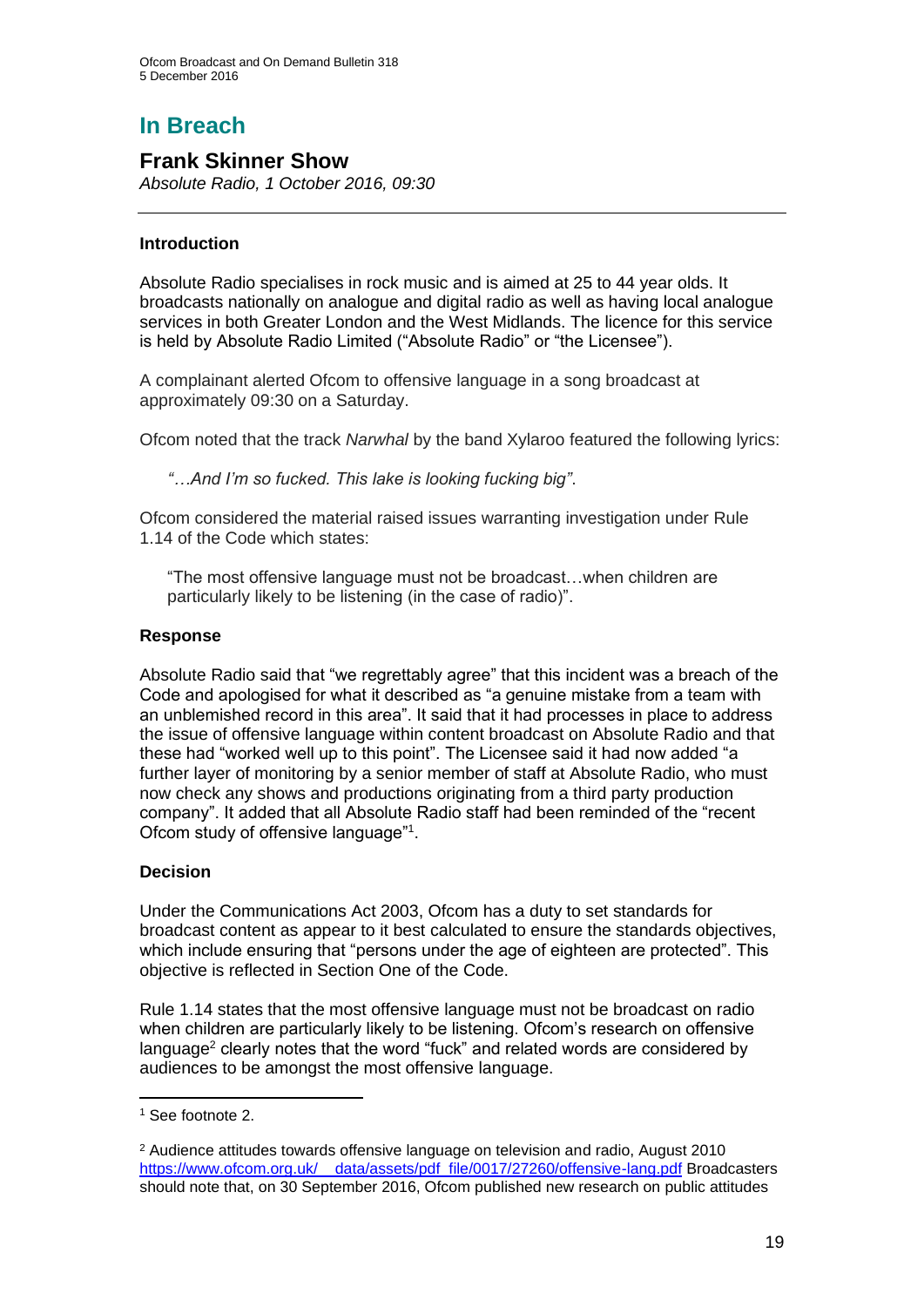# In Breach

## Frank Skinner Show

*Absolute Radio, 1 October 2016, 09:30*

---

### Introduction

Absolute Radio specialises in rock music and is aimed at 25 to 44 year olds. It broadcasts nationally on analogue and digital radio as well as having local analogue services in both Greater London and the West Midlands. The licence for this service is held by Absolute Radio Limited ("Absolute Radio" or "the Licensee").

A complainant alerted Ofcom to offensive language in a song broadcast at approximately 09:30 on a Saturday.

Ofcom noted that the track *Narwhal* by the band Xylaroo featured the following lyrics:

> *"…And I'm so fucked. This lake is looking fucking big".*

Ofcom considered the material raised issues warranting investigation under Rule 1.14 of the Code which states:

> "The most offensive language must not be broadcast…when children are particularly likely to be listening (in the case of radio)".

### Response

Absolute Radio said that "we regrettably agree" that this incident was a breach of the Code and apologised for what it described as "a genuine mistake from a team with an unblemished record in this area". It said that it had processes in place to address the issue of offensive language within content broadcast on Absolute Radio and that these had "worked well up to this point". The Licensee said it had now added "a further layer of monitoring by a senior member of staff at Absolute Radio, who must now check any shows and productions originating from a third party production company". It added that all Absolute Radio staff had been reminded of the "recent Ofcom study of offensive language"[1].

### Decision

Under the Communications Act 2003, Ofcom has a duty to set standards for broadcast content as appear to it best calculated to ensure the standards objectives, which include ensuring that "persons under the age of eighteen are protected". This objective is reflected in Section One of the Code.

Rule 1.14 states that the most offensive language must not be broadcast on radio when children are particularly likely to be listening. Ofcom's research on offensive language[2] clearly notes that the word "fuck" and related words are considered by audiences to be amongst the most offensive language.

---

[1] See footnote 2.

[2] Audience attitudes towards offensive language on television and radio, August 2010 https://www.ofcom.org.uk/__data/assets/pdf_file/0017/27260/offensive-lang.pdf Broadcasters should note that, on 30 September 2016, Ofcom published new research on public attitudes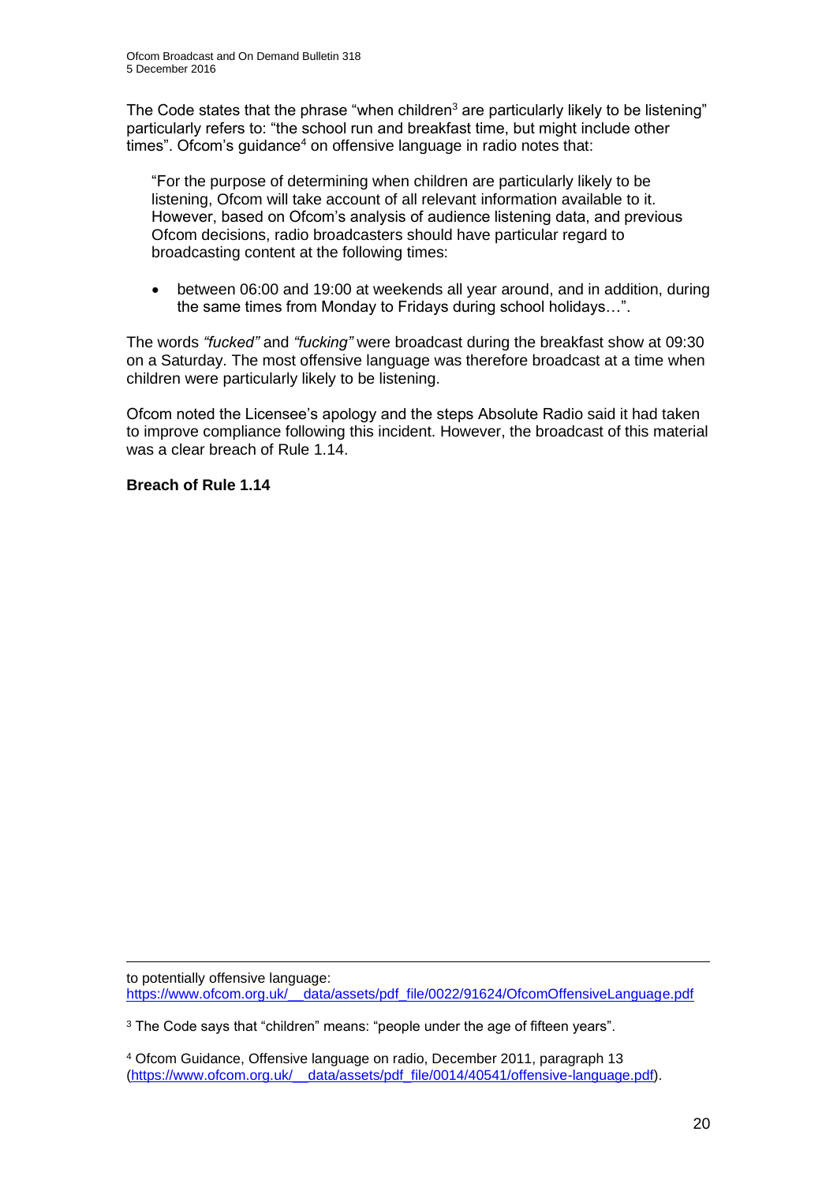The Code states that the phrase "when children[3] are particularly likely to be listening" particularly refers to: "the school run and breakfast time, but might include other times". Ofcom's guidance[4] on offensive language in radio notes that:

> "For the purpose of determining when children are particularly likely to be listening, Ofcom will take account of all relevant information available to it. However, based on Ofcom's analysis of audience listening data, and previous Ofcom decisions, radio broadcasters should have particular regard to broadcasting content at the following times:
>
> - between 06:00 and 19:00 at weekends all year around, and in addition, during the same times from Monday to Fridays during school holidays…".

The words *"fucked"* and *"fucking"* were broadcast during the breakfast show at 09:30 on a Saturday. The most offensive language was therefore broadcast at a time when children were particularly likely to be listening.

Ofcom noted the Licensee's apology and the steps Absolute Radio said it had taken to improve compliance following this incident. However, the broadcast of this material was a clear breach of Rule 1.14.

**Breach of Rule 1.14**

---

to potentially offensive language: https://www.ofcom.org.uk/__data/assets/pdf_file/0022/91624/OfcomOffensiveLanguage.pdf

[3] The Code says that "children" means: "people under the age of fifteen years".

[4] Ofcom Guidance, Offensive language on radio, December 2011, paragraph 13 (https://www.ofcom.org.uk/__data/assets/pdf_file/0014/40541/offensive-language.pdf).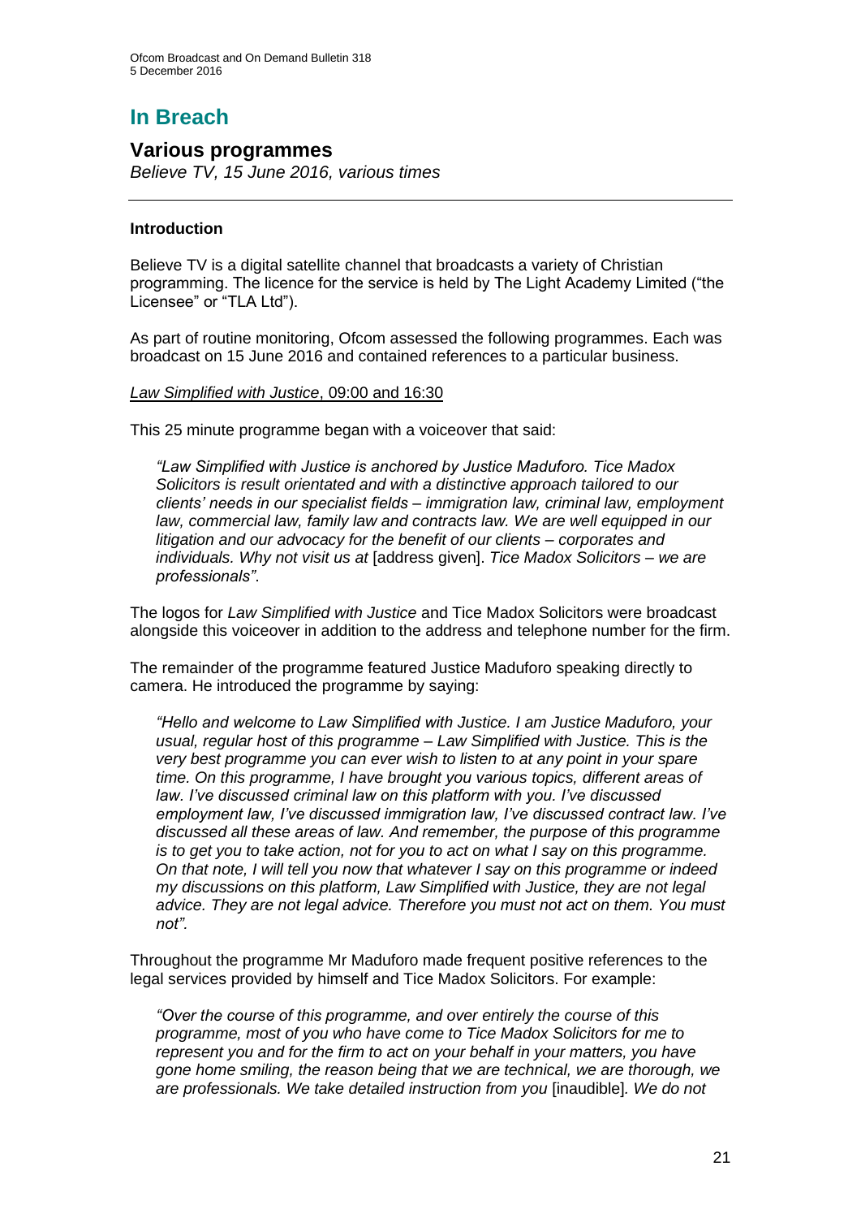# In Breach

## Various programmes

*Believe TV, 15 June 2016, various times*

---

### Introduction

Believe TV is a digital satellite channel that broadcasts a variety of Christian programming. The licence for the service is held by The Light Academy Limited ("the Licensee" or "TLA Ltd").

As part of routine monitoring, Ofcom assessed the following programmes. Each was broadcast on 15 June 2016 and contained references to a particular business.

*Law Simplified with Justice*, 09:00 and 16:30

This 25 minute programme began with a voiceover that said:

> *"Law Simplified with Justice is anchored by Justice Maduforo. Tice Madox Solicitors is result orientated and with a distinctive approach tailored to our clients' needs in our specialist fields – immigration law, criminal law, employment law, commercial law, family law and contracts law. We are well equipped in our litigation and our advocacy for the benefit of our clients – corporates and individuals. Why not visit us at* [address given]. *Tice Madox Solicitors – we are professionals"*.

The logos for *Law Simplified with Justice* and Tice Madox Solicitors were broadcast alongside this voiceover in addition to the address and telephone number for the firm.

The remainder of the programme featured Justice Maduforo speaking directly to camera. He introduced the programme by saying:

> *"Hello and welcome to Law Simplified with Justice. I am Justice Maduforo, your usual, regular host of this programme – Law Simplified with Justice. This is the very best programme you can ever wish to listen to at any point in your spare time. On this programme, I have brought you various topics, different areas of law. I've discussed criminal law on this platform with you. I've discussed employment law, I've discussed immigration law, I've discussed contract law. I've discussed all these areas of law. And remember, the purpose of this programme is to get you to take action, not for you to act on what I say on this programme. On that note, I will tell you now that whatever I say on this programme or indeed my discussions on this platform, Law Simplified with Justice, they are not legal advice. They are not legal advice. Therefore you must not act on them. You must not".*

Throughout the programme Mr Maduforo made frequent positive references to the legal services provided by himself and Tice Madox Solicitors. For example:

> *"Over the course of this programme, and over entirely the course of this programme, most of you who have come to Tice Madox Solicitors for me to represent you and for the firm to act on your behalf in your matters, you have gone home smiling, the reason being that we are technical, we are thorough, we are professionals. We take detailed instruction from you* [inaudible]*. We do not*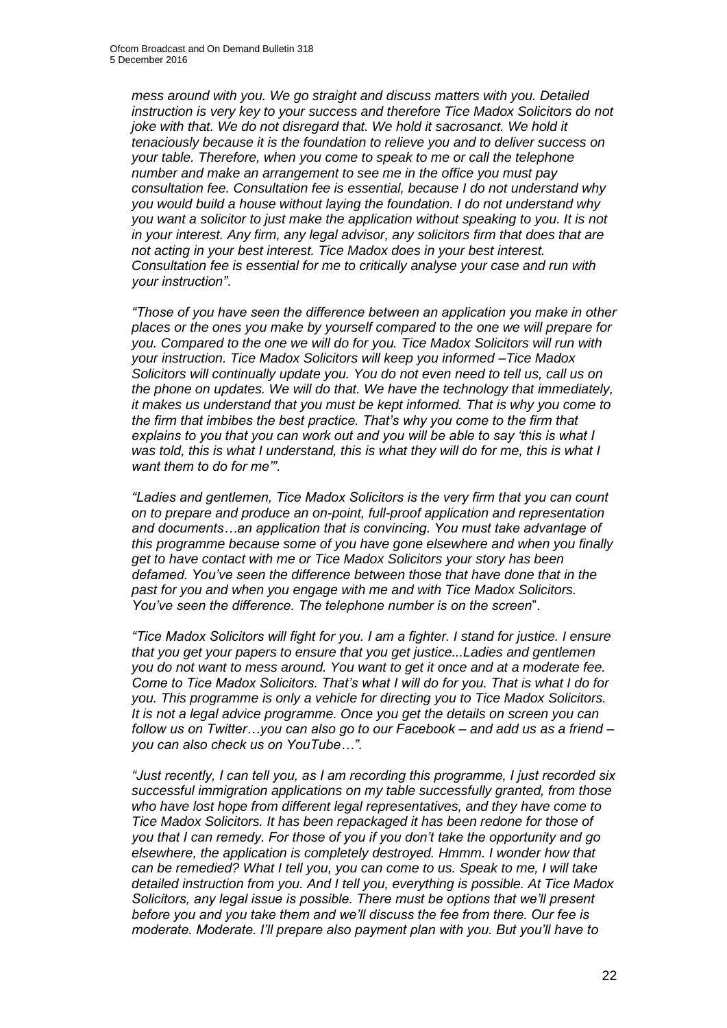*mess around with you. We go straight and discuss matters with you. Detailed instruction is very key to your success and therefore Tice Madox Solicitors do not joke with that. We do not disregard that. We hold it sacrosanct. We hold it tenaciously because it is the foundation to relieve you and to deliver success on your table. Therefore, when you come to speak to me or call the telephone number and make an arrangement to see me in the office you must pay consultation fee. Consultation fee is essential, because I do not understand why you would build a house without laying the foundation. I do not understand why you want a solicitor to just make the application without speaking to you. It is not in your interest. Any firm, any legal advisor, any solicitors firm that does that are not acting in your best interest. Tice Madox does in your best interest. Consultation fee is essential for me to critically analyse your case and run with your instruction"*.

*"Those of you have seen the difference between an application you make in other places or the ones you make by yourself compared to the one we will prepare for you. Compared to the one we will do for you. Tice Madox Solicitors will run with your instruction. Tice Madox Solicitors will keep you informed –Tice Madox Solicitors will continually update you. You do not even need to tell us, call us on the phone on updates. We will do that. We have the technology that immediately, it makes us understand that you must be kept informed. That is why you come to the firm that imbibes the best practice. That's why you come to the firm that explains to you that you can work out and you will be able to say 'this is what I was told, this is what I understand, this is what they will do for me, this is what I want them to do for me'"*.

*"Ladies and gentlemen, Tice Madox Solicitors is the very firm that you can count on to prepare and produce an on-point, full-proof application and representation and documents…an application that is convincing. You must take advantage of this programme because some of you have gone elsewhere and when you finally get to have contact with me or Tice Madox Solicitors your story has been defamed. You've seen the difference between those that have done that in the past for you and when you engage with me and with Tice Madox Solicitors. You've seen the difference. The telephone number is on the screen*".

*"Tice Madox Solicitors will fight for you. I am a fighter. I stand for justice. I ensure that you get your papers to ensure that you get justice...Ladies and gentlemen you do not want to mess around. You want to get it once and at a moderate fee. Come to Tice Madox Solicitors. That's what I will do for you. That is what I do for you. This programme is only a vehicle for directing you to Tice Madox Solicitors. It is not a legal advice programme. Once you get the details on screen you can follow us on Twitter…you can also go to our Facebook – and add us as a friend – you can also check us on YouTube…"*.

*"Just recently, I can tell you, as I am recording this programme, I just recorded six successful immigration applications on my table successfully granted, from those who have lost hope from different legal representatives, and they have come to Tice Madox Solicitors. It has been repackaged it has been redone for those of you that I can remedy. For those of you if you don't take the opportunity and go elsewhere, the application is completely destroyed. Hmmm. I wonder how that can be remedied? What I tell you, you can come to us. Speak to me, I will take detailed instruction from you. And I tell you, everything is possible. At Tice Madox Solicitors, any legal issue is possible. There must be options that we'll present before you and you take them and we'll discuss the fee from there. Our fee is moderate. Moderate. I'll prepare also payment plan with you. But you'll have to*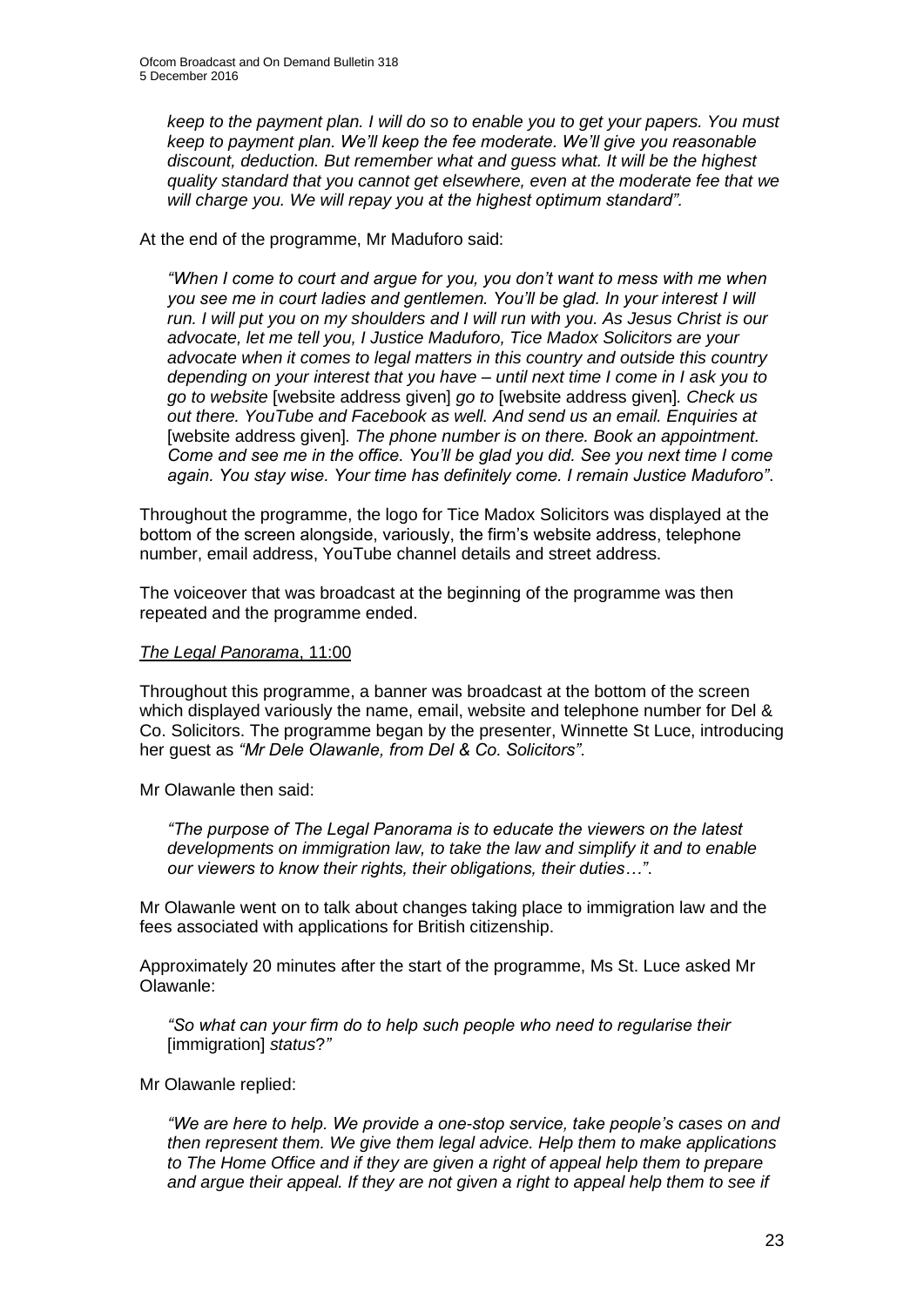> *keep to the payment plan. I will do so to enable you to get your papers. You must keep to payment plan. We'll keep the fee moderate. We'll give you reasonable discount, deduction. But remember what and guess what. It will be the highest quality standard that you cannot get elsewhere, even at the moderate fee that we will charge you. We will repay you at the highest optimum standard".*

At the end of the programme, Mr Maduforo said:

> *"When I come to court and argue for you, you don't want to mess with me when you see me in court ladies and gentlemen. You'll be glad. In your interest I will run. I will put you on my shoulders and I will run with you. As Jesus Christ is our advocate, let me tell you, I Justice Maduforo, Tice Madox Solicitors are your advocate when it comes to legal matters in this country and outside this country depending on your interest that you have – until next time I come in I ask you to go to website* [website address given] *go to* [website address given]*. Check us out there. YouTube and Facebook as well. And send us an email. Enquiries at* [website address given]*. The phone number is on there. Book an appointment. Come and see me in the office. You'll be glad you did. See you next time I come again. You stay wise. Your time has definitely come. I remain Justice Maduforo"*.

Throughout the programme, the logo for Tice Madox Solicitors was displayed at the bottom of the screen alongside, variously, the firm's website address, telephone number, email address, YouTube channel details and street address.

The voiceover that was broadcast at the beginning of the programme was then repeated and the programme ended.

*The Legal Panorama*, 11:00

Throughout this programme, a banner was broadcast at the bottom of the screen which displayed variously the name, email, website and telephone number for Del & Co. Solicitors. The programme began by the presenter, Winnette St Luce, introducing her guest as *"Mr Dele Olawanle, from Del & Co. Solicitors".*

Mr Olawanle then said:

> *"The purpose of The Legal Panorama is to educate the viewers on the latest developments on immigration law, to take the law and simplify it and to enable our viewers to know their rights, their obligations, their duties…"*.

Mr Olawanle went on to talk about changes taking place to immigration law and the fees associated with applications for British citizenship.

Approximately 20 minutes after the start of the programme, Ms St. Luce asked Mr Olawanle:

> *"So what can your firm do to help such people who need to regularise their* [immigration] *status?"*

Mr Olawanle replied:

> *"We are here to help. We provide a one-stop service, take people's cases on and then represent them. We give them legal advice. Help them to make applications to The Home Office and if they are given a right of appeal help them to prepare and argue their appeal. If they are not given a right to appeal help them to see if*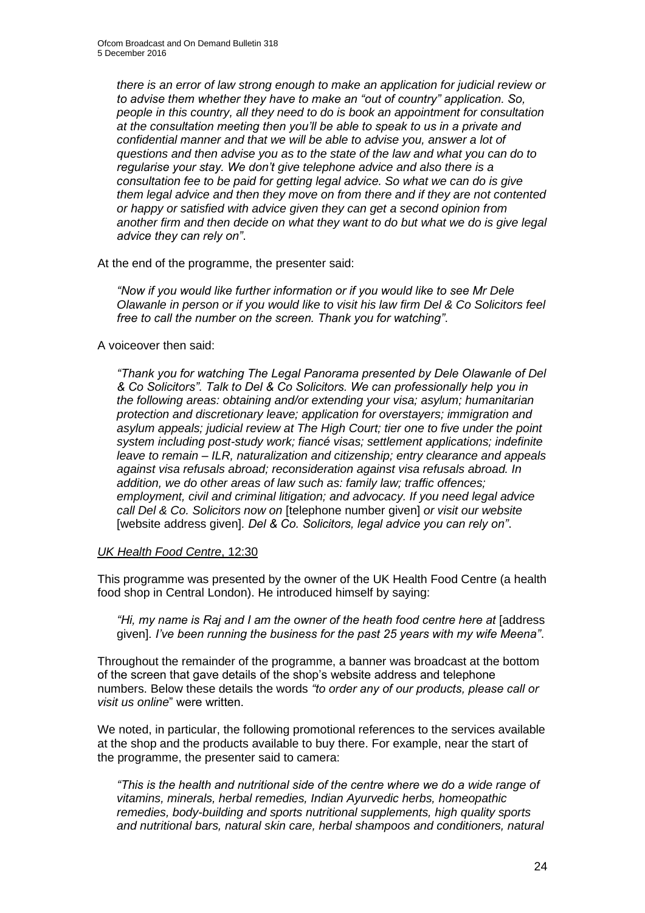*there is an error of law strong enough to make an application for judicial review or to advise them whether they have to make an "out of country" application. So, people in this country, all they need to do is book an appointment for consultation at the consultation meeting then you'll be able to speak to us in a private and confidential manner and that we will be able to advise you, answer a lot of questions and then advise you as to the state of the law and what you can do to regularise your stay. We don't give telephone advice and also there is a consultation fee to be paid for getting legal advice. So what we can do is give them legal advice and then they move on from there and if they are not contented or happy or satisfied with advice given they can get a second opinion from another firm and then decide on what they want to do but what we do is give legal advice they can rely on"*.

At the end of the programme, the presenter said:

*"Now if you would like further information or if you would like to see Mr Dele Olawanle in person or if you would like to visit his law firm Del & Co Solicitors feel free to call the number on the screen. Thank you for watching"*.

A voiceover then said:

*"Thank you for watching The Legal Panorama presented by Dele Olawanle of Del & Co Solicitors". Talk to Del & Co Solicitors. We can professionally help you in the following areas: obtaining and/or extending your visa; asylum; humanitarian protection and discretionary leave; application for overstayers; immigration and asylum appeals; judicial review at The High Court; tier one to five under the point system including post-study work; fiancé visas; settlement applications; indefinite leave to remain – ILR, naturalization and citizenship; entry clearance and appeals against visa refusals abroad; reconsideration against visa refusals abroad. In addition, we do other areas of law such as: family law; traffic offences; employment, civil and criminal litigation; and advocacy. If you need legal advice call Del & Co. Solicitors now on* [telephone number given] *or visit our website* [website address given]*. Del & Co. Solicitors, legal advice you can rely on"*.

<u>*UK Health Food Centre*, 12:30</u>

This programme was presented by the owner of the UK Health Food Centre (a health food shop in Central London). He introduced himself by saying:

*"Hi, my name is Raj and I am the owner of the heath food centre here at* [address given]*. I've been running the business for the past 25 years with my wife Meena"*.

Throughout the remainder of the programme, a banner was broadcast at the bottom of the screen that gave details of the shop's website address and telephone numbers. Below these details the words *"to order any of our products, please call or visit us online*" were written.

We noted, in particular, the following promotional references to the services available at the shop and the products available to buy there. For example, near the start of the programme, the presenter said to camera:

*"This is the health and nutritional side of the centre where we do a wide range of vitamins, minerals, herbal remedies, Indian Ayurvedic herbs, homeopathic remedies, body-building and sports nutritional supplements, high quality sports and nutritional bars, natural skin care, herbal shampoos and conditioners, natural*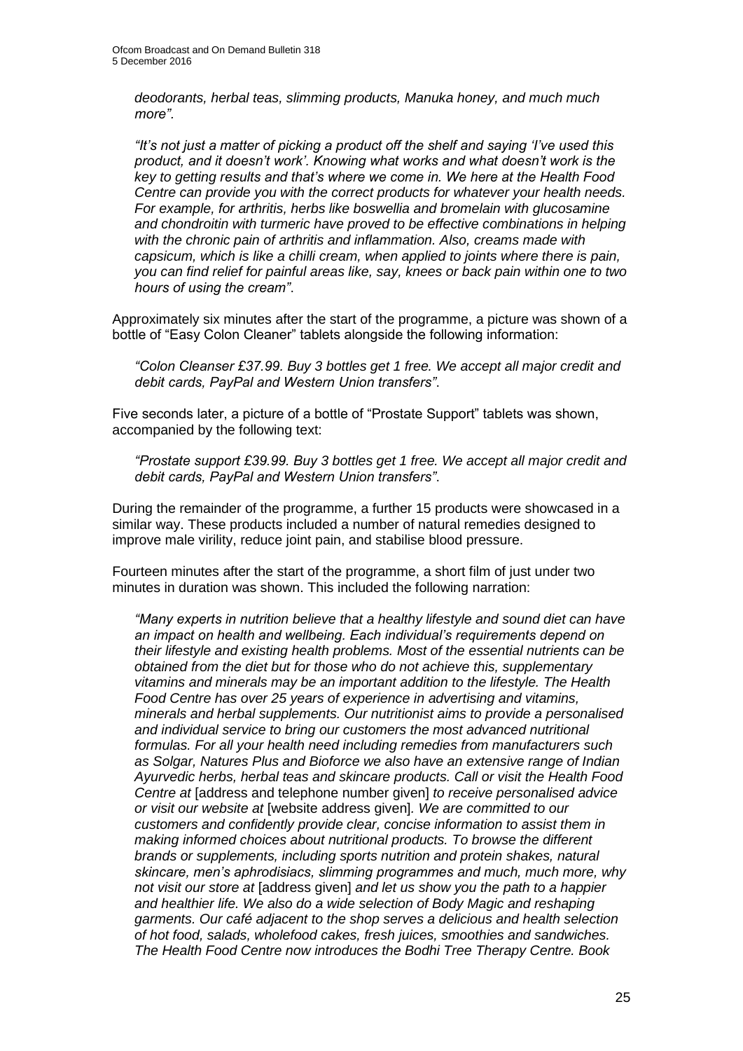*deodorants, herbal teas, slimming products, Manuka honey, and much much more".*

*"It's not just a matter of picking a product off the shelf and saying 'I've used this product, and it doesn't work'. Knowing what works and what doesn't work is the key to getting results and that's where we come in. We here at the Health Food Centre can provide you with the correct products for whatever your health needs. For example, for arthritis, herbs like boswellia and bromelain with glucosamine and chondroitin with turmeric have proved to be effective combinations in helping with the chronic pain of arthritis and inflammation. Also, creams made with capsicum, which is like a chilli cream, when applied to joints where there is pain, you can find relief for painful areas like, say, knees or back pain within one to two hours of using the cream"*.

Approximately six minutes after the start of the programme, a picture was shown of a bottle of "Easy Colon Cleaner" tablets alongside the following information:

*"Colon Cleanser £37.99. Buy 3 bottles get 1 free. We accept all major credit and debit cards, PayPal and Western Union transfers"*.

Five seconds later, a picture of a bottle of "Prostate Support" tablets was shown, accompanied by the following text:

*"Prostate support £39.99. Buy 3 bottles get 1 free. We accept all major credit and debit cards, PayPal and Western Union transfers"*.

During the remainder of the programme, a further 15 products were showcased in a similar way. These products included a number of natural remedies designed to improve male virility, reduce joint pain, and stabilise blood pressure.

Fourteen minutes after the start of the programme, a short film of just under two minutes in duration was shown. This included the following narration:

*"Many experts in nutrition believe that a healthy lifestyle and sound diet can have an impact on health and wellbeing. Each individual's requirements depend on their lifestyle and existing health problems. Most of the essential nutrients can be obtained from the diet but for those who do not achieve this, supplementary vitamins and minerals may be an important addition to the lifestyle. The Health Food Centre has over 25 years of experience in advertising and vitamins, minerals and herbal supplements. Our nutritionist aims to provide a personalised and individual service to bring our customers the most advanced nutritional formulas. For all your health need including remedies from manufacturers such as Solgar, Natures Plus and Bioforce we also have an extensive range of Indian Ayurvedic herbs, herbal teas and skincare products. Call or visit the Health Food Centre at* [address and telephone number given] *to receive personalised advice or visit our website at* [website address given]*. We are committed to our customers and confidently provide clear, concise information to assist them in making informed choices about nutritional products. To browse the different brands or supplements, including sports nutrition and protein shakes, natural skincare, men's aphrodisiacs, slimming programmes and much, much more, why not visit our store at* [address given] *and let us show you the path to a happier and healthier life. We also do a wide selection of Body Magic and reshaping garments. Our café adjacent to the shop serves a delicious and health selection of hot food, salads, wholefood cakes, fresh juices, smoothies and sandwiches. The Health Food Centre now introduces the Bodhi Tree Therapy Centre. Book*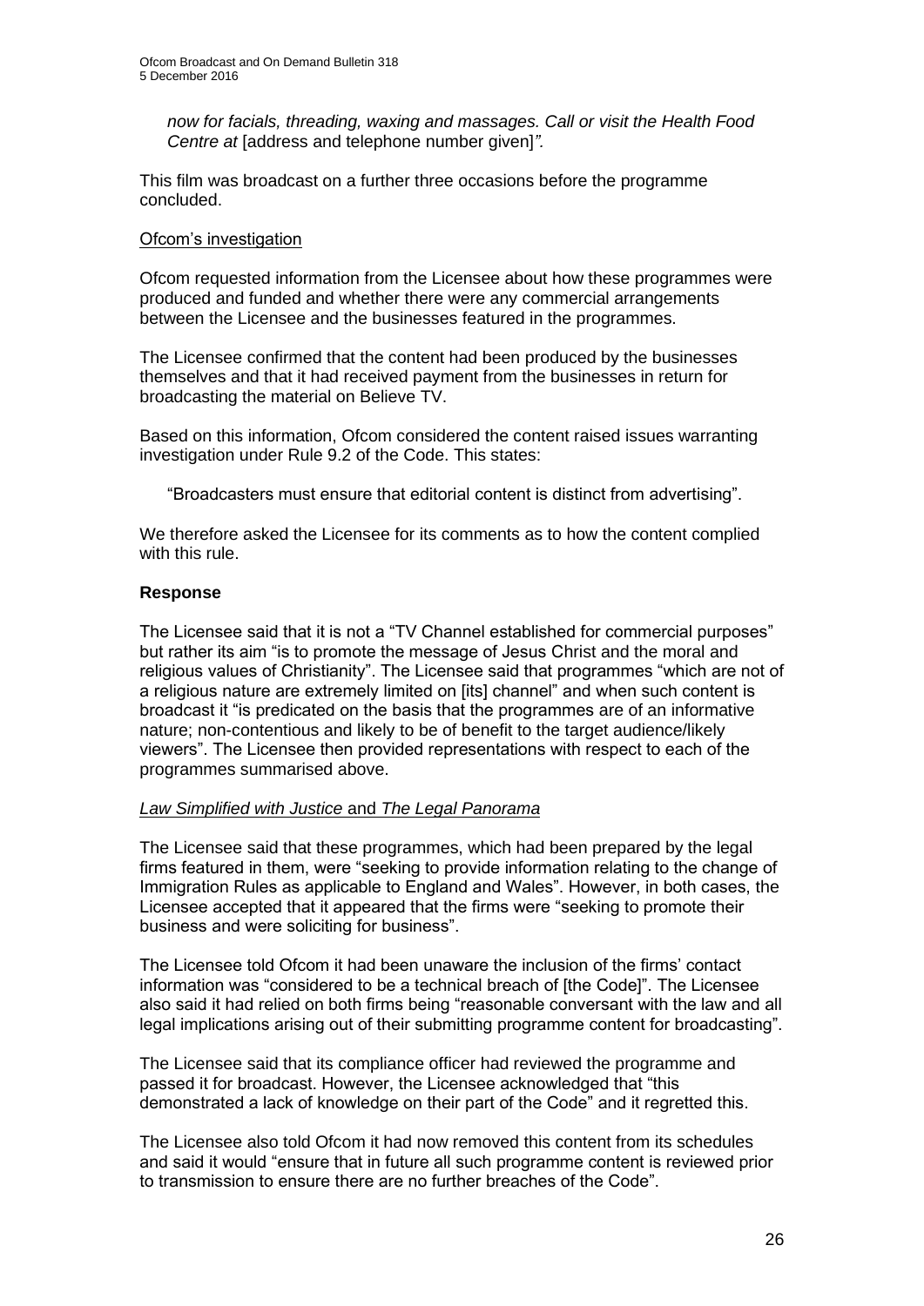*now for facials, threading, waxing and massages. Call or visit the Health Food Centre at* [address and telephone number given]*".*

This film was broadcast on a further three occasions before the programme concluded.

Ofcom's investigation

Ofcom requested information from the Licensee about how these programmes were produced and funded and whether there were any commercial arrangements between the Licensee and the businesses featured in the programmes.

The Licensee confirmed that the content had been produced by the businesses themselves and that it had received payment from the businesses in return for broadcasting the material on Believe TV.

Based on this information, Ofcom considered the content raised issues warranting investigation under Rule 9.2 of the Code. This states:

> "Broadcasters must ensure that editorial content is distinct from advertising".

We therefore asked the Licensee for its comments as to how the content complied with this rule.

**Response**

The Licensee said that it is not a "TV Channel established for commercial purposes" but rather its aim "is to promote the message of Jesus Christ and the moral and religious values of Christianity". The Licensee said that programmes "which are not of a religious nature are extremely limited on [its] channel" and when such content is broadcast it "is predicated on the basis that the programmes are of an informative nature; non-contentious and likely to be of benefit to the target audience/likely viewers". The Licensee then provided representations with respect to each of the programmes summarised above.

*Law Simplified with Justice* and *The Legal Panorama*

The Licensee said that these programmes, which had been prepared by the legal firms featured in them, were "seeking to provide information relating to the change of Immigration Rules as applicable to England and Wales". However, in both cases, the Licensee accepted that it appeared that the firms were "seeking to promote their business and were soliciting for business".

The Licensee told Ofcom it had been unaware the inclusion of the firms' contact information was "considered to be a technical breach of [the Code]". The Licensee also said it had relied on both firms being "reasonable conversant with the law and all legal implications arising out of their submitting programme content for broadcasting".

The Licensee said that its compliance officer had reviewed the programme and passed it for broadcast. However, the Licensee acknowledged that "this demonstrated a lack of knowledge on their part of the Code" and it regretted this.

The Licensee also told Ofcom it had now removed this content from its schedules and said it would "ensure that in future all such programme content is reviewed prior to transmission to ensure there are no further breaches of the Code".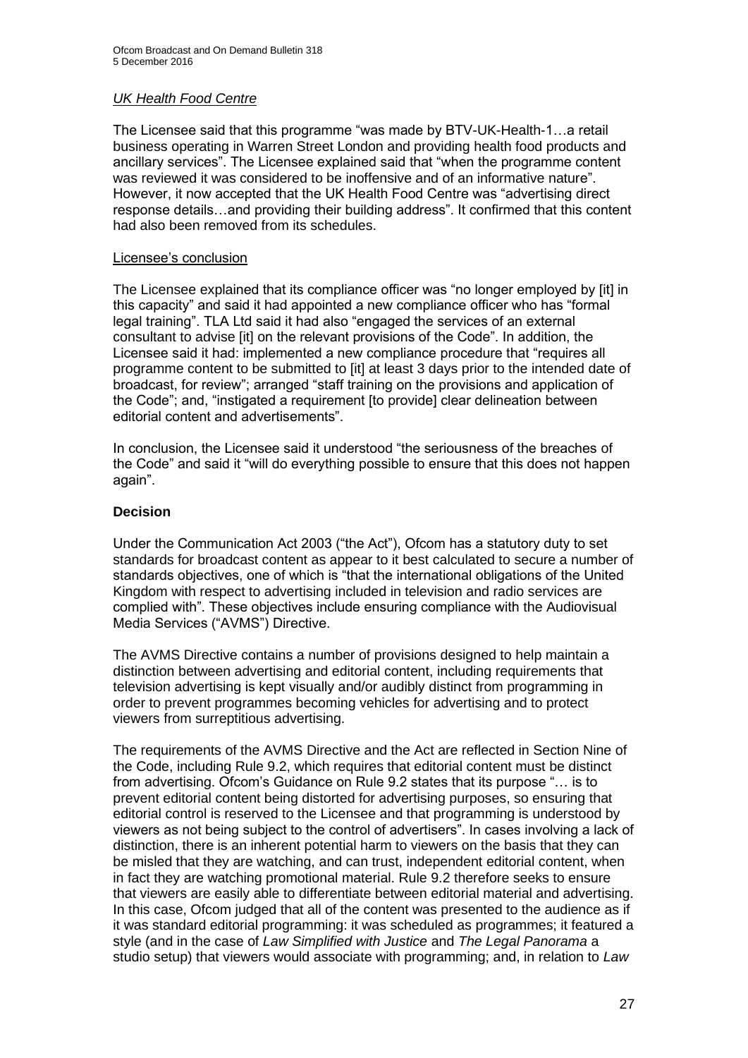*UK Health Food Centre*

The Licensee said that this programme "was made by BTV-UK-Health-1…a retail business operating in Warren Street London and providing health food products and ancillary services". The Licensee explained said that "when the programme content was reviewed it was considered to be inoffensive and of an informative nature". However, it now accepted that the UK Health Food Centre was "advertising direct response details…and providing their building address". It confirmed that this content had also been removed from its schedules.

Licensee's conclusion

The Licensee explained that its compliance officer was "no longer employed by [it] in this capacity" and said it had appointed a new compliance officer who has "formal legal training". TLA Ltd said it had also "engaged the services of an external consultant to advise [it] on the relevant provisions of the Code". In addition, the Licensee said it had: implemented a new compliance procedure that "requires all programme content to be submitted to [it] at least 3 days prior to the intended date of broadcast, for review"; arranged "staff training on the provisions and application of the Code"; and, "instigated a requirement [to provide] clear delineation between editorial content and advertisements".

In conclusion, the Licensee said it understood "the seriousness of the breaches of the Code" and said it "will do everything possible to ensure that this does not happen again".

**Decision**

Under the Communication Act 2003 ("the Act"), Ofcom has a statutory duty to set standards for broadcast content as appear to it best calculated to secure a number of standards objectives, one of which is "that the international obligations of the United Kingdom with respect to advertising included in television and radio services are complied with". These objectives include ensuring compliance with the Audiovisual Media Services ("AVMS") Directive.

The AVMS Directive contains a number of provisions designed to help maintain a distinction between advertising and editorial content, including requirements that television advertising is kept visually and/or audibly distinct from programming in order to prevent programmes becoming vehicles for advertising and to protect viewers from surreptitious advertising.

The requirements of the AVMS Directive and the Act are reflected in Section Nine of the Code, including Rule 9.2, which requires that editorial content must be distinct from advertising. Ofcom's Guidance on Rule 9.2 states that its purpose "… is to prevent editorial content being distorted for advertising purposes, so ensuring that editorial control is reserved to the Licensee and that programming is understood by viewers as not being subject to the control of advertisers". In cases involving a lack of distinction, there is an inherent potential harm to viewers on the basis that they can be misled that they are watching, and can trust, independent editorial content, when in fact they are watching promotional material. Rule 9.2 therefore seeks to ensure that viewers are easily able to differentiate between editorial material and advertising. In this case, Ofcom judged that all of the content was presented to the audience as if it was standard editorial programming: it was scheduled as programmes; it featured a style (and in the case of *Law Simplified with Justice* and *The Legal Panorama* a studio setup) that viewers would associate with programming; and, in relation to *Law*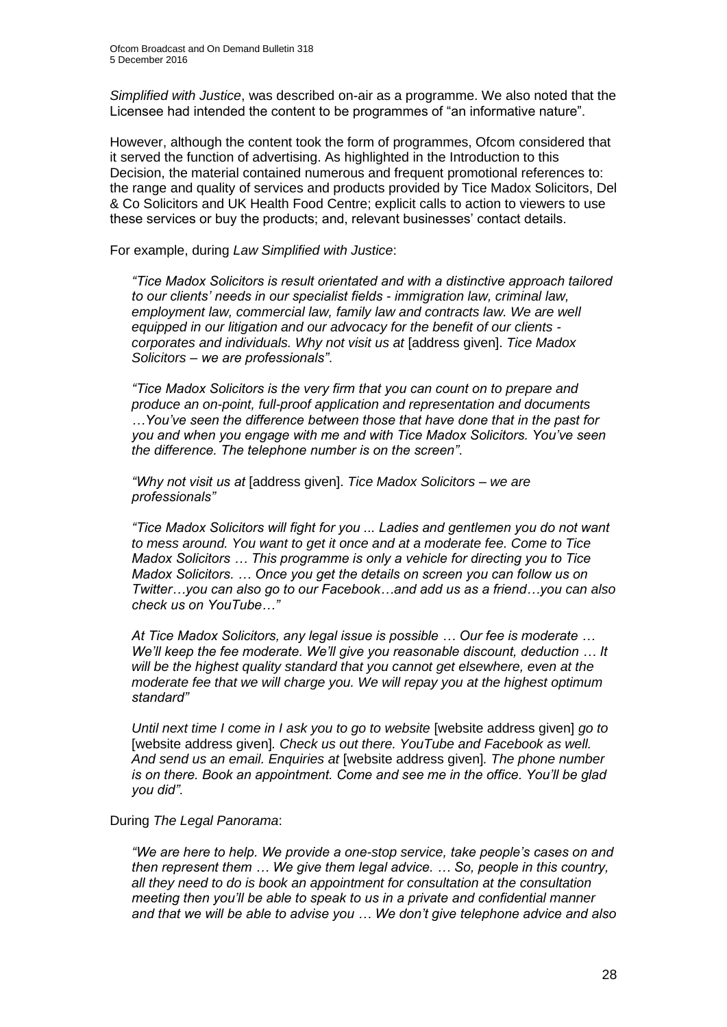*Simplified with Justice*, was described on-air as a programme. We also noted that the Licensee had intended the content to be programmes of "an informative nature".

However, although the content took the form of programmes, Ofcom considered that it served the function of advertising. As highlighted in the Introduction to this Decision, the material contained numerous and frequent promotional references to: the range and quality of services and products provided by Tice Madox Solicitors, Del & Co Solicitors and UK Health Food Centre; explicit calls to action to viewers to use these services or buy the products; and, relevant businesses' contact details.

For example, during *Law Simplified with Justice*:

> *"Tice Madox Solicitors is result orientated and with a distinctive approach tailored to our clients' needs in our specialist fields - immigration law, criminal law, employment law, commercial law, family law and contracts law. We are well equipped in our litigation and our advocacy for the benefit of our clients - corporates and individuals. Why not visit us at* [address given]. *Tice Madox Solicitors – we are professionals"*.
>
> *"Tice Madox Solicitors is the very firm that you can count on to prepare and produce an on-point, full-proof application and representation and documents …You've seen the difference between those that have done that in the past for you and when you engage with me and with Tice Madox Solicitors. You've seen the difference. The telephone number is on the screen"*.
>
> *"Why not visit us at* [address given]. *Tice Madox Solicitors – we are professionals"*
>
> *"Tice Madox Solicitors will fight for you ... Ladies and gentlemen you do not want to mess around. You want to get it once and at a moderate fee. Come to Tice Madox Solicitors … This programme is only a vehicle for directing you to Tice Madox Solicitors. … Once you get the details on screen you can follow us on Twitter…you can also go to our Facebook…and add us as a friend…you can also check us on YouTube…"*
>
> *At Tice Madox Solicitors, any legal issue is possible … Our fee is moderate … We'll keep the fee moderate. We'll give you reasonable discount, deduction … It will be the highest quality standard that you cannot get elsewhere, even at the moderate fee that we will charge you. We will repay you at the highest optimum standard"*
>
> *Until next time I come in I ask you to go to website* [website address given] *go to* [website address given]*. Check us out there. YouTube and Facebook as well. And send us an email. Enquiries at* [website address given]*. The phone number is on there. Book an appointment. Come and see me in the office. You'll be glad you did"*.

During *The Legal Panorama*:

> *"We are here to help. We provide a one-stop service, take people's cases on and then represent them … We give them legal advice. … So, people in this country, all they need to do is book an appointment for consultation at the consultation meeting then you'll be able to speak to us in a private and confidential manner and that we will be able to advise you … We don't give telephone advice and also*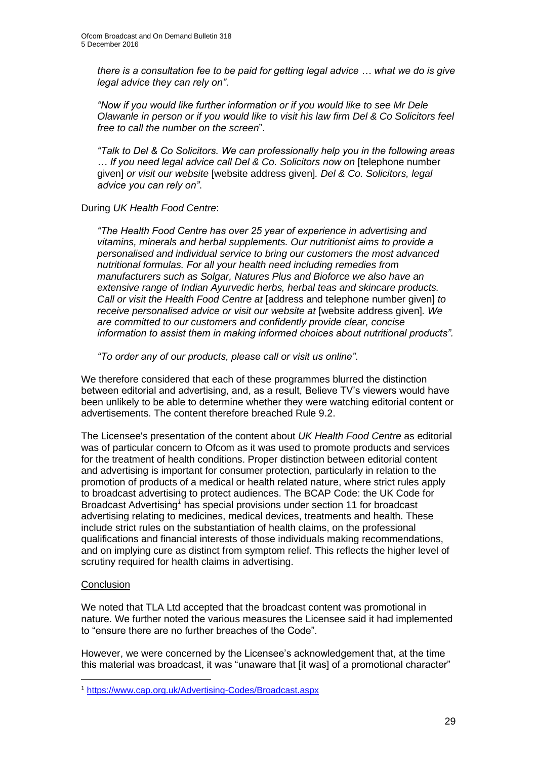> *there is a consultation fee to be paid for getting legal advice … what we do is give legal advice they can rely on"*.
>
> *"Now if you would like further information or if you would like to see Mr Dele Olawanle in person or if you would like to visit his law firm Del & Co Solicitors feel free to call the number on the screen*".
>
> *"Talk to Del & Co Solicitors. We can professionally help you in the following areas … If you need legal advice call Del & Co. Solicitors now on* [telephone number given] *or visit our website* [website address given]*. Del & Co. Solicitors, legal advice you can rely on"*.

During *UK Health Food Centre*:

> *"The Health Food Centre has over 25 year of experience in advertising and vitamins, minerals and herbal supplements. Our nutritionist aims to provide a personalised and individual service to bring our customers the most advanced nutritional formulas. For all your health need including remedies from manufacturers such as Solgar, Natures Plus and Bioforce we also have an extensive range of Indian Ayurvedic herbs, herbal teas and skincare products. Call or visit the Health Food Centre at* [address and telephone number given] *to receive personalised advice or visit our website at* [website address given]*. We are committed to our customers and confidently provide clear, concise information to assist them in making informed choices about nutritional products".*
>
> *"To order any of our products, please call or visit us online"*.

We therefore considered that each of these programmes blurred the distinction between editorial and advertising, and, as a result, Believe TV's viewers would have been unlikely to be able to determine whether they were watching editorial content or advertisements. The content therefore breached Rule 9.2.

The Licensee's presentation of the content about *UK Health Food Centre* as editorial was of particular concern to Ofcom as it was used to promote products and services for the treatment of health conditions. Proper distinction between editorial content and advertising is important for consumer protection, particularly in relation to the promotion of products of a medical or health related nature, where strict rules apply to broadcast advertising to protect audiences. The BCAP Code: the UK Code for Broadcast Advertising[1] has special provisions under section 11 for broadcast advertising relating to medicines, medical devices, treatments and health. These include strict rules on the substantiation of health claims, on the professional qualifications and financial interests of those individuals making recommendations, and on implying cure as distinct from symptom relief. This reflects the higher level of scrutiny required for health claims in advertising.

Conclusion

We noted that TLA Ltd accepted that the broadcast content was promotional in nature. We further noted the various measures the Licensee said it had implemented to "ensure there are no further breaches of the Code".

However, we were concerned by the Licensee's acknowledgement that, at the time this material was broadcast, it was "unaware that [it was] of a promotional character"

[1] https://www.cap.org.uk/Advertising-Codes/Broadcast.aspx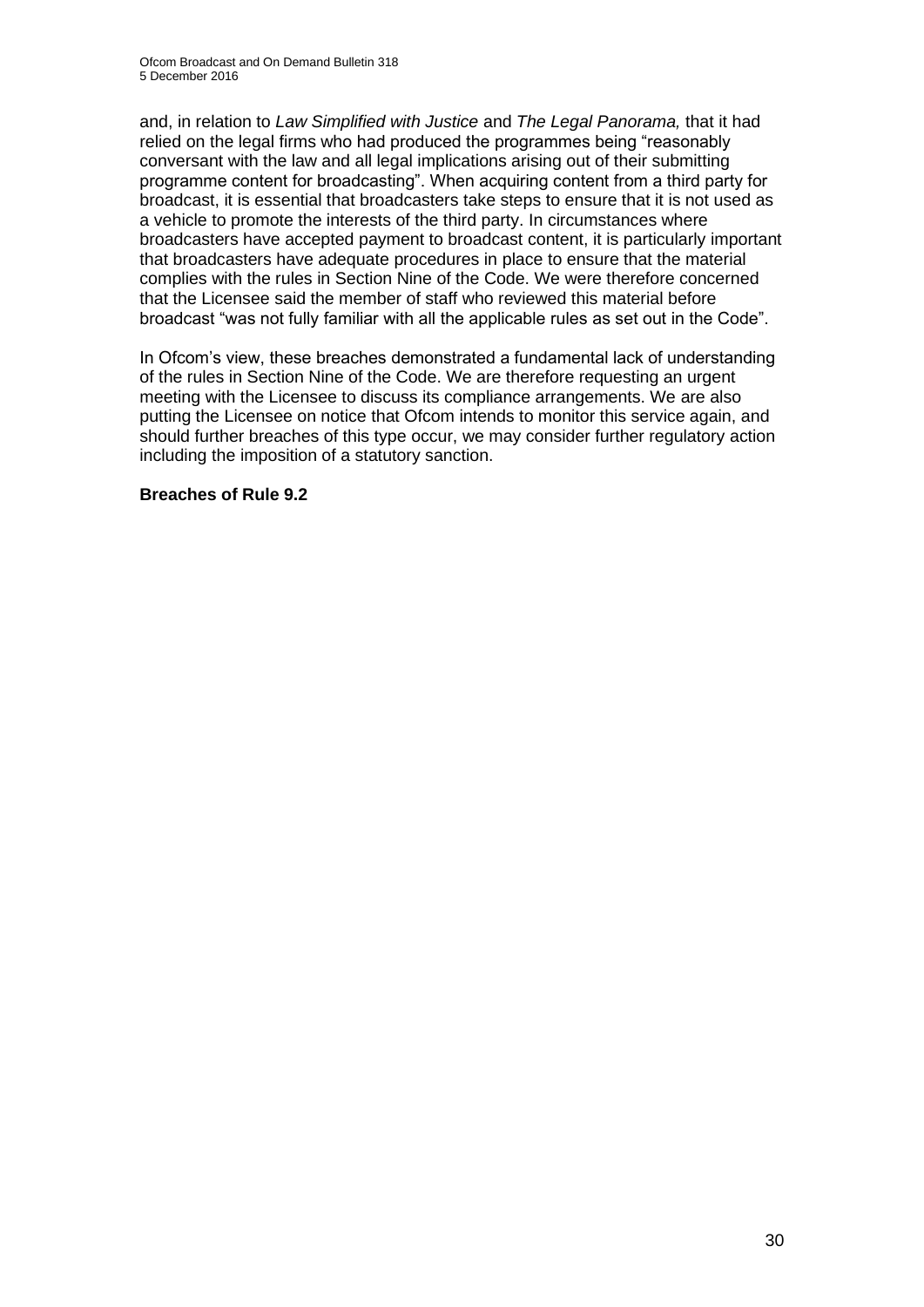and, in relation to *Law Simplified with Justice* and *The Legal Panorama,* that it had relied on the legal firms who had produced the programmes being "reasonably conversant with the law and all legal implications arising out of their submitting programme content for broadcasting". When acquiring content from a third party for broadcast, it is essential that broadcasters take steps to ensure that it is not used as a vehicle to promote the interests of the third party. In circumstances where broadcasters have accepted payment to broadcast content, it is particularly important that broadcasters have adequate procedures in place to ensure that the material complies with the rules in Section Nine of the Code. We were therefore concerned that the Licensee said the member of staff who reviewed this material before broadcast "was not fully familiar with all the applicable rules as set out in the Code".

In Ofcom's view, these breaches demonstrated a fundamental lack of understanding of the rules in Section Nine of the Code. We are therefore requesting an urgent meeting with the Licensee to discuss its compliance arrangements. We are also putting the Licensee on notice that Ofcom intends to monitor this service again, and should further breaches of this type occur, we may consider further regulatory action including the imposition of a statutory sanction.

**Breaches of Rule 9.2**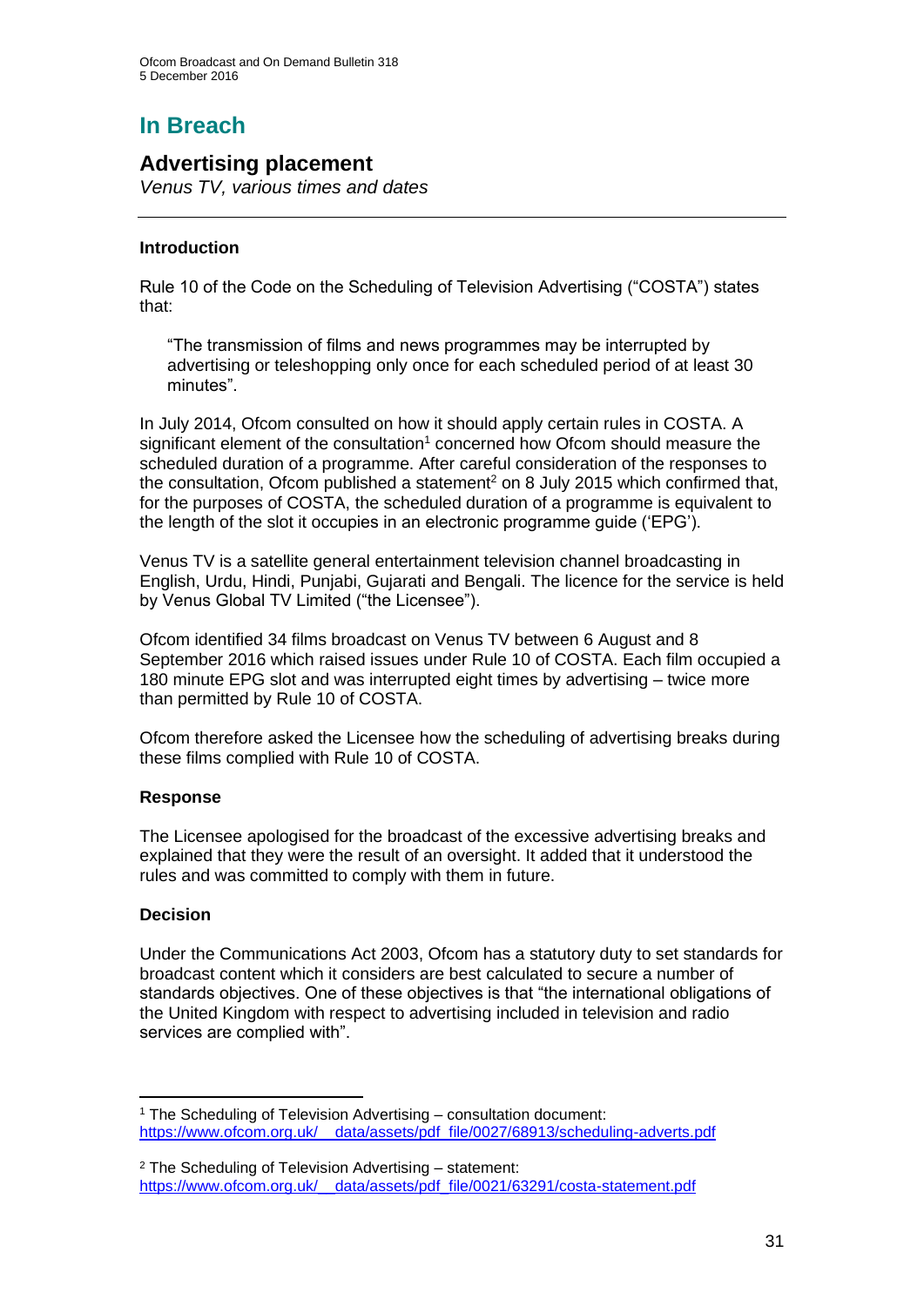## In Breach

### Advertising placement

*Venus TV, various times and dates*

---

#### Introduction

Rule 10 of the Code on the Scheduling of Television Advertising ("COSTA") states that:

> "The transmission of films and news programmes may be interrupted by advertising or teleshopping only once for each scheduled period of at least 30 minutes".

In July 2014, Ofcom consulted on how it should apply certain rules in COSTA. A significant element of the consultation[1] concerned how Ofcom should measure the scheduled duration of a programme. After careful consideration of the responses to the consultation, Ofcom published a statement[2] on 8 July 2015 which confirmed that, for the purposes of COSTA, the scheduled duration of a programme is equivalent to the length of the slot it occupies in an electronic programme guide ('EPG').

Venus TV is a satellite general entertainment television channel broadcasting in English, Urdu, Hindi, Punjabi, Gujarati and Bengali. The licence for the service is held by Venus Global TV Limited ("the Licensee").

Ofcom identified 34 films broadcast on Venus TV between 6 August and 8 September 2016 which raised issues under Rule 10 of COSTA. Each film occupied a 180 minute EPG slot and was interrupted eight times by advertising – twice more than permitted by Rule 10 of COSTA.

Ofcom therefore asked the Licensee how the scheduling of advertising breaks during these films complied with Rule 10 of COSTA.

#### Response

The Licensee apologised for the broadcast of the excessive advertising breaks and explained that they were the result of an oversight. It added that it understood the rules and was committed to comply with them in future.

#### Decision

Under the Communications Act 2003, Ofcom has a statutory duty to set standards for broadcast content which it considers are best calculated to secure a number of standards objectives. One of these objectives is that "the international obligations of the United Kingdom with respect to advertising included in television and radio services are complied with".

---

[1] The Scheduling of Television Advertising – consultation document: https://www.ofcom.org.uk/__data/assets/pdf_file/0027/68913/scheduling-adverts.pdf

[2] The Scheduling of Television Advertising – statement: https://www.ofcom.org.uk/__data/assets/pdf_file/0021/63291/costa-statement.pdf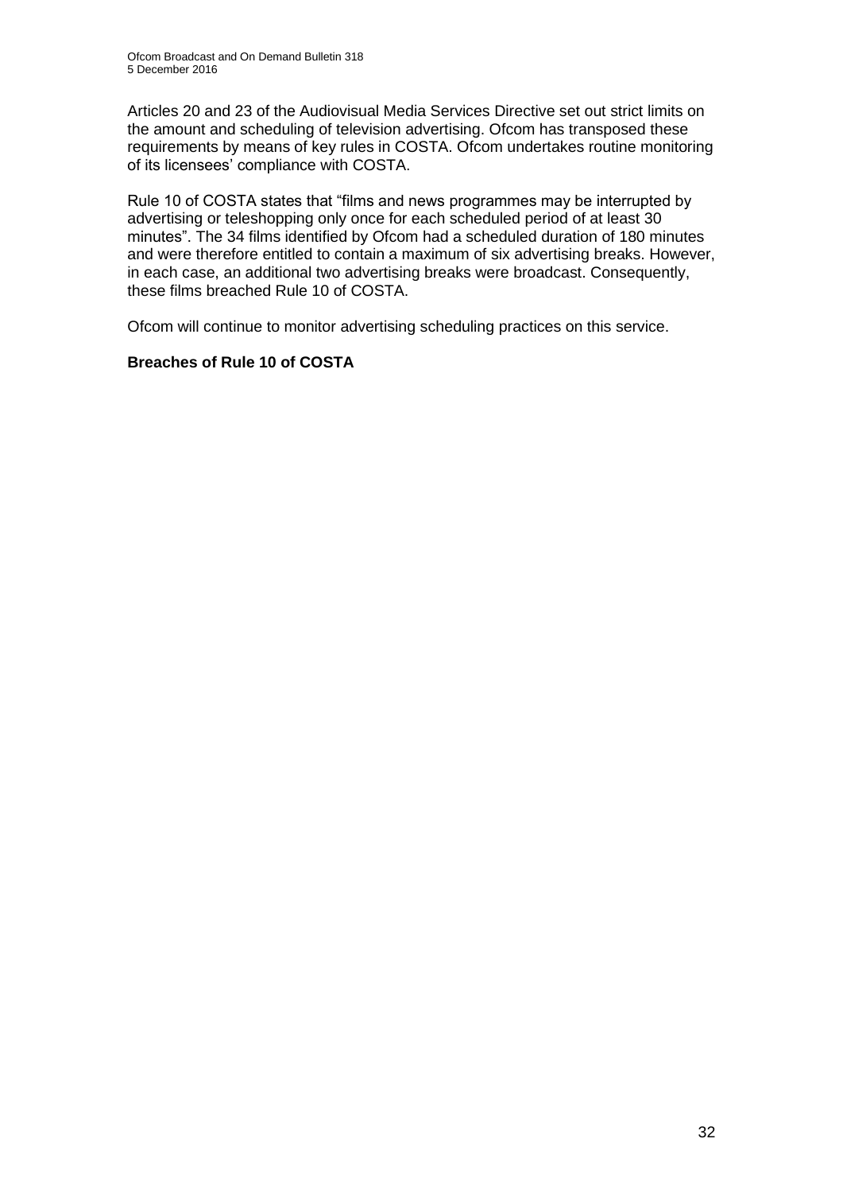Articles 20 and 23 of the Audiovisual Media Services Directive set out strict limits on the amount and scheduling of television advertising. Ofcom has transposed these requirements by means of key rules in COSTA. Ofcom undertakes routine monitoring of its licensees' compliance with COSTA.

Rule 10 of COSTA states that "films and news programmes may be interrupted by advertising or teleshopping only once for each scheduled period of at least 30 minutes". The 34 films identified by Ofcom had a scheduled duration of 180 minutes and were therefore entitled to contain a maximum of six advertising breaks. However, in each case, an additional two advertising breaks were broadcast. Consequently, these films breached Rule 10 of COSTA.

Ofcom will continue to monitor advertising scheduling practices on this service.

**Breaches of Rule 10 of COSTA**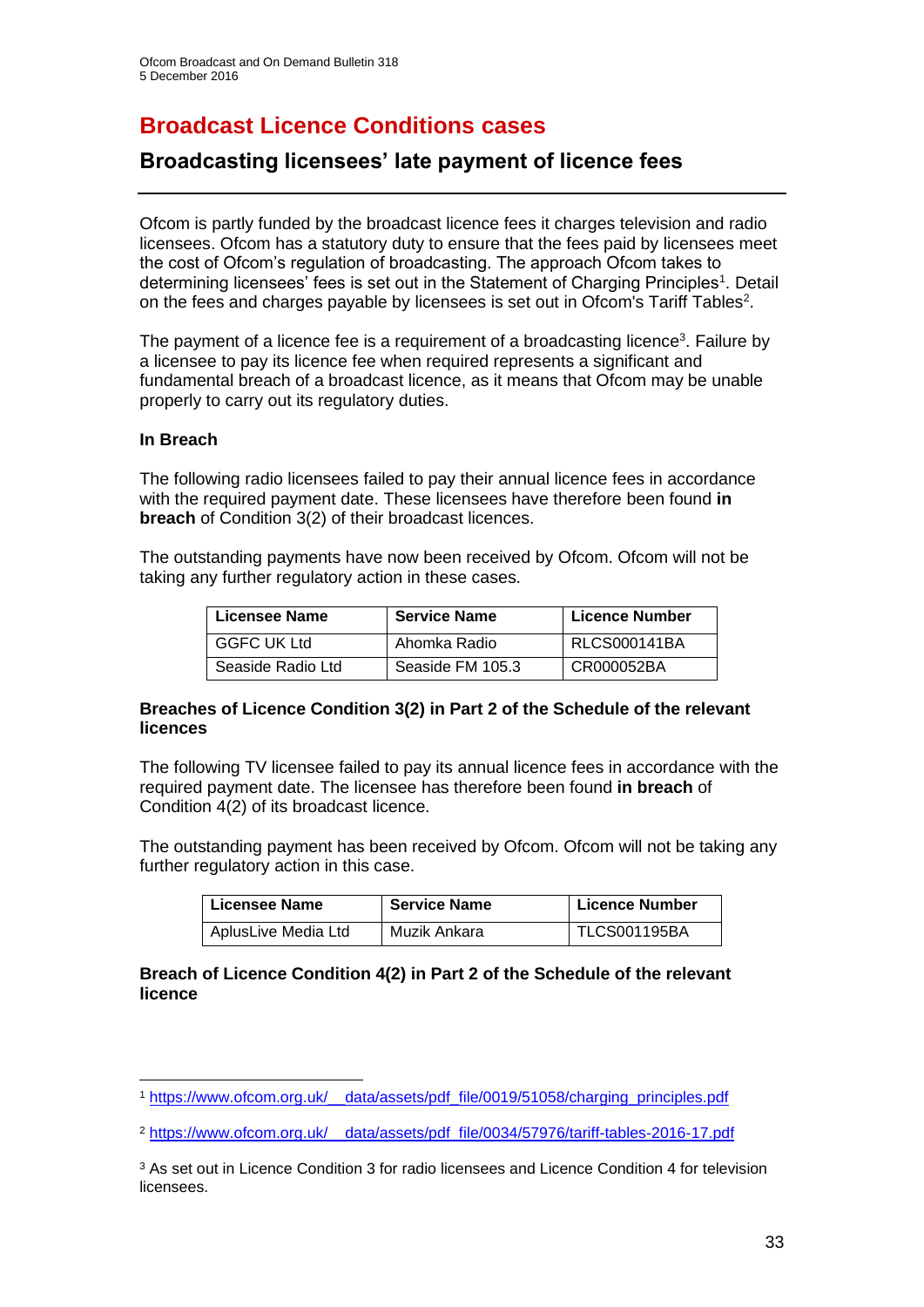# Broadcast Licence Conditions cases

## Broadcasting licensees' late payment of licence fees

Ofcom is partly funded by the broadcast licence fees it charges television and radio licensees. Ofcom has a statutory duty to ensure that the fees paid by licensees meet the cost of Ofcom's regulation of broadcasting. The approach Ofcom takes to determining licensees' fees is set out in the Statement of Charging Principles[1]. Detail on the fees and charges payable by licensees is set out in Ofcom's Tariff Tables[2].

The payment of a licence fee is a requirement of a broadcasting licence[3]. Failure by a licensee to pay its licence fee when required represents a significant and fundamental breach of a broadcast licence, as it means that Ofcom may be unable properly to carry out its regulatory duties.

**In Breach**

The following radio licensees failed to pay their annual licence fees in accordance with the required payment date. These licensees have therefore been found **in breach** of Condition 3(2) of their broadcast licences.

The outstanding payments have now been received by Ofcom. Ofcom will not be taking any further regulatory action in these cases.

| Licensee Name | Service Name | Licence Number |
|---|---|---|
| GGFC UK Ltd | Ahomka Radio | RLCS000141BA |
| Seaside Radio Ltd | Seaside FM 105.3 | CR000052BA |

**Breaches of Licence Condition 3(2) in Part 2 of the Schedule of the relevant licences**

The following TV licensee failed to pay its annual licence fees in accordance with the required payment date. The licensee has therefore been found **in breach** of Condition 4(2) of its broadcast licence.

The outstanding payment has been received by Ofcom. Ofcom will not be taking any further regulatory action in this case.

| Licensee Name | Service Name | Licence Number |
|---|---|---|
| AplusLive Media Ltd | Muzik Ankara | TLCS001195BA |

**Breach of Licence Condition 4(2) in Part 2 of the Schedule of the relevant licence**

---

[1] https://www.ofcom.org.uk/__data/assets/pdf_file/0019/51058/charging_principles.pdf

[2] https://www.ofcom.org.uk/__data/assets/pdf_file/0034/57976/tariff-tables-2016-17.pdf

[3] As set out in Licence Condition 3 for radio licensees and Licence Condition 4 for television licensees.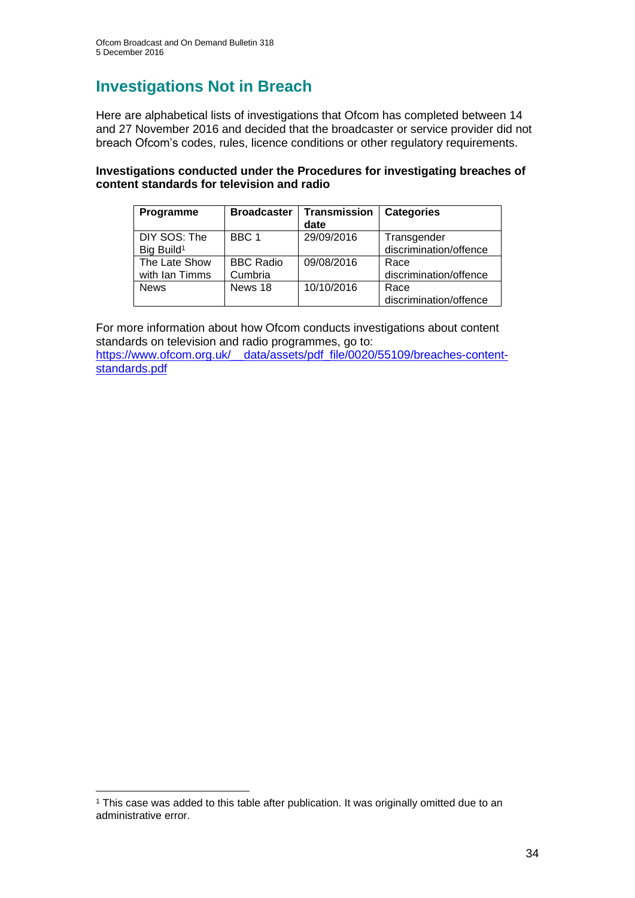# Investigations Not in Breach

Here are alphabetical lists of investigations that Ofcom has completed between 14 and 27 November 2016 and decided that the broadcaster or service provider did not breach Ofcom's codes, rules, licence conditions or other regulatory requirements.

**Investigations conducted under the Procedures for investigating breaches of content standards for television and radio**

| Programme | Broadcaster | Transmission date | Categories |
|---|---|---|---|
| DIY SOS: The Big Build[1] | BBC 1 | 29/09/2016 | Transgender discrimination/offence |
| The Late Show with Ian Timms | BBC Radio Cumbria | 09/08/2016 | Race discrimination/offence |
| News | News 18 | 10/10/2016 | Race discrimination/offence |

For more information about how Ofcom conducts investigations about content standards on television and radio programmes, go to: [https://www.ofcom.org.uk/__data/assets/pdf_file/0020/55109/breaches-content-standards.pdf](https://www.ofcom.org.uk/__data/assets/pdf_file/0020/55109/breaches-content-standards.pdf)

[1] This case was added to this table after publication. It was originally omitted due to an administrative error.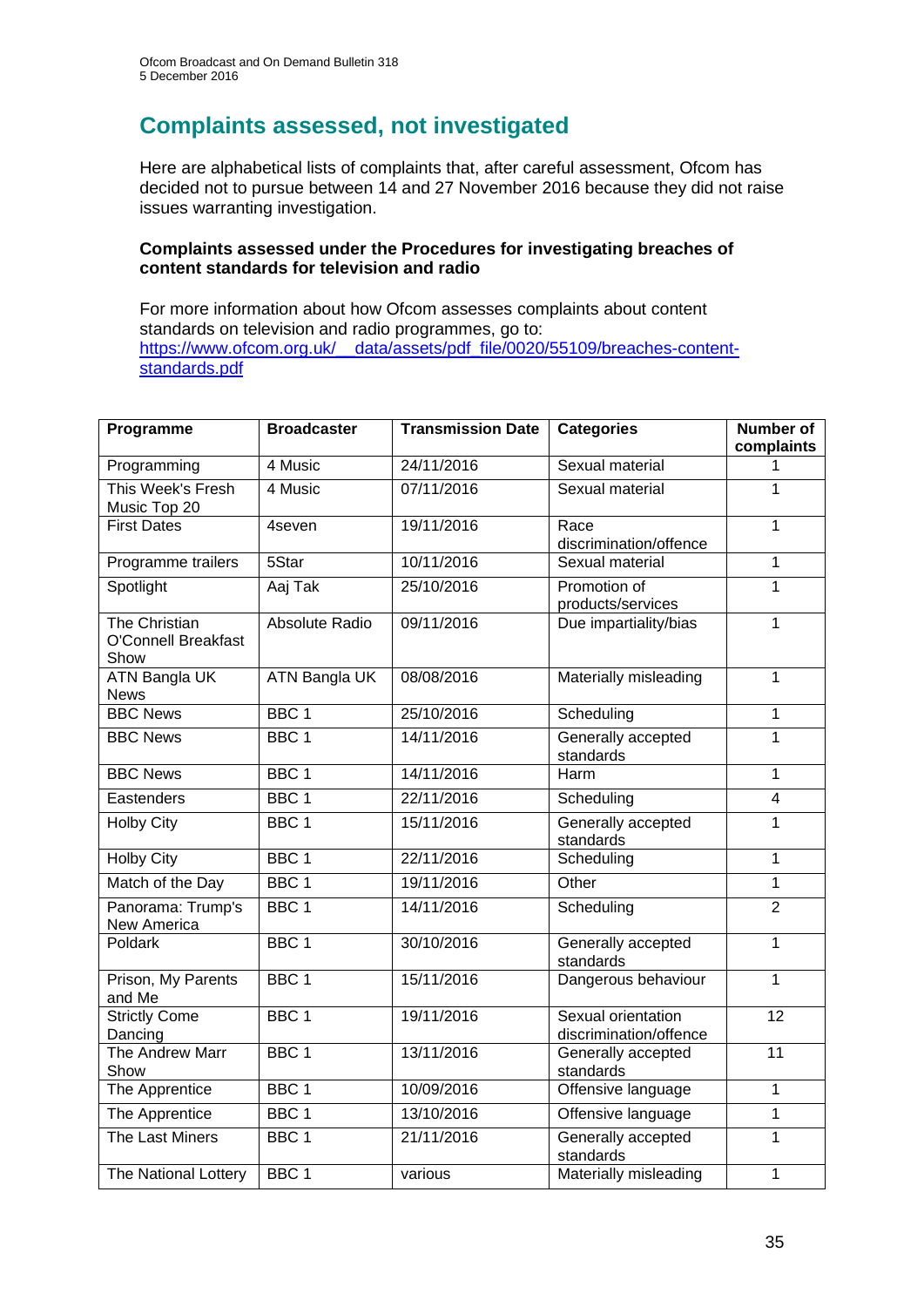# Complaints assessed, not investigated

Here are alphabetical lists of complaints that, after careful assessment, Ofcom has decided not to pursue between 14 and 27 November 2016 because they did not raise issues warranting investigation.

**Complaints assessed under the Procedures for investigating breaches of content standards for television and radio**

For more information about how Ofcom assesses complaints about content standards on television and radio programmes, go to: [https://www.ofcom.org.uk/__data/assets/pdf_file/0020/55109/breaches-content-standards.pdf](https://www.ofcom.org.uk/__data/assets/pdf_file/0020/55109/breaches-content-standards.pdf)

| Programme | Broadcaster | Transmission Date | Categories | Number of complaints |
|---|---|---|---|---|
| Programming | 4 Music | 24/11/2016 | Sexual material | 1 |
| This Week's Fresh Music Top 20 | 4 Music | 07/11/2016 | Sexual material | 1 |
| First Dates | 4seven | 19/11/2016 | Race discrimination/offence | 1 |
| Programme trailers | 5Star | 10/11/2016 | Sexual material | 1 |
| Spotlight | Aaj Tak | 25/10/2016 | Promotion of products/services | 1 |
| The Christian O'Connell Breakfast Show | Absolute Radio | 09/11/2016 | Due impartiality/bias | 1 |
| ATN Bangla UK News | ATN Bangla UK | 08/08/2016 | Materially misleading | 1 |
| BBC News | BBC 1 | 25/10/2016 | Scheduling | 1 |
| BBC News | BBC 1 | 14/11/2016 | Generally accepted standards | 1 |
| BBC News | BBC 1 | 14/11/2016 | Harm | 1 |
| Eastenders | BBC 1 | 22/11/2016 | Scheduling | 4 |
| Holby City | BBC 1 | 15/11/2016 | Generally accepted standards | 1 |
| Holby City | BBC 1 | 22/11/2016 | Scheduling | 1 |
| Match of the Day | BBC 1 | 19/11/2016 | Other | 1 |
| Panorama: Trump's New America | BBC 1 | 14/11/2016 | Scheduling | 2 |
| Poldark | BBC 1 | 30/10/2016 | Generally accepted standards | 1 |
| Prison, My Parents and Me | BBC 1 | 15/11/2016 | Dangerous behaviour | 1 |
| Strictly Come Dancing | BBC 1 | 19/11/2016 | Sexual orientation discrimination/offence | 12 |
| The Andrew Marr Show | BBC 1 | 13/11/2016 | Generally accepted standards | 11 |
| The Apprentice | BBC 1 | 10/09/2016 | Offensive language | 1 |
| The Apprentice | BBC 1 | 13/10/2016 | Offensive language | 1 |
| The Last Miners | BBC 1 | 21/11/2016 | Generally accepted standards | 1 |
| The National Lottery | BBC 1 | various | Materially misleading | 1 |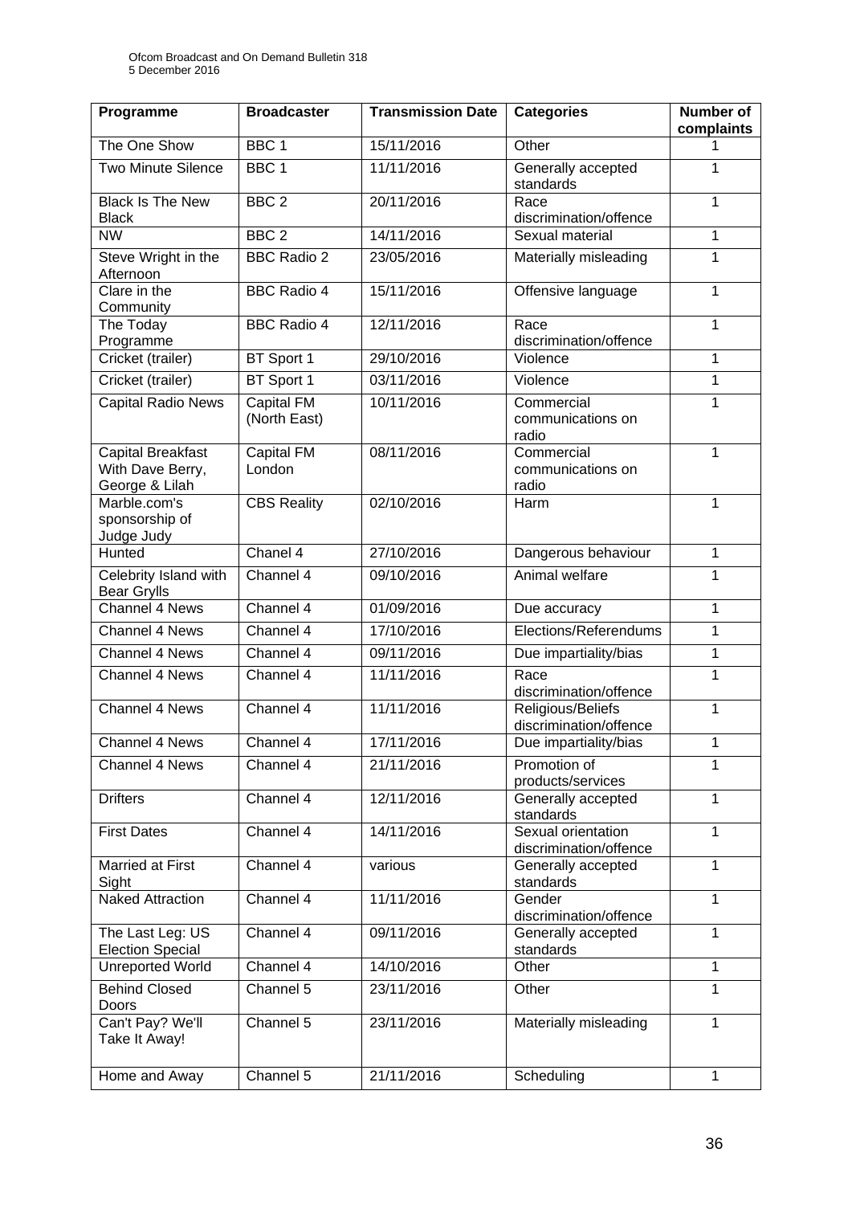| Programme | Broadcaster | Transmission Date | Categories | Number of complaints |
|---|---|---|---|---|
| The One Show | BBC 1 | 15/11/2016 | Other | 1 |
| Two Minute Silence | BBC 1 | 11/11/2016 | Generally accepted standards | 1 |
| Black Is The New Black | BBC 2 | 20/11/2016 | Race discrimination/offence | 1 |
| NW | BBC 2 | 14/11/2016 | Sexual material | 1 |
| Steve Wright in the Afternoon | BBC Radio 2 | 23/05/2016 | Materially misleading | 1 |
| Clare in the Community | BBC Radio 4 | 15/11/2016 | Offensive language | 1 |
| The Today Programme | BBC Radio 4 | 12/11/2016 | Race discrimination/offence | 1 |
| Cricket (trailer) | BT Sport 1 | 29/10/2016 | Violence | 1 |
| Cricket (trailer) | BT Sport 1 | 03/11/2016 | Violence | 1 |
| Capital Radio News | Capital FM (North East) | 10/11/2016 | Commercial communications on radio | 1 |
| Capital Breakfast With Dave Berry, George & Lilah | Capital FM London | 08/11/2016 | Commercial communications on radio | 1 |
| Marble.com's sponsorship of Judge Judy | CBS Reality | 02/10/2016 | Harm | 1 |
| Hunted | Chanel 4 | 27/10/2016 | Dangerous behaviour | 1 |
| Celebrity Island with Bear Grylls | Channel 4 | 09/10/2016 | Animal welfare | 1 |
| Channel 4 News | Channel 4 | 01/09/2016 | Due accuracy | 1 |
| Channel 4 News | Channel 4 | 17/10/2016 | Elections/Referendums | 1 |
| Channel 4 News | Channel 4 | 09/11/2016 | Due impartiality/bias | 1 |
| Channel 4 News | Channel 4 | 11/11/2016 | Race discrimination/offence | 1 |
| Channel 4 News | Channel 4 | 11/11/2016 | Religious/Beliefs discrimination/offence | 1 |
| Channel 4 News | Channel 4 | 17/11/2016 | Due impartiality/bias | 1 |
| Channel 4 News | Channel 4 | 21/11/2016 | Promotion of products/services | 1 |
| Drifters | Channel 4 | 12/11/2016 | Generally accepted standards | 1 |
| First Dates | Channel 4 | 14/11/2016 | Sexual orientation discrimination/offence | 1 |
| Married at First Sight | Channel 4 | various | Generally accepted standards | 1 |
| Naked Attraction | Channel 4 | 11/11/2016 | Gender discrimination/offence | 1 |
| The Last Leg: US Election Special | Channel 4 | 09/11/2016 | Generally accepted standards | 1 |
| Unreported World | Channel 4 | 14/10/2016 | Other | 1 |
| Behind Closed Doors | Channel 5 | 23/11/2016 | Other | 1 |
| Can't Pay? We'll Take It Away! | Channel 5 | 23/11/2016 | Materially misleading | 1 |
| Home and Away | Channel 5 | 21/11/2016 | Scheduling | 1 |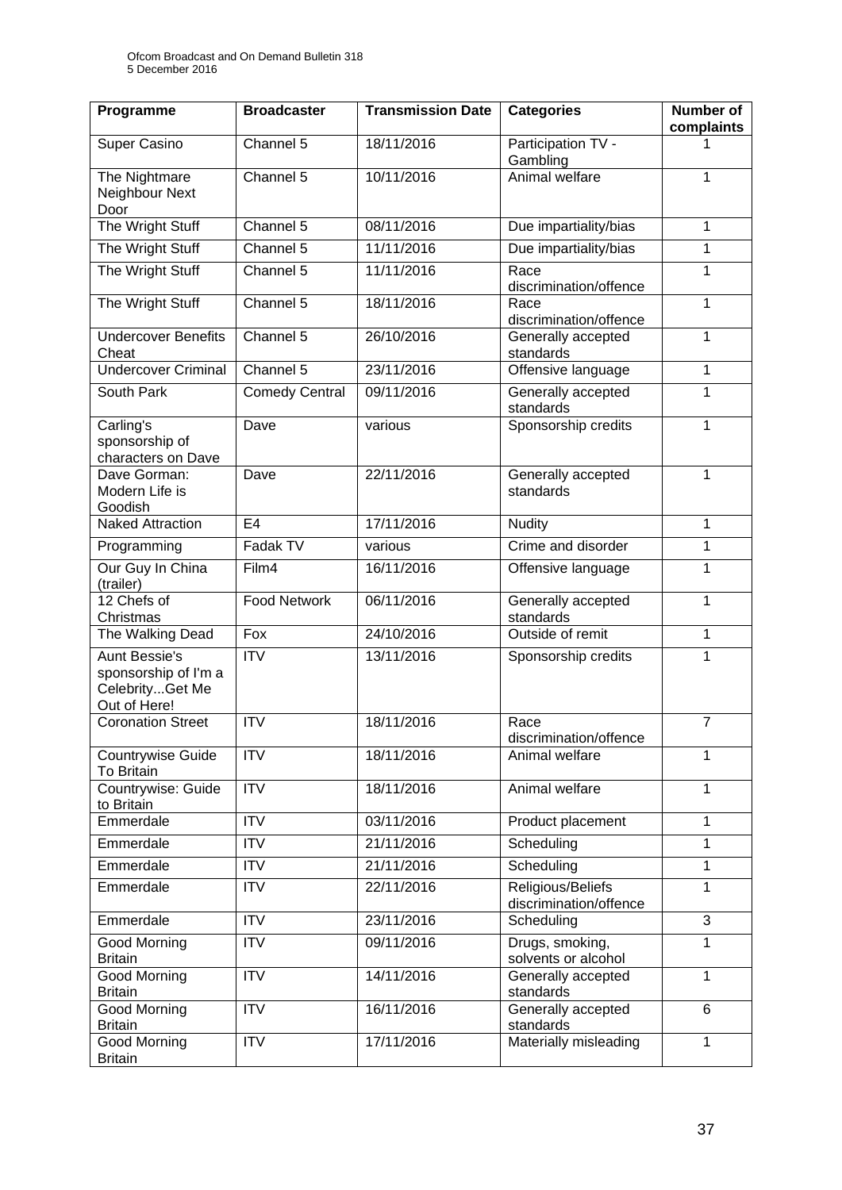| Programme | Broadcaster | Transmission Date | Categories | Number of complaints |
|---|---|---|---|---|
| Super Casino | Channel 5 | 18/11/2016 | Participation TV - Gambling | 1 |
| The Nightmare Neighbour Next Door | Channel 5 | 10/11/2016 | Animal welfare | 1 |
| The Wright Stuff | Channel 5 | 08/11/2016 | Due impartiality/bias | 1 |
| The Wright Stuff | Channel 5 | 11/11/2016 | Due impartiality/bias | 1 |
| The Wright Stuff | Channel 5 | 11/11/2016 | Race discrimination/offence | 1 |
| The Wright Stuff | Channel 5 | 18/11/2016 | Race discrimination/offence | 1 |
| Undercover Benefits Cheat | Channel 5 | 26/10/2016 | Generally accepted standards | 1 |
| Undercover Criminal | Channel 5 | 23/11/2016 | Offensive language | 1 |
| South Park | Comedy Central | 09/11/2016 | Generally accepted standards | 1 |
| Carling's sponsorship of characters on Dave | Dave | various | Sponsorship credits | 1 |
| Dave Gorman: Modern Life is Goodish | Dave | 22/11/2016 | Generally accepted standards | 1 |
| Naked Attraction | E4 | 17/11/2016 | Nudity | 1 |
| Programming | Fadak TV | various | Crime and disorder | 1 |
| Our Guy In China (trailer) | Film4 | 16/11/2016 | Offensive language | 1 |
| 12 Chefs of Christmas | Food Network | 06/11/2016 | Generally accepted standards | 1 |
| The Walking Dead | Fox | 24/10/2016 | Outside of remit | 1 |
| Aunt Bessie's sponsorship of I'm a Celebrity...Get Me Out of Here! | ITV | 13/11/2016 | Sponsorship credits | 1 |
| Coronation Street | ITV | 18/11/2016 | Race discrimination/offence | 7 |
| Countrywise Guide To Britain | ITV | 18/11/2016 | Animal welfare | 1 |
| Countrywise: Guide to Britain | ITV | 18/11/2016 | Animal welfare | 1 |
| Emmerdale | ITV | 03/11/2016 | Product placement | 1 |
| Emmerdale | ITV | 21/11/2016 | Scheduling | 1 |
| Emmerdale | ITV | 21/11/2016 | Scheduling | 1 |
| Emmerdale | ITV | 22/11/2016 | Religious/Beliefs discrimination/offence | 1 |
| Emmerdale | ITV | 23/11/2016 | Scheduling | 3 |
| Good Morning Britain | ITV | 09/11/2016 | Drugs, smoking, solvents or alcohol | 1 |
| Good Morning Britain | ITV | 14/11/2016 | Generally accepted standards | 1 |
| Good Morning Britain | ITV | 16/11/2016 | Generally accepted standards | 6 |
| Good Morning Britain | ITV | 17/11/2016 | Materially misleading | 1 |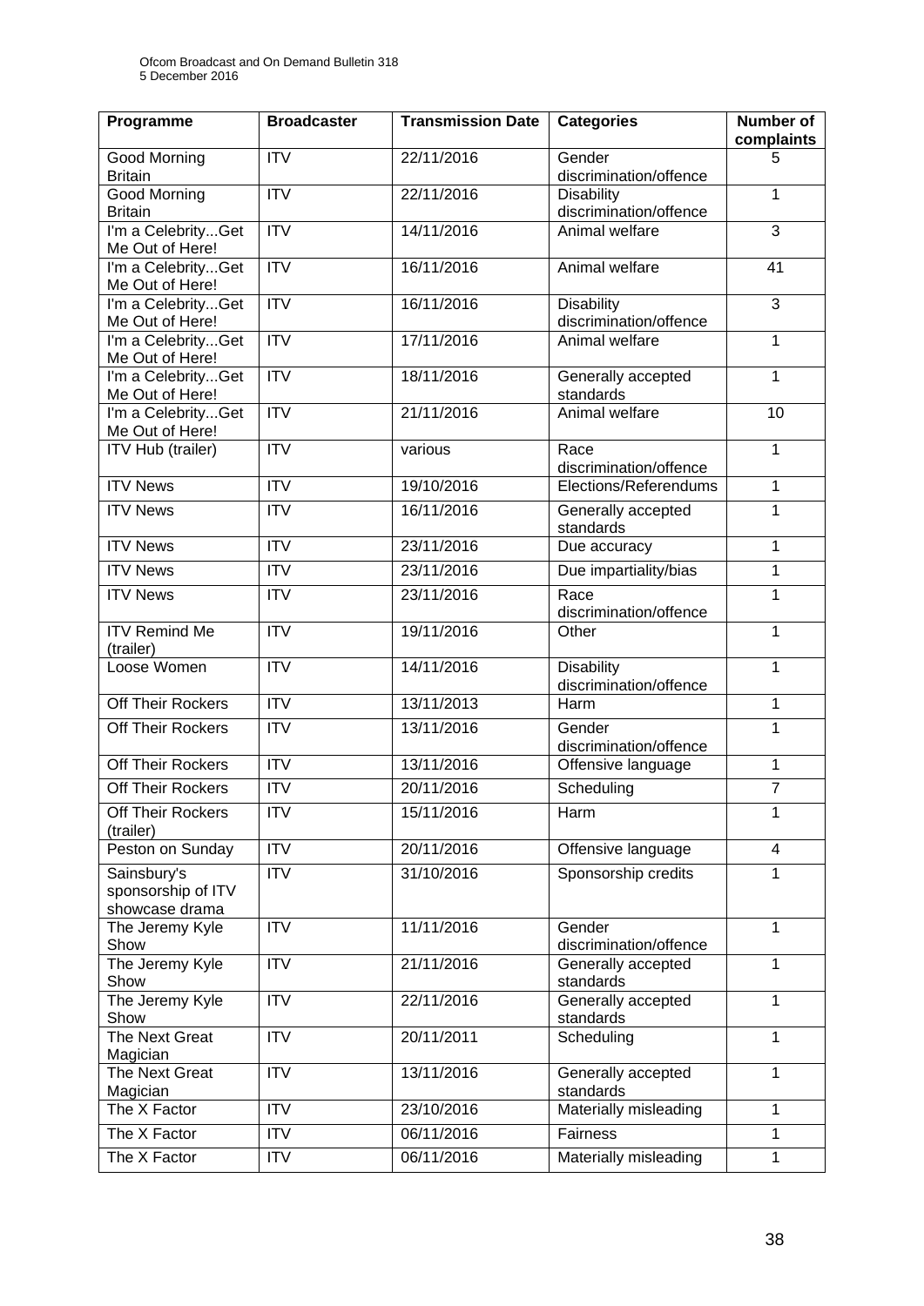| Programme | Broadcaster | Transmission Date | Categories | Number of complaints |
|---|---|---|---|---|
| Good Morning Britain | ITV | 22/11/2016 | Gender discrimination/offence | 5 |
| Good Morning Britain | ITV | 22/11/2016 | Disability discrimination/offence | 1 |
| I'm a Celebrity...Get Me Out of Here! | ITV | 14/11/2016 | Animal welfare | 3 |
| I'm a Celebrity...Get Me Out of Here! | ITV | 16/11/2016 | Animal welfare | 41 |
| I'm a Celebrity...Get Me Out of Here! | ITV | 16/11/2016 | Disability discrimination/offence | 3 |
| I'm a Celebrity...Get Me Out of Here! | ITV | 17/11/2016 | Animal welfare | 1 |
| I'm a Celebrity...Get Me Out of Here! | ITV | 18/11/2016 | Generally accepted standards | 1 |
| I'm a Celebrity...Get Me Out of Here! | ITV | 21/11/2016 | Animal welfare | 10 |
| ITV Hub (trailer) | ITV | various | Race discrimination/offence | 1 |
| ITV News | ITV | 19/10/2016 | Elections/Referendums | 1 |
| ITV News | ITV | 16/11/2016 | Generally accepted standards | 1 |
| ITV News | ITV | 23/11/2016 | Due accuracy | 1 |
| ITV News | ITV | 23/11/2016 | Due impartiality/bias | 1 |
| ITV News | ITV | 23/11/2016 | Race discrimination/offence | 1 |
| ITV Remind Me (trailer) | ITV | 19/11/2016 | Other | 1 |
| Loose Women | ITV | 14/11/2016 | Disability discrimination/offence | 1 |
| Off Their Rockers | ITV | 13/11/2013 | Harm | 1 |
| Off Their Rockers | ITV | 13/11/2016 | Gender discrimination/offence | 1 |
| Off Their Rockers | ITV | 13/11/2016 | Offensive language | 1 |
| Off Their Rockers | ITV | 20/11/2016 | Scheduling | 7 |
| Off Their Rockers (trailer) | ITV | 15/11/2016 | Harm | 1 |
| Peston on Sunday | ITV | 20/11/2016 | Offensive language | 4 |
| Sainsbury's sponsorship of ITV showcase drama | ITV | 31/10/2016 | Sponsorship credits | 1 |
| The Jeremy Kyle Show | ITV | 11/11/2016 | Gender discrimination/offence | 1 |
| The Jeremy Kyle Show | ITV | 21/11/2016 | Generally accepted standards | 1 |
| The Jeremy Kyle Show | ITV | 22/11/2016 | Generally accepted standards | 1 |
| The Next Great Magician | ITV | 20/11/2011 | Scheduling | 1 |
| The Next Great Magician | ITV | 13/11/2016 | Generally accepted standards | 1 |
| The X Factor | ITV | 23/10/2016 | Materially misleading | 1 |
| The X Factor | ITV | 06/11/2016 | Fairness | 1 |
| The X Factor | ITV | 06/11/2016 | Materially misleading | 1 |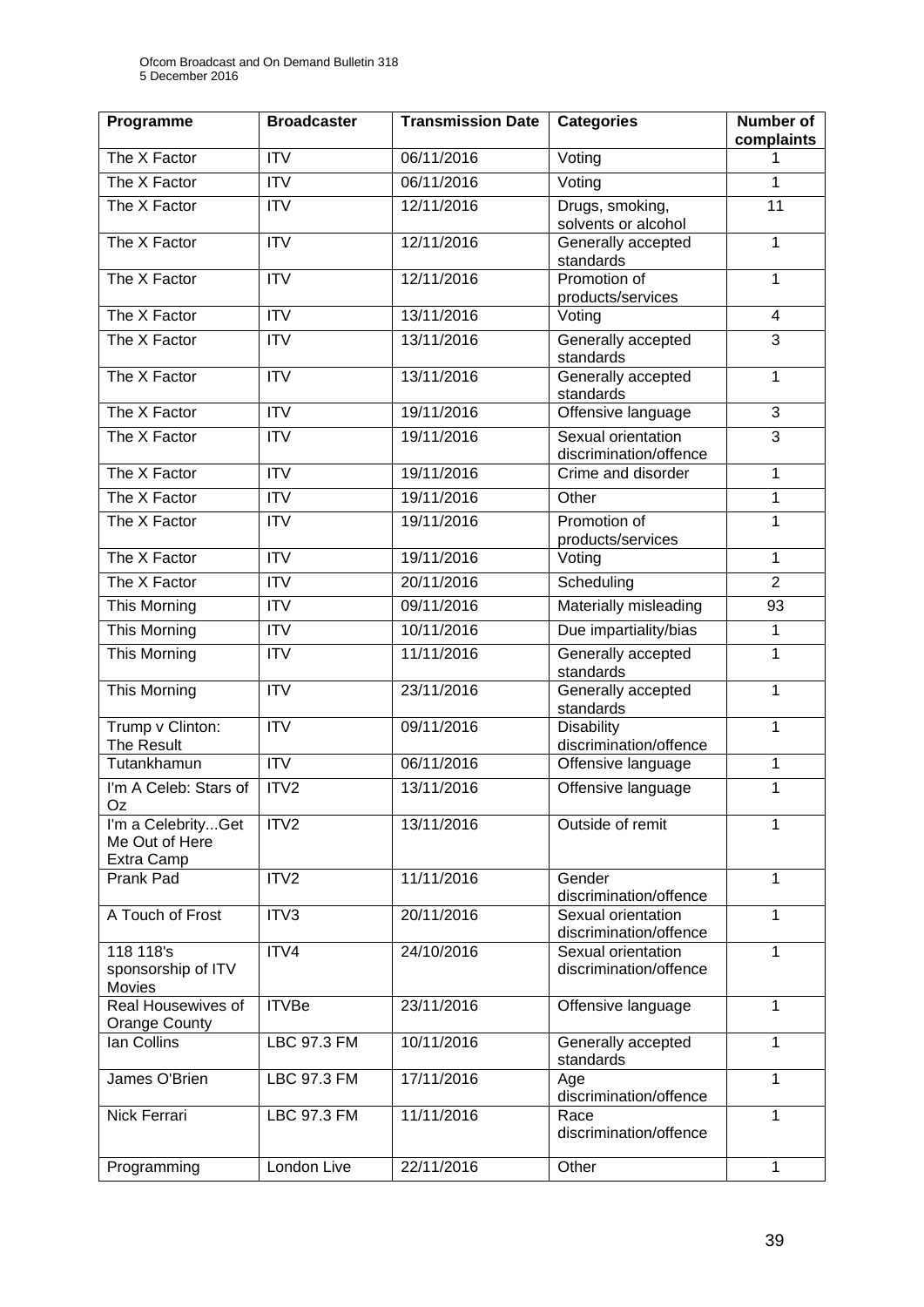| Programme | Broadcaster | Transmission Date | Categories | Number of complaints |
|---|---|---|---|---|
| The X Factor | ITV | 06/11/2016 | Voting | 1 |
| The X Factor | ITV | 06/11/2016 | Voting | 1 |
| The X Factor | ITV | 12/11/2016 | Drugs, smoking, solvents or alcohol | 11 |
| The X Factor | ITV | 12/11/2016 | Generally accepted standards | 1 |
| The X Factor | ITV | 12/11/2016 | Promotion of products/services | 1 |
| The X Factor | ITV | 13/11/2016 | Voting | 4 |
| The X Factor | ITV | 13/11/2016 | Generally accepted standards | 3 |
| The X Factor | ITV | 13/11/2016 | Generally accepted standards | 1 |
| The X Factor | ITV | 19/11/2016 | Offensive language | 3 |
| The X Factor | ITV | 19/11/2016 | Sexual orientation discrimination/offence | 3 |
| The X Factor | ITV | 19/11/2016 | Crime and disorder | 1 |
| The X Factor | ITV | 19/11/2016 | Other | 1 |
| The X Factor | ITV | 19/11/2016 | Promotion of products/services | 1 |
| The X Factor | ITV | 19/11/2016 | Voting | 1 |
| The X Factor | ITV | 20/11/2016 | Scheduling | 2 |
| This Morning | ITV | 09/11/2016 | Materially misleading | 93 |
| This Morning | ITV | 10/11/2016 | Due impartiality/bias | 1 |
| This Morning | ITV | 11/11/2016 | Generally accepted standards | 1 |
| This Morning | ITV | 23/11/2016 | Generally accepted standards | 1 |
| Trump v Clinton: The Result | ITV | 09/11/2016 | Disability discrimination/offence | 1 |
| Tutankhamun | ITV | 06/11/2016 | Offensive language | 1 |
| I'm A Celeb: Stars of Oz | ITV2 | 13/11/2016 | Offensive language | 1 |
| I'm a Celebrity...Get Me Out of Here Extra Camp | ITV2 | 13/11/2016 | Outside of remit | 1 |
| Prank Pad | ITV2 | 11/11/2016 | Gender discrimination/offence | 1 |
| A Touch of Frost | ITV3 | 20/11/2016 | Sexual orientation discrimination/offence | 1 |
| 118 118's sponsorship of ITV Movies | ITV4 | 24/10/2016 | Sexual orientation discrimination/offence | 1 |
| Real Housewives of Orange County | ITVBe | 23/11/2016 | Offensive language | 1 |
| Ian Collins | LBC 97.3 FM | 10/11/2016 | Generally accepted standards | 1 |
| James O'Brien | LBC 97.3 FM | 17/11/2016 | Age discrimination/offence | 1 |
| Nick Ferrari | LBC 97.3 FM | 11/11/2016 | Race discrimination/offence | 1 |
| Programming | London Live | 22/11/2016 | Other | 1 |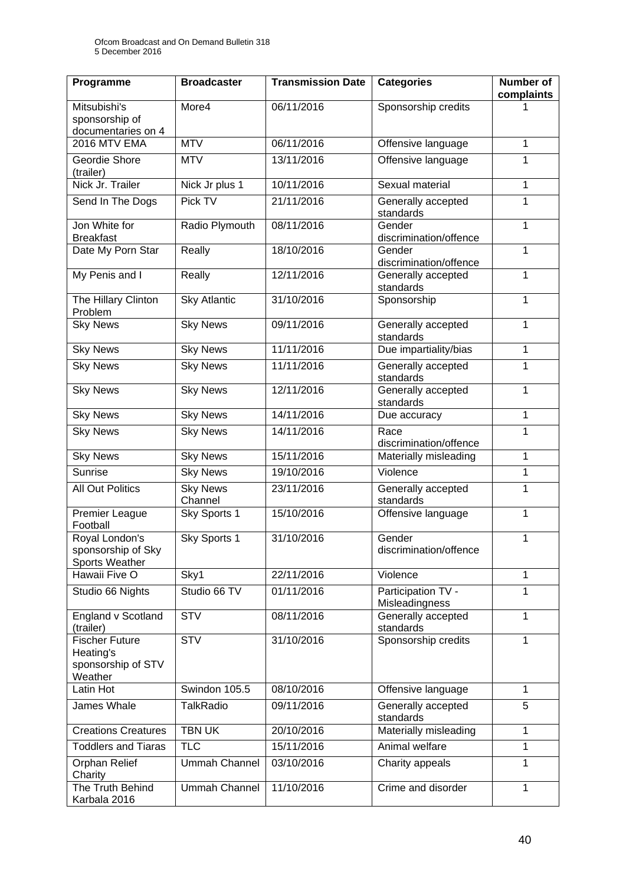| Programme | Broadcaster | Transmission Date | Categories | Number of complaints |
|---|---|---|---|---|
| Mitsubishi's sponsorship of documentaries on 4 | More4 | 06/11/2016 | Sponsorship credits | 1 |
| 2016 MTV EMA | MTV | 06/11/2016 | Offensive language | 1 |
| Geordie Shore (trailer) | MTV | 13/11/2016 | Offensive language | 1 |
| Nick Jr. Trailer | Nick Jr plus 1 | 10/11/2016 | Sexual material | 1 |
| Send In The Dogs | Pick TV | 21/11/2016 | Generally accepted standards | 1 |
| Jon White for Breakfast | Radio Plymouth | 08/11/2016 | Gender discrimination/offence | 1 |
| Date My Porn Star | Really | 18/10/2016 | Gender discrimination/offence | 1 |
| My Penis and I | Really | 12/11/2016 | Generally accepted standards | 1 |
| The Hillary Clinton Problem | Sky Atlantic | 31/10/2016 | Sponsorship | 1 |
| Sky News | Sky News | 09/11/2016 | Generally accepted standards | 1 |
| Sky News | Sky News | 11/11/2016 | Due impartiality/bias | 1 |
| Sky News | Sky News | 11/11/2016 | Generally accepted standards | 1 |
| Sky News | Sky News | 12/11/2016 | Generally accepted standards | 1 |
| Sky News | Sky News | 14/11/2016 | Due accuracy | 1 |
| Sky News | Sky News | 14/11/2016 | Race discrimination/offence | 1 |
| Sky News | Sky News | 15/11/2016 | Materially misleading | 1 |
| Sunrise | Sky News | 19/10/2016 | Violence | 1 |
| All Out Politics | Sky News Channel | 23/11/2016 | Generally accepted standards | 1 |
| Premier League Football | Sky Sports 1 | 15/10/2016 | Offensive language | 1 |
| Royal London's sponsorship of Sky Sports Weather | Sky Sports 1 | 31/10/2016 | Gender discrimination/offence | 1 |
| Hawaii Five O | Sky1 | 22/11/2016 | Violence | 1 |
| Studio 66 Nights | Studio 66 TV | 01/11/2016 | Participation TV - Misleadingness | 1 |
| England v Scotland (trailer) | STV | 08/11/2016 | Generally accepted standards | 1 |
| Fischer Future Heating's sponsorship of STV Weather | STV | 31/10/2016 | Sponsorship credits | 1 |
| Latin Hot | Swindon 105.5 | 08/10/2016 | Offensive language | 1 |
| James Whale | TalkRadio | 09/11/2016 | Generally accepted standards | 5 |
| Creations Creatures | TBN UK | 20/10/2016 | Materially misleading | 1 |
| Toddlers and Tiaras | TLC | 15/11/2016 | Animal welfare | 1 |
| Orphan Relief Charity | Ummah Channel | 03/10/2016 | Charity appeals | 1 |
| The Truth Behind Karbala 2016 | Ummah Channel | 11/10/2016 | Crime and disorder | 1 |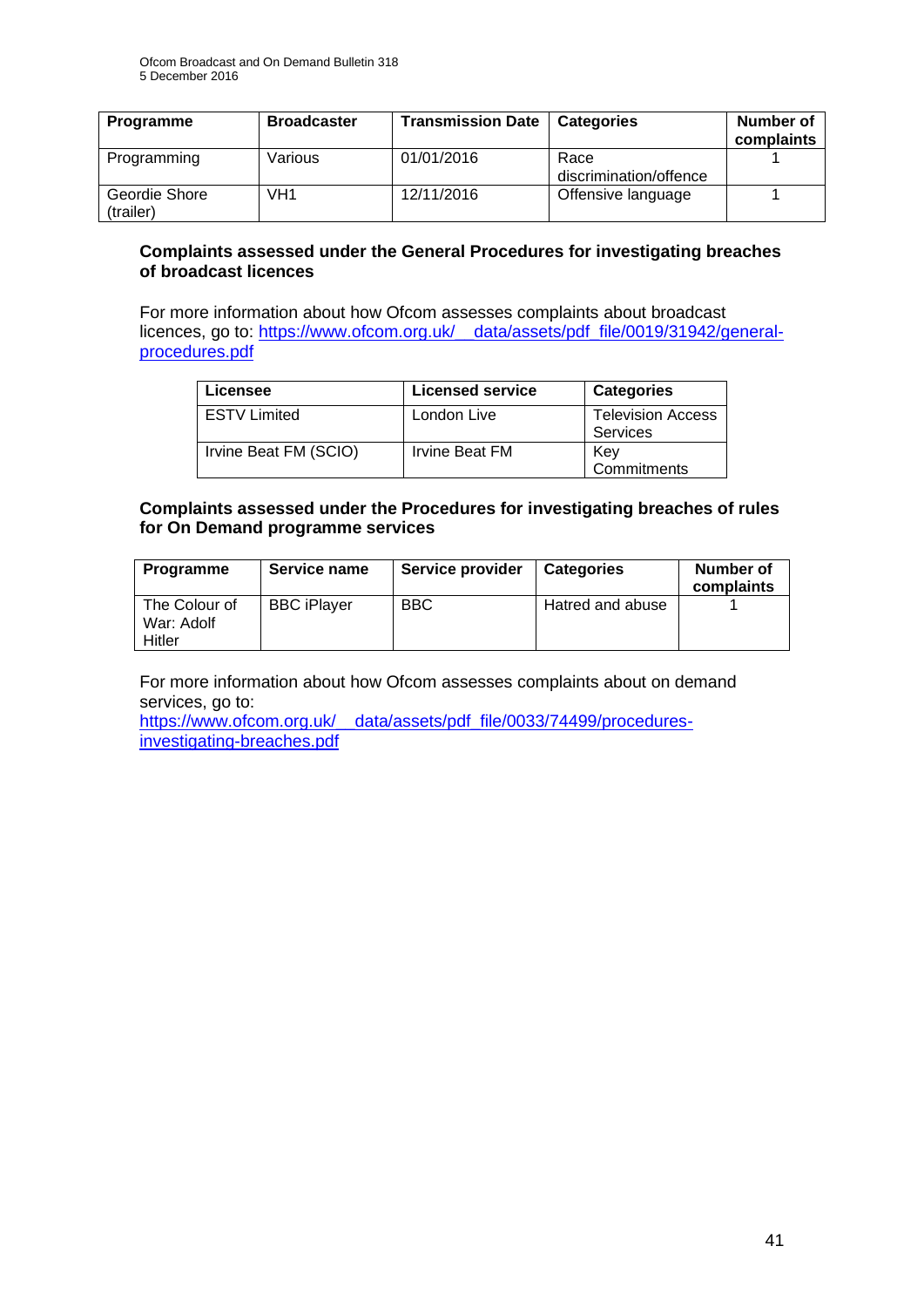| Programme | Broadcaster | Transmission Date | Categories | Number of complaints |
|---|---|---|---|---|
| Programming | Various | 01/01/2016 | Race discrimination/offence | 1 |
| Geordie Shore (trailer) | VH1 | 12/11/2016 | Offensive language | 1 |

**Complaints assessed under the General Procedures for investigating breaches of broadcast licences**

For more information about how Ofcom assesses complaints about broadcast licences, go to: https://www.ofcom.org.uk/__data/assets/pdf_file/0019/31942/general-procedures.pdf

| Licensee | Licensed service | Categories |
|---|---|---|
| ESTV Limited | London Live | Television Access Services |
| Irvine Beat FM (SCIO) | Irvine Beat FM | Key Commitments |

**Complaints assessed under the Procedures for investigating breaches of rules for On Demand programme services**

| Programme | Service name | Service provider | Categories | Number of complaints |
|---|---|---|---|---|
| The Colour of War: Adolf Hitler | BBC iPlayer | BBC | Hatred and abuse | 1 |

For more information about how Ofcom assesses complaints about on demand services, go to:
https://www.ofcom.org.uk/__data/assets/pdf_file/0033/74499/procedures-investigating-breaches.pdf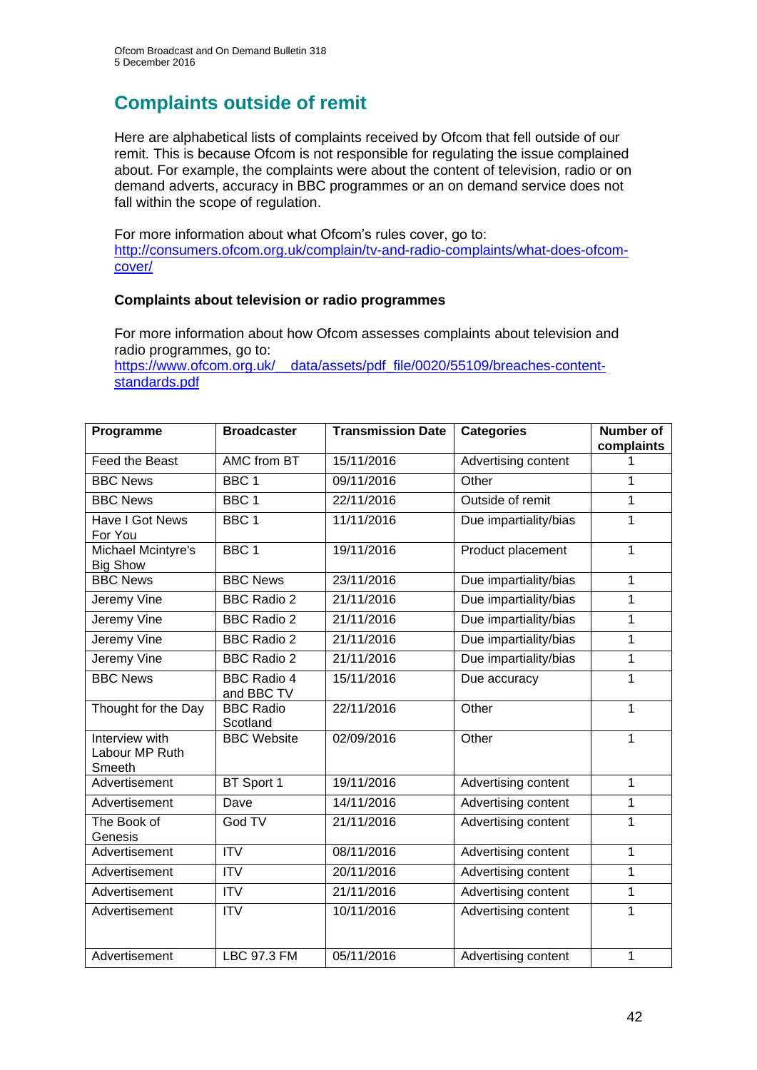# Complaints outside of remit

Here are alphabetical lists of complaints received by Ofcom that fell outside of our remit. This is because Ofcom is not responsible for regulating the issue complained about. For example, the complaints were about the content of television, radio or on demand adverts, accuracy in BBC programmes or an on demand service does not fall within the scope of regulation.

For more information about what Ofcom's rules cover, go to: [http://consumers.ofcom.org.uk/complain/tv-and-radio-complaints/what-does-ofcom-cover/](http://consumers.ofcom.org.uk/complain/tv-and-radio-complaints/what-does-ofcom-cover/)

### Complaints about television or radio programmes

For more information about how Ofcom assesses complaints about television and radio programmes, go to: [https://www.ofcom.org.uk/__data/assets/pdf_file/0020/55109/breaches-content-standards.pdf](https://www.ofcom.org.uk/__data/assets/pdf_file/0020/55109/breaches-content-standards.pdf)

| Programme | Broadcaster | Transmission Date | Categories | Number of complaints |
|---|---|---|---|---|
| Feed the Beast | AMC from BT | 15/11/2016 | Advertising content | 1 |
| BBC News | BBC 1 | 09/11/2016 | Other | 1 |
| BBC News | BBC 1 | 22/11/2016 | Outside of remit | 1 |
| Have I Got News For You | BBC 1 | 11/11/2016 | Due impartiality/bias | 1 |
| Michael Mcintyre's Big Show | BBC 1 | 19/11/2016 | Product placement | 1 |
| BBC News | BBC News | 23/11/2016 | Due impartiality/bias | 1 |
| Jeremy Vine | BBC Radio 2 | 21/11/2016 | Due impartiality/bias | 1 |
| Jeremy Vine | BBC Radio 2 | 21/11/2016 | Due impartiality/bias | 1 |
| Jeremy Vine | BBC Radio 2 | 21/11/2016 | Due impartiality/bias | 1 |
| Jeremy Vine | BBC Radio 2 | 21/11/2016 | Due impartiality/bias | 1 |
| BBC News | BBC Radio 4 and BBC TV | 15/11/2016 | Due accuracy | 1 |
| Thought for the Day | BBC Radio Scotland | 22/11/2016 | Other | 1 |
| Interview with Labour MP Ruth Smeeth | BBC Website | 02/09/2016 | Other | 1 |
| Advertisement | BT Sport 1 | 19/11/2016 | Advertising content | 1 |
| Advertisement | Dave | 14/11/2016 | Advertising content | 1 |
| The Book of Genesis | God TV | 21/11/2016 | Advertising content | 1 |
| Advertisement | ITV | 08/11/2016 | Advertising content | 1 |
| Advertisement | ITV | 20/11/2016 | Advertising content | 1 |
| Advertisement | ITV | 21/11/2016 | Advertising content | 1 |
| Advertisement | ITV | 10/11/2016 | Advertising content | 1 |
| Advertisement | LBC 97.3 FM | 05/11/2016 | Advertising content | 1 |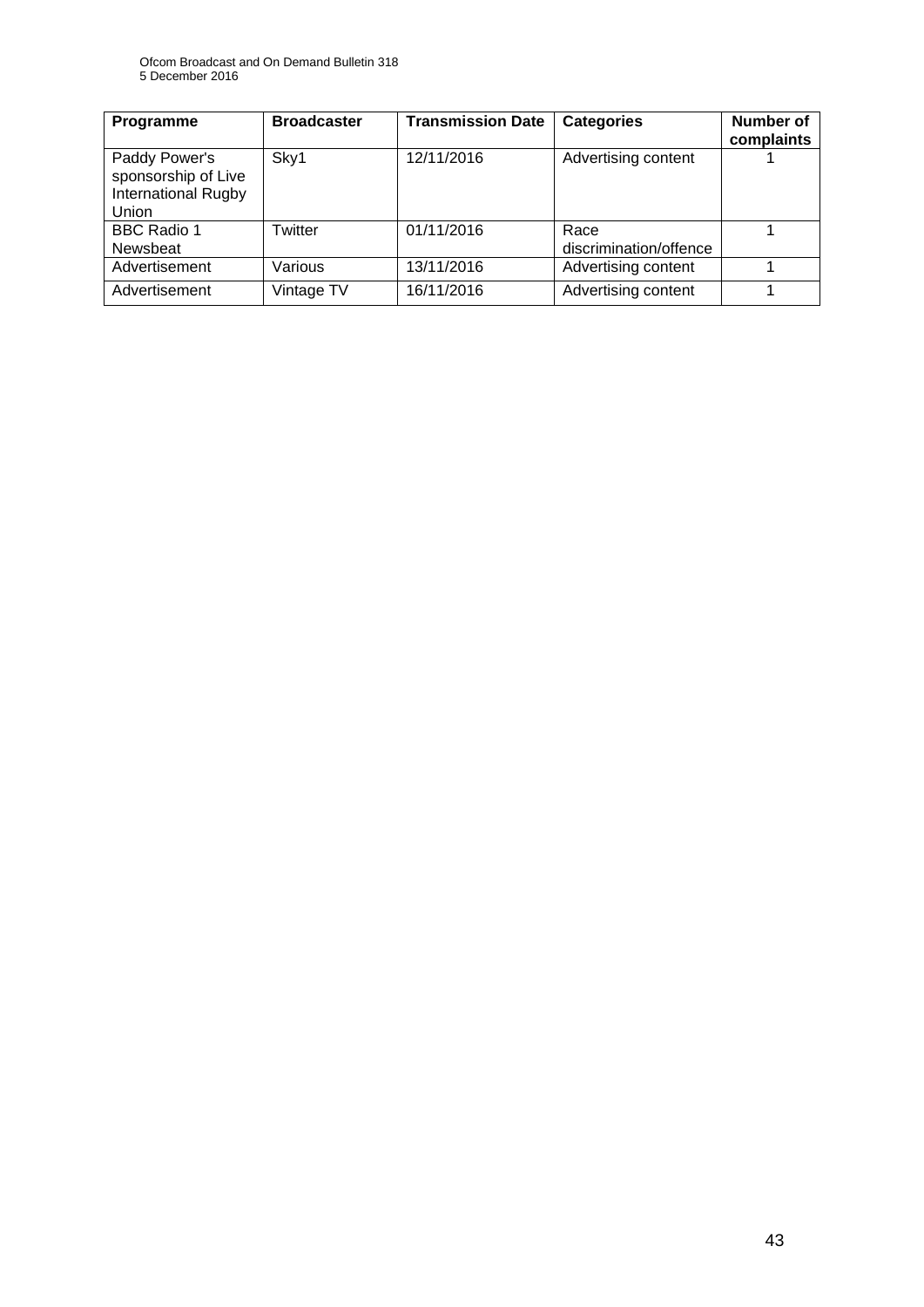| Programme | Broadcaster | Transmission Date | Categories | Number of complaints |
|---|---|---|---|---|
| Paddy Power's sponsorship of Live International Rugby Union | Sky1 | 12/11/2016 | Advertising content | 1 |
| BBC Radio 1 Newsbeat | Twitter | 01/11/2016 | Race discrimination/offence | 1 |
| Advertisement | Various | 13/11/2016 | Advertising content | 1 |
| Advertisement | Vintage TV | 16/11/2016 | Advertising content | 1 |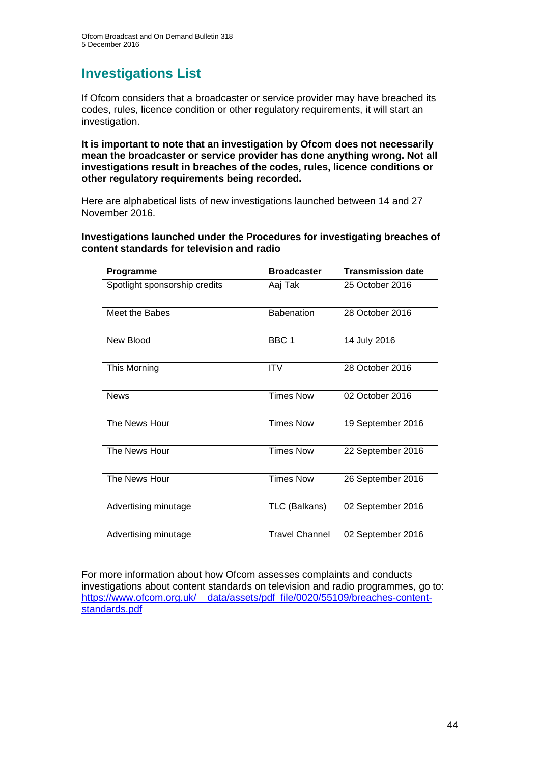# Investigations List

If Ofcom considers that a broadcaster or service provider may have breached its codes, rules, licence condition or other regulatory requirements, it will start an investigation.

**It is important to note that an investigation by Ofcom does not necessarily mean the broadcaster or service provider has done anything wrong. Not all investigations result in breaches of the codes, rules, licence conditions or other regulatory requirements being recorded.**

Here are alphabetical lists of new investigations launched between 14 and 27 November 2016.

**Investigations launched under the Procedures for investigating breaches of content standards for television and radio**

| Programme | Broadcaster | Transmission date |
|---|---|---|
| Spotlight sponsorship credits | Aaj Tak | 25 October 2016 |
| Meet the Babes | Babenation | 28 October 2016 |
| New Blood | BBC 1 | 14 July 2016 |
| This Morning | ITV | 28 October 2016 |
| News | Times Now | 02 October 2016 |
| The News Hour | Times Now | 19 September 2016 |
| The News Hour | Times Now | 22 September 2016 |
| The News Hour | Times Now | 26 September 2016 |
| Advertising minutage | TLC (Balkans) | 02 September 2016 |
| Advertising minutage | Travel Channel | 02 September 2016 |

For more information about how Ofcom assesses complaints and conducts investigations about content standards on television and radio programmes, go to: [https://www.ofcom.org.uk/__data/assets/pdf_file/0020/55109/breaches-content-standards.pdf](https://www.ofcom.org.uk/__data/assets/pdf_file/0020/55109/breaches-content-standards.pdf)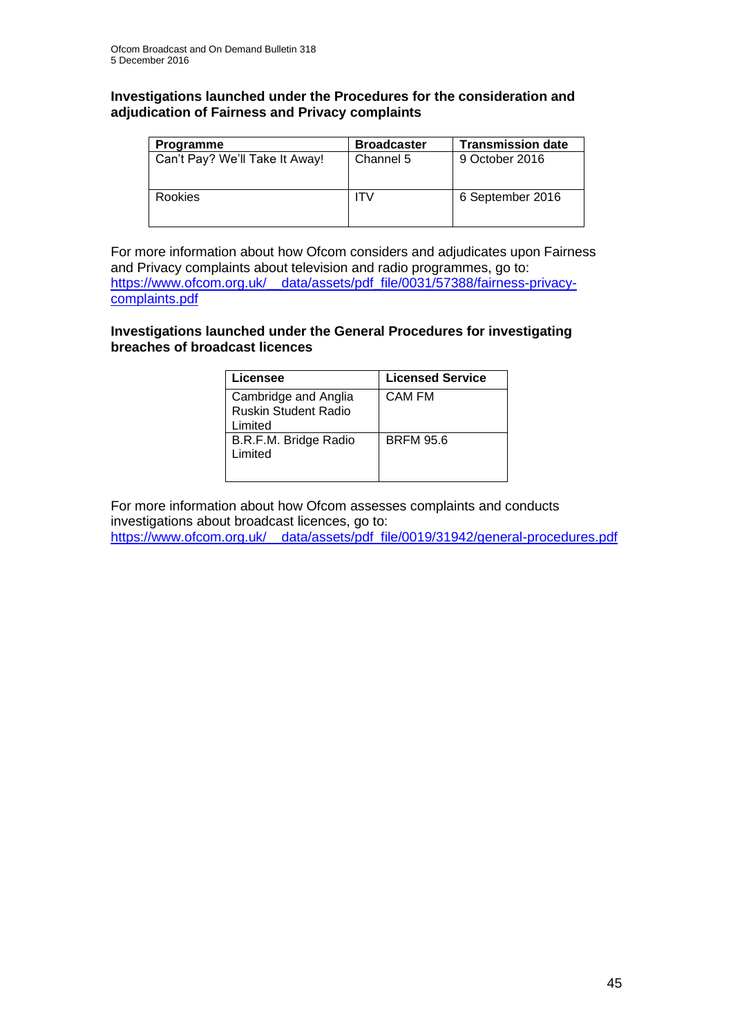**Investigations launched under the Procedures for the consideration and adjudication of Fairness and Privacy complaints**

| Programme | Broadcaster | Transmission date |
|---|---|---|
| Can't Pay? We'll Take It Away! | Channel 5 | 9 October 2016 |
| Rookies | ITV | 6 September 2016 |

For more information about how Ofcom considers and adjudicates upon Fairness and Privacy complaints about television and radio programmes, go to: https://www.ofcom.org.uk/__data/assets/pdf_file/0031/57388/fairness-privacy-complaints.pdf

**Investigations launched under the General Procedures for investigating breaches of broadcast licences**

| Licensee | Licensed Service |
|---|---|
| Cambridge and Anglia Ruskin Student Radio Limited | CAM FM |
| B.R.F.M. Bridge Radio Limited | BRFM 95.6 |

For more information about how Ofcom assesses complaints and conducts investigations about broadcast licences, go to: https://www.ofcom.org.uk/__data/assets/pdf_file/0019/31942/general-procedures.pdf